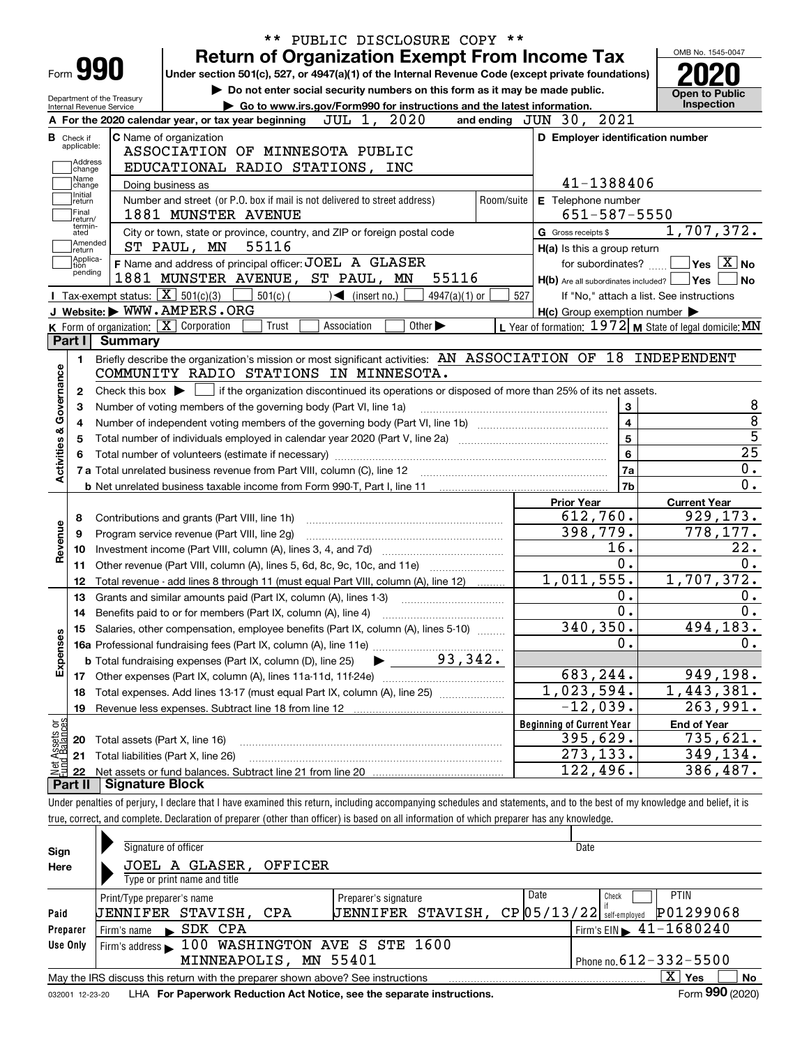** PUBLIC DISCLOSURE COPY **

# Form 990 — Return of Organization Exempt From Income Tax

Under section 501(c), 527, or 4947(a)(1) of the Internal Revenue Code (except private foundations)

▶ Do not enter social security numbers on this form as it may be made public.

▶ Go to www.irs.gov/Form990 for instructions and the latest information.

Department of the Treasury, Internal Revenue Service

OMB No. 1545-0047 — **2020** — Open to Public Inspection

**A** For the 2020 calendar year, or tax year beginning JUL 1, 2020 and ending JUN 30, 2021

**B** Check if applicable: Address change, Name change, Initial return, Final return/terminated, Amended return, Application pending

**C** Name of organization: ASSOCIATION OF MINNESOTA PUBLIC EDUCATIONAL RADIO STATIONS, INC

Doing business as

Number and street (or P.O. box if mail is not delivered to street address): 1881 MUNSTER AVENUE — Room/suite

City or town, state or province, country, and ZIP or foreign postal code: ST PAUL, MN 55116

**D** Employer identification number: 41-1388406

**E** Telephone number: 651-587-5550

**G** Gross receipts $ 1,707,372.

**F** Name and address of principal officer: JOEL A GLASER, 1881 MUNSTER AVENUE, ST PAUL, MN 55116

**H(a)** Is this a group return for subordinates? Yes [ ] No [X]

**H(b)** Are all subordinates included? Yes [ ] No [ ] — If "No," attach a list. See instructions

**H(c)** Group exemption number ▶

**I** Tax-exempt status: [X] 501(c)(3) [ ] 501(c) ( ) ◀ (insert no.) [ ] 4947(a)(1) or [ ] 527

**J** Website: ▶ WWW.AMPERS.ORG

**K** Form of organization: [X] Corporation [ ] Trust [ ] Association [ ] Other ▶

**L** Year of formation: 1972 **M** State of legal domicile: MN

## Part I Summary

**Activities & Governance**

1. Briefly describe the organization's mission or most significant activities: AN ASSOCIATION OF 18 INDEPENDENT COMMUNITY RADIO STATIONS IN MINNESOTA.
2. Check this box ▶ [ ] if the organization discontinued its operations or disposed of more than 25% of its net assets.

| | | | |
|---|---|---|---|
| 3 | Number of voting members of the governing body (Part VI, line 1a) | 3 | 8 |
| 4 | Number of independent voting members of the governing body (Part VI, line 1b) | 4 | 8 |
| 5 | Total number of individuals employed in calendar year 2020 (Part V, line 2a) | 5 | 5 |
| 6 | Total number of volunteers (estimate if necessary) | 6 | 25 |
| 7a | Total unrelated business revenue from Part VIII, column (C), line 12 | 7a | 0. |
| b | Net unrelated business taxable income from Form 990-T, Part I, line 11 | 7b | 0. |

| | | Prior Year | Current Year |
|---|---|---|---|
| **Revenue** | | | |
| 8 | Contributions and grants (Part VIII, line 1h) | 612,760. | 929,173. |
| 9 | Program service revenue (Part VIII, line 2g) | 398,779. | 778,177. |
| 10 | Investment income (Part VIII, column (A), lines 3, 4, and 7d) | 16. | 22. |
| 11 | Other revenue (Part VIII, column (A), lines 5, 6d, 8c, 9c, 10c, and 11e) | 0. | 0. |
| 12 | Total revenue - add lines 8 through 11 (must equal Part VIII, column (A), line 12) | 1,011,555. | 1,707,372. |
| **Expenses** | | | |
| 13 | Grants and similar amounts paid (Part IX, column (A), lines 1-3) | 0. | 0. |
| 14 | Benefits paid to or for members (Part IX, column (A), line 4) | 0. | 0. |
| 15 | Salaries, other compensation, employee benefits (Part IX, column (A), lines 5-10) | 340,350. | 494,183. |
| 16a | Professional fundraising fees (Part IX, column (A), line 11e) | 0. | 0. |
| b | Total fundraising expenses (Part IX, column (D), line 25) ▶ 93,342. | | |
| 17 | Other expenses (Part IX, column (A), lines 11a-11d, 11f-24e) | 683,244. | 949,198. |
| 18 | Total expenses. Add lines 13-17 (must equal Part IX, column (A), line 25) | 1,023,594. | 1,443,381. |
| 19 | Revenue less expenses. Subtract line 18 from line 12 | -12,039. | 263,991. |

| **Net Assets or Fund Balances** | | Beginning of Current Year | End of Year |
|---|---|---|---|
| 20 | Total assets (Part X, line 16) | 395,629. | 735,621. |
| 21 | Total liabilities (Part X, line 26) | 273,133. | 349,134. |
| 22 | Net assets or fund balances. Subtract line 21 from line 20 | 122,496. | 386,487. |

## Part II Signature Block

Under penalties of perjury, I declare that I have examined this return, including accompanying schedules and statements, and to the best of my knowledge and belief, it is true, correct, and complete. Declaration of preparer (other than officer) is based on all information of which preparer has any knowledge.

**Sign Here**

Signature of officer — Date

JOEL A GLASER, OFFICER

Type or print name and title

**Paid Preparer Use Only**

| Print/Type preparer's name | Preparer's signature | Date | Check if self-employed | PTIN |
|---|---|---|---|---|
| JENNIFER STAVISH, CPA | JENNIFER STAVISH, CP | 05/13/22 | [ ] | P01299068 |

Firm's name ▶ SDK CPA — Firm's EIN ▶ 41-1680240

Firm's address ▶ 100 WASHINGTON AVE S STE 1600, MINNEAPOLIS, MN 55401 — Phone no. 612-332-5500

May the IRS discuss this return with the preparer shown above? See instructions [X] Yes [ ] No

032001 12-23-20 LHA For Paperwork Reduction Act Notice, see the separate instructions. Form **990** (2020)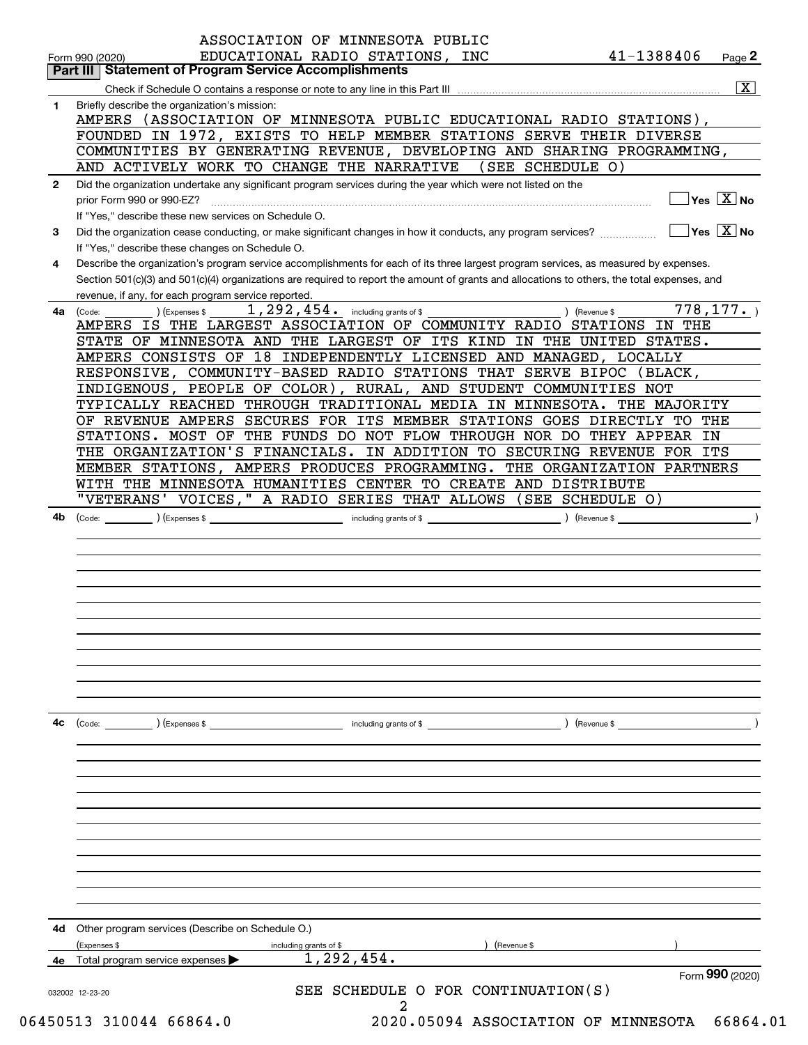ASSOCIATION OF MINNESOTA PUBLIC EDUCATIONAL RADIO STATIONS, INC    41-1388406

Form 990 (2020)

## Part III | Statement of Program Service Accomplishments

Check if Schedule O contains a response or note to any line in this Part III .......... [X]

**1** Briefly describe the organization's mission:

AMPERS (ASSOCIATION OF MINNESOTA PUBLIC EDUCATIONAL RADIO STATIONS), FOUNDED IN 1972, EXISTS TO HELP MEMBER STATIONS SERVE THEIR DIVERSE COMMUNITIES BY GENERATING REVENUE, DEVELOPING AND SHARING PROGRAMMING, AND ACTIVELY WORK TO CHANGE THE NARRATIVE (SEE SCHEDULE O)

**2** Did the organization undertake any significant program services during the year which were not listed on the prior Form 990 or 990-EZ? .......... [ ] Yes [X] No

If "Yes," describe these new services on Schedule O.

**3** Did the organization cease conducting, or make significant changes in how it conducts, any program services? .......... [ ] Yes [X] No

If "Yes," describe these changes on Schedule O.

**4** Describe the organization's program service accomplishments for each of its three largest program services, as measured by expenses. Section 501(c)(3) and 501(c)(4) organizations are required to report the amount of grants and allocations to others, the total expenses, and revenue, if any, for each program service reported.

**4a** (Code: ) (Expenses $ 1,292,454. including grants of $ ) (Revenue $ 778,177. )

AMPERS IS THE LARGEST ASSOCIATION OF COMMUNITY RADIO STATIONS IN THE STATE OF MINNESOTA AND THE LARGEST OF ITS KIND IN THE UNITED STATES. AMPERS CONSISTS OF 18 INDEPENDENTLY LICENSED AND MANAGED, LOCALLY RESPONSIVE, COMMUNITY-BASED RADIO STATIONS THAT SERVE BIPOC (BLACK, INDIGENOUS, PEOPLE OF COLOR), RURAL, AND STUDENT COMMUNITIES NOT TYPICALLY REACHED THROUGH TRADITIONAL MEDIA IN MINNESOTA. THE MAJORITY OF REVENUE AMPERS SECURES FOR ITS MEMBER STATIONS GOES DIRECTLY TO THE STATIONS. MOST OF THE FUNDS DO NOT FLOW THROUGH NOR DO THEY APPEAR IN THE ORGANIZATION'S FINANCIALS. IN ADDITION TO SECURING REVENUE FOR ITS MEMBER STATIONS, AMPERS PRODUCES PROGRAMMING. THE ORGANIZATION PARTNERS WITH THE MINNESOTA HUMANITIES CENTER TO CREATE AND DISTRIBUTE "VETERANS' VOICES," A RADIO SERIES THAT ALLOWS (SEE SCHEDULE O)

**4b** (Code: ) (Expenses $ including grants of $ ) (Revenue $ )

**4c** (Code: ) (Expenses $ including grants of $ ) (Revenue $ )

**4d** Other program services (Describe on Schedule O.)

(Expenses $ including grants of $ ) (Revenue $ )

**4e** Total program services expenses ▶ 1,292,454.

Form **990** (2020)

SEE SCHEDULE O FOR CONTINUATION(S)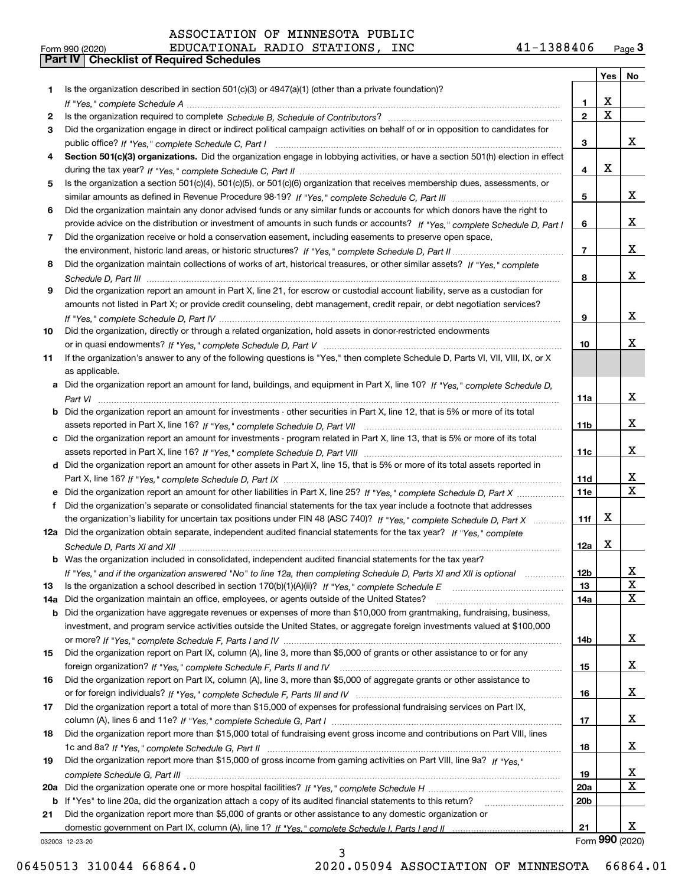ASSOCIATION OF MINNESOTA PUBLIC
Form 990 (2020) EDUCATIONAL RADIO STATIONS, INC 41-1388406 Page 3

**Part IV | Checklist of Required Schedules**

| | | | Yes | No |
|---|---|---|---|---|
| 1 | Is the organization described in section 501(c)(3) or 4947(a)(1) (other than a private foundation)? *If "Yes," complete Schedule A* | 1 | X | |
| 2 | Is the organization required to complete *Schedule B, Schedule of Contributors*? | 2 | X | |
| 3 | Did the organization engage in direct or indirect political campaign activities on behalf of or in opposition to candidates for public office? *If "Yes," complete Schedule C, Part I* | 3 | | X |
| 4 | **Section 501(c)(3) organizations.** Did the organization engage in lobbying activities, or have a section 501(h) election in effect during the tax year? *If "Yes," complete Schedule C, Part II* | 4 | X | |
| 5 | Is the organization a section 501(c)(4), 501(c)(5), or 501(c)(6) organization that receives membership dues, assessments, or similar amounts as defined in Revenue Procedure 98-19? *If "Yes," complete Schedule C, Part III* | 5 | | X |
| 6 | Did the organization maintain any donor advised funds or any similar funds or accounts for which donors have the right to provide advice on the distribution or investment of amounts in such funds or accounts? *If "Yes," complete Schedule D, Part I* | 6 | | X |
| 7 | Did the organization receive or hold a conservation easement, including easements to preserve open space, the environment, historic land areas, or historic structures? *If "Yes," complete Schedule D, Part II* | 7 | | X |
| 8 | Did the organization maintain collections of works of art, historical treasures, or other similar assets? *If "Yes," complete Schedule D, Part III* | 8 | | X |
| 9 | Did the organization report an amount in Part X, line 21, for escrow or custodial account liability, serve as a custodian for amounts not listed in Part X; or provide credit counseling, debt management, credit repair, or debt negotiation services? *If "Yes," complete Schedule D, Part IV* | 9 | | X |
| 10 | Did the organization, directly or through a related organization, hold assets in donor-restricted endowments or in quasi endowments? *If "Yes," complete Schedule D, Part V* | 10 | | X |
| 11 | If the organization's answer to any of the following questions is "Yes," then complete Schedule D, Parts VI, VII, VIII, IX, or X as applicable. | | | |
| a | Did the organization report an amount for land, buildings, and equipment in Part X, line 10? *If "Yes," complete Schedule D, Part VI* | 11a | | X |
| b | Did the organization report an amount for investments - other securities in Part X, line 12, that is 5% or more of its total assets reported in Part X, line 16? *If "Yes," complete Schedule D, Part VII* | 11b | | X |
| c | Did the organization report an amount for investments - program related in Part X, line 13, that is 5% or more of its total assets reported in Part X, line 16? *If "Yes," complete Schedule D, Part VIII* | 11c | | X |
| d | Did the organization report an amount for other assets in Part X, line 15, that is 5% or more of its total assets reported in Part X, line 16? *If "Yes," complete Schedule D, Part IX* | 11d | | X |
| e | Did the organization report an amount for other liabilities in Part X, line 25? *If "Yes," complete Schedule D, Part X* | 11e | | X |
| f | Did the organization's separate or consolidated financial statements for the tax year include a footnote that addresses the organization's liability for uncertain tax positions under FIN 48 (ASC 740)? *If "Yes," complete Schedule D, Part X* | 11f | X | |
| 12a | Did the organization obtain separate, independent audited financial statements for the tax year? *If "Yes," complete Schedule D, Parts XI and XII* | 12a | X | |
| b | Was the organization included in consolidated, independent audited financial statements for the tax year? *If "Yes," and if the organization answered "No" to line 12a, then completing Schedule D, Parts XI and XII is optional* | 12b | | X |
| 13 | Is the organization a school described in section 170(b)(1)(A)(ii)? *If "Yes," complete Schedule E* | 13 | | X |
| 14a | Did the organization maintain an office, employees, or agents outside of the United States? | 14a | | X |
| b | Did the organization have aggregate revenues or expenses of more than $10,000 from grantmaking, fundraising, business, investment, and program service activities outside the United States, or aggregate foreign investments valued at $100,000 or more? *If "Yes," complete Schedule F, Parts I and IV* | 14b | | X |
| 15 | Did the organization report on Part IX, column (A), line 3, more than $5,000 of grants or other assistance to or for any foreign organization? *If "Yes," complete Schedule F, Parts II and IV* | 15 | | X |
| 16 | Did the organization report on Part IX, column (A), line 3, more than $5,000 of aggregate grants or other assistance to or for foreign individuals? *If "Yes," complete Schedule F, Parts III and IV* | 16 | | X |
| 17 | Did the organization report a total of more than $15,000 of expenses for professional fundraising services on Part IX, column (A), lines 6 and 11e? *If "Yes," complete Schedule G, Part I* | 17 | | X |
| 18 | Did the organization report more than $15,000 total of fundraising event gross income and contributions on Part VIII, lines 1c and 8a? *If "Yes," complete Schedule G, Part II* | 18 | | X |
| 19 | Did the organization report more than $15,000 of gross income from gaming activities on Part VIII, line 9a? *If "Yes," complete Schedule G, Part III* | 19 | | X |
| 20a | Did the organization operate one or more hospital facilities? *If "Yes," complete Schedule H* | 20a | | X |
| b | If "Yes" to line 20a, did the organization attach a copy of its audited financial statements to this return? | 20b | | |
| 21 | Did the organization report more than $5,000 of grants or other assistance to any domestic organization or domestic government on Part IX, column (A), line 1? *If "Yes," complete Schedule I, Parts I and II* | 21 | | X |

032003 12-23-20 Form 990 (2020)

06450513 310044 66864.0 2020.05094 ASSOCIATION OF MINNESOTA 66864.01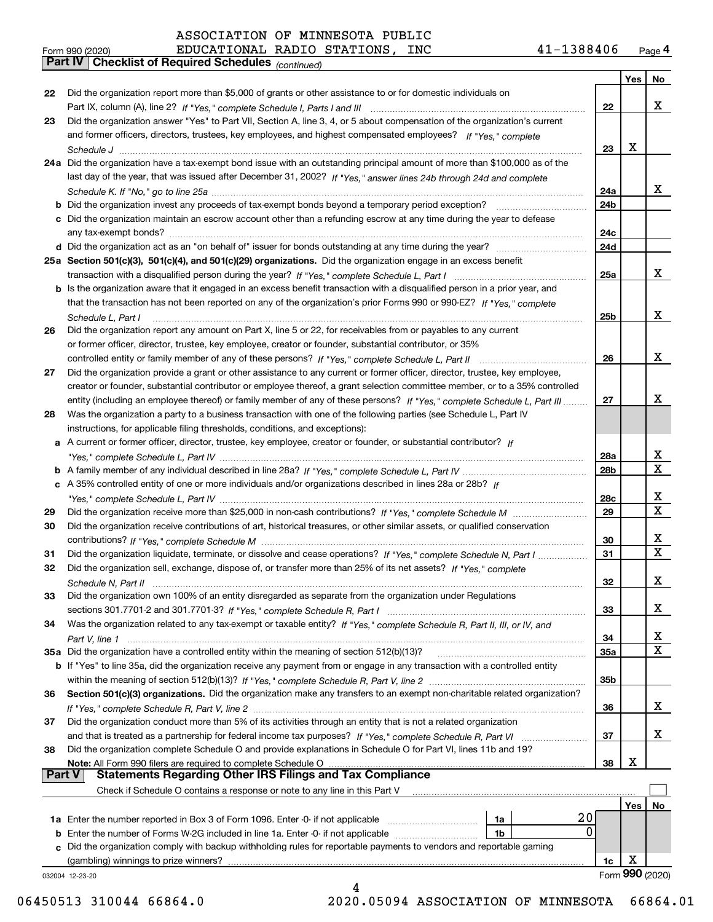ASSOCIATION OF MINNESOTA PUBLIC
Form 990 (2020) EDUCATIONAL RADIO STATIONS, INC 41-1388406 Page 4

**Part IV | Checklist of Required Schedules** *(continued)*

| | | | Yes | No |
|---|---|---|---|---|
| 22 | Did the organization report more than $5,000 of grants or other assistance to or for domestic individuals on Part IX, column (A), line 2? *If "Yes," complete Schedule I, Parts I and III* | 22 | | X |
| 23 | Did the organization answer "Yes" to Part VII, Section A, line 3, 4, or 5 about compensation of the organization's current and former officers, directors, trustees, key employees, and highest compensated employees? *If "Yes," complete Schedule J* | 23 | X | |
| 24a | Did the organization have a tax-exempt bond issue with an outstanding principal amount of more than $100,000 as of the last day of the year, that was issued after December 31, 2002? *If "Yes," answer lines 24b through 24d and complete Schedule K. If "No," go to line 25a* | 24a | | X |
| b | Did the organization invest any proceeds of tax-exempt bonds beyond a temporary period exception? | 24b | | |
| c | Did the organization maintain an escrow account other than a refunding escrow at any time during the year to defease any tax-exempt bonds? | 24c | | |
| d | Did the organization act as an "on behalf of" issuer for bonds outstanding at any time during the year? | 24d | | |
| 25a | **Section 501(c)(3), 501(c)(4), and 501(c)(29) organizations.** Did the organization engage in an excess benefit transaction with a disqualified person during the year? *If "Yes," complete Schedule L, Part I* | 25a | | X |
| b | Is the organization aware that it engaged in an excess benefit transaction with a disqualified person in a prior year, and that the transaction has not been reported on any of the organization's prior Forms 990 or 990-EZ? *If "Yes," complete Schedule L, Part I* | 25b | | X |
| 26 | Did the organization report any amount on Part X, line 5 or 22, for receivables from or payables to any current or former officer, director, trustee, key employee, creator or founder, substantial contributor, or 35% controlled entity or family member of any of these persons? *If "Yes," complete Schedule L, Part II* | 26 | | X |
| 27 | Did the organization provide a grant or other assistance to any current or former officer, director, trustee, key employee, creator or founder, substantial contributor or employee thereof, a grant selection committee member, or to a 35% controlled entity (including an employee thereof) or family member of any of these persons? *If "Yes," complete Schedule L, Part III* | 27 | | X |
| 28 | Was the organization a party to a business transaction with one of the following parties (see Schedule L, Part IV instructions, for applicable filing thresholds, conditions, and exceptions): | | | |
| a | A current or former officer, director, trustee, key employee, creator or founder, or substantial contributor? *If "Yes," complete Schedule L, Part IV* | 28a | | X |
| b | A family member of any individual described in line 28a? *If "Yes," complete Schedule L, Part IV* | 28b | | X |
| c | A 35% controlled entity of one or more individuals and/or organizations described in lines 28a or 28b? *If "Yes," complete Schedule L, Part IV* | 28c | | X |
| 29 | Did the organization receive more than $25,000 in non-cash contributions? *If "Yes," complete Schedule M* | 29 | | X |
| 30 | Did the organization receive contributions of art, historical treasures, or other similar assets, or qualified conservation contributions? *If "Yes," complete Schedule M* | 30 | | X |
| 31 | Did the organization liquidate, terminate, or dissolve and cease operations? *If "Yes," complete Schedule N, Part I* | 31 | | X |
| 32 | Did the organization sell, exchange, dispose of, or transfer more than 25% of its net assets? *If "Yes," complete Schedule N, Part II* | 32 | | X |
| 33 | Did the organization own 100% of an entity disregarded as separate from the organization under Regulations sections 301.7701-2 and 301.7701-3? *If "Yes," complete Schedule R, Part I* | 33 | | X |
| 34 | Was the organization related to any tax-exempt or taxable entity? *If "Yes," complete Schedule R, Part II, III, or IV, and Part V, line 1* | 34 | | X |
| 35a | Did the organization have a controlled entity within the meaning of section 512(b)(13)? | 35a | | X |
| b | If "Yes" to line 35a, did the organization receive any payment from or engage in any transaction with a controlled entity within the meaning of section 512(b)(13)? *If "Yes," complete Schedule R, Part V, line 2* | 35b | | |
| 36 | **Section 501(c)(3) organizations.** Did the organization make any transfers to an exempt non-charitable related organization? *If "Yes," complete Schedule R, Part V, line 2* | 36 | | X |
| 37 | Did the organization conduct more than 5% of its activities through an entity that is not a related organization and that is treated as a partnership for federal income tax purposes? *If "Yes," complete Schedule R, Part VI* | 37 | | X |
| 38 | Did the organization complete Schedule O and provide explanations in Schedule O for Part VI, lines 11b and 19? **Note:** All Form 990 filers are required to complete Schedule O | 38 | X | |

**Part V | Statements Regarding Other IRS Filings and Tax Compliance**

Check if Schedule O contains a response or note to any line in this Part V ☐

| | | | | | Yes | No |
|---|---|---|---|---|---|---|
| 1a | Enter the number reported in Box 3 of Form 1096. Enter -0- if not applicable | 1a | 20 | | | |
| b | Enter the number of Forms W-2G included in line 1a. Enter -0- if not applicable | 1b | 0 | | | |
| c | Did the organization comply with backup withholding rules for reportable payments to vendors and reportable gaming (gambling) winnings to prize winners? | | | 1c | X | |

032004 12-23-20 Form **990** (2020)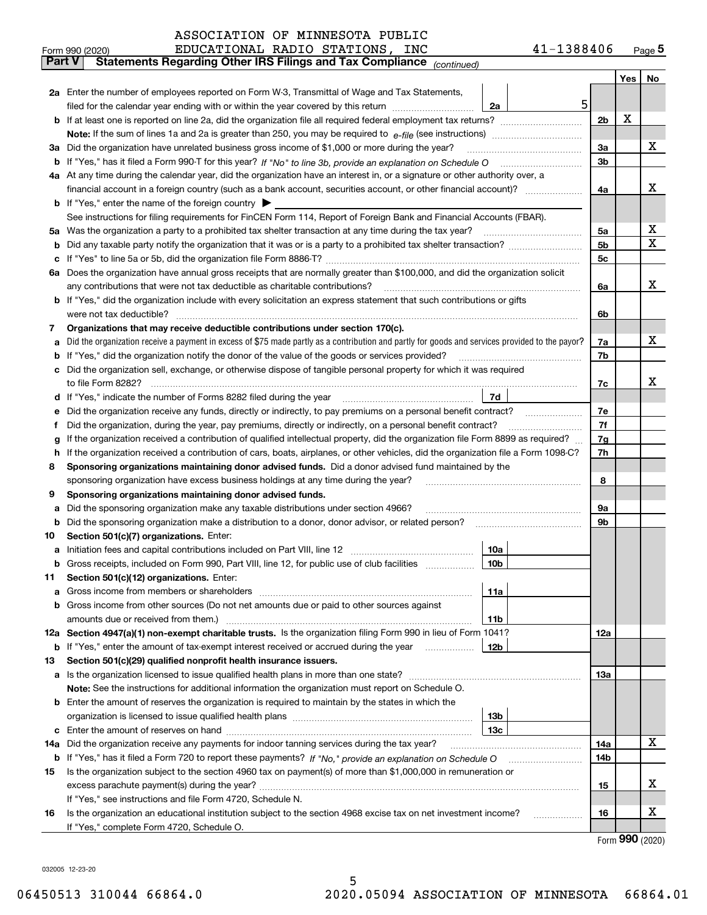ASSOCIATION OF MINNESOTA PUBLIC
Form 990 (2020) EDUCATIONAL RADIO STATIONS, INC 41-1388406 Page **5**

**Part V Statements Regarding Other IRS Filings and Tax Compliance** *(continued)*

| | | | | | Yes | No |
|---|---|---|---|---|---|---|
| **2a** | Enter the number of employees reported on Form W-3, Transmittal of Wage and Tax Statements, filed for the calendar year ending with or within the year covered by this return | 2a | 5 | | | |
| **b** | If at least one is reported on line 2a, did the organization file all required federal employment tax returns? | | | 2b | X | |
| | **Note:** If the sum of lines 1a and 2a is greater than 250, you may be required to *e-file* (see instructions) | | | | | |
| **3a** | Did the organization have unrelated business gross income of $1,000 or more during the year? | | | 3a | | X |
| **b** | If "Yes," has it filed a Form 990-T for this year? *If "No" to line 3b, provide an explanation on Schedule O* | | | 3b | | |
| **4a** | At any time during the calendar year, did the organization have an interest in, or a signature or other authority over, a financial account in a foreign country (such as a bank account, securities account, or other financial account)? | | | 4a | | X |
| **b** | If "Yes," enter the name of the foreign country ▶ | | | | | |
| | See instructions for filing requirements for FinCEN Form 114, Report of Foreign Bank and Financial Accounts (FBAR). | | | | | |
| **5a** | Was the organization a party to a prohibited tax shelter transaction at any time during the tax year? | | | 5a | | X |
| **b** | Did any taxable party notify the organization that it was or is a party to a prohibited tax shelter transaction? | | | 5b | | X |
| **c** | If "Yes" to line 5a or 5b, did the organization file Form 8886-T? | | | 5c | | |
| **6a** | Does the organization have annual gross receipts that are normally greater than $100,000, and did the organization solicit any contributions that were not tax deductible as charitable contributions? | | | 6a | | X |
| **b** | If "Yes," did the organization include with every solicitation an express statement that such contributions or gifts were not tax deductible? | | | 6b | | |
| **7** | **Organizations that may receive deductible contributions under section 170(c).** | | | | | |
| **a** | Did the organization receive a payment in excess of $75 made partly as a contribution and partly for goods and services provided to the payor? | | | 7a | | X |
| **b** | If "Yes," did the organization notify the donor of the value of the goods or services provided? | | | 7b | | |
| **c** | Did the organization sell, exchange, or otherwise dispose of tangible personal property for which it was required to file Form 8282? | | | 7c | | X |
| **d** | If "Yes," indicate the number of Forms 8282 filed during the year | 7d | | | | |
| **e** | Did the organization receive any funds, directly or indirectly, to pay premiums on a personal benefit contract? | | | 7e | | |
| **f** | Did the organization, during the year, pay premiums, directly or indirectly, on a personal benefit contract? | | | 7f | | |
| **g** | If the organization received a contribution of qualified intellectual property, did the organization file Form 8899 as required? | | | 7g | | |
| **h** | If the organization received a contribution of cars, boats, airplanes, or other vehicles, did the organization file a Form 1098-C? | | | 7h | | |
| **8** | **Sponsoring organizations maintaining donor advised funds.** Did a donor advised fund maintained by the sponsoring organization have excess business holdings at any time during the year? | | | 8 | | |
| **9** | **Sponsoring organizations maintaining donor advised funds.** | | | | | |
| **a** | Did the sponsoring organization make any taxable distributions under section 4966? | | | 9a | | |
| **b** | Did the sponsoring organization make a distribution to a donor, donor advisor, or related person? | | | 9b | | |
| **10** | **Section 501(c)(7) organizations.** Enter: | | | | | |
| **a** | Initiation fees and capital contributions included on Part VIII, line 12 | 10a | | | | |
| **b** | Gross receipts, included on Form 990, Part VIII, line 12, for public use of club facilities | 10b | | | | |
| **11** | **Section 501(c)(12) organizations.** Enter: | | | | | |
| **a** | Gross income from members or shareholders | 11a | | | | |
| **b** | Gross income from other sources (Do not net amounts due or paid to other sources against amounts due or received from them.) | 11b | | | | |
| **12a** | **Section 4947(a)(1) non-exempt charitable trusts.** Is the organization filing Form 990 in lieu of Form 1041? | | | 12a | | |
| **b** | If "Yes," enter the amount of tax-exempt interest received or accrued during the year | 12b | | | | |
| **13** | **Section 501(c)(29) qualified nonprofit health insurance issuers.** | | | | | |
| **a** | Is the organization licensed to issue qualified health plans in more than one state? | | | 13a | | |
| | **Note:** See the instructions for additional information the organization must report on Schedule O. | | | | | |
| **b** | Enter the amount of reserves the organization is required to maintain by the states in which the organization is licensed to issue qualified health plans | 13b | | | | |
| **c** | Enter the amount of reserves on hand | 13c | | | | |
| **14a** | Did the organization receive any payments for indoor tanning services during the tax year? | | | 14a | | X |
| **b** | If "Yes," has it filed a Form 720 to report these payments? *If "No," provide an explanation on Schedule O* | | | 14b | | |
| **15** | Is the organization subject to the section 4960 tax on payment(s) of more than $1,000,000 in remuneration or excess parachute payment(s) during the year? | | | 15 | | X |
| | If "Yes," see instructions and file Form 4720, Schedule N. | | | | | |
| **16** | Is the organization an educational institution subject to the section 4968 excise tax on net investment income? | | | 16 | | X |
| | If "Yes," complete Form 4720, Schedule O. | | | | | |

Form **990** (2020)

032005 12-23-20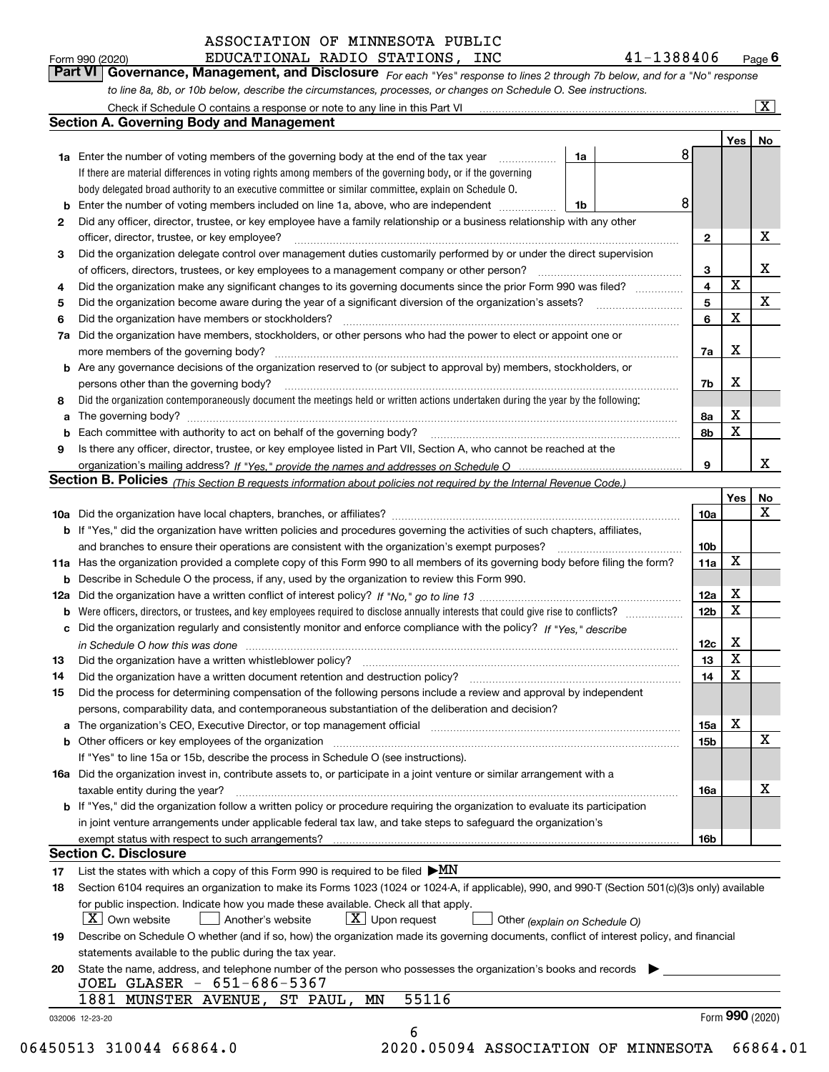ASSOCIATION OF MINNESOTA PUBLIC
EDUCATIONAL RADIO STATIONS, INC — 41-1388406

Form 990 (2020) Page 6

**Part VI Governance, Management, and Disclosure** *For each "Yes" response to lines 2 through 7b below, and for a "No" response to line 8a, 8b, or 10b below, describe the circumstances, processes, or changes on Schedule O. See instructions.*

Check if Schedule O contains a response or note to any line in this Part VI ..... [X]

## Section A. Governing Body and Management

| | | | | Yes | No |
|---|---|---|---|---|---|
| **1a** | Enter the number of voting members of the governing body at the end of the tax year ..... **1a** 8 | | | | |
| | If there are material differences in voting rights among members of the governing body, or if the governing body delegated broad authority to an executive committee or similar committee, explain on Schedule O. | | | | |
| **b** | Enter the number of voting members included on line 1a, above, who are independent ..... **1b** 8 | | | | |
| **2** | Did any officer, director, trustee, or key employee have a family relationship or a business relationship with any other officer, director, trustee, or key employee? | **2** | | | X |
| **3** | Did the organization delegate control over management duties customarily performed by or under the direct supervision of officers, directors, trustees, or key employees to a management company or other person? | **3** | | | X |
| **4** | Did the organization make any significant changes to its governing documents since the prior Form 990 was filed? | **4** | | X | |
| **5** | Did the organization become aware during the year of a significant diversion of the organization's assets? | **5** | | | X |
| **6** | Did the organization have members or stockholders? | **6** | | X | |
| **7a** | Did the organization have members, stockholders, or other persons who had the power to elect or appoint one or more members of the governing body? | **7a** | | X | |
| **b** | Are any governance decisions of the organization reserved to (or subject to approval by) members, stockholders, or persons other than the governing body? | **7b** | | X | |
| **8** | Did the organization contemporaneously document the meetings held or written actions undertaken during the year by the following: | | | | |
| **a** | The governing body? | **8a** | | X | |
| **b** | Each committee with authority to act on behalf of the governing body? | **8b** | | X | |
| **9** | Is there any officer, director, trustee, or key employee listed in Part VII, Section A, who cannot be reached at the organization's mailing address? *If "Yes," provide the names and addresses on Schedule O* | **9** | | | X |

## Section B. Policies *(This Section B requests information about policies not required by the Internal Revenue Code.)*

| | | | Yes | No |
|---|---|---|---|---|
| **10a** | Did the organization have local chapters, branches, or affiliates? | **10a** | | X |
| **b** | If "Yes," did the organization have written policies and procedures governing the activities of such chapters, affiliates, and branches to ensure their operations are consistent with the organization's exempt purposes? | **10b** | | |
| **11a** | Has the organization provided a complete copy of this Form 990 to all members of its governing body before filing the form? | **11a** | X | |
| **b** | Describe in Schedule O the process, if any, used by the organization to review this Form 990. | | | |
| **12a** | Did the organization have a written conflict of interest policy? *If "No," go to line 13* | **12a** | X | |
| **b** | Were officers, directors, or trustees, and key employees required to disclose annually interests that could give rise to conflicts? | **12b** | X | |
| **c** | Did the organization regularly and consistently monitor and enforce compliance with the policy? *If "Yes," describe in Schedule O how this was done* | **12c** | X | |
| **13** | Did the organization have a written whistleblower policy? | **13** | X | |
| **14** | Did the organization have a written document retention and destruction policy? | **14** | X | |
| **15** | Did the process for determining compensation of the following persons include a review and approval by independent persons, comparability data, and contemporaneous substantiation of the deliberation and decision? | | | |
| **a** | The organization's CEO, Executive Director, or top management official | **15a** | X | |
| **b** | Other officers or key employees of the organization | **15b** | | X |
| | If "Yes" to line 15a or 15b, describe the process in Schedule O (see instructions). | | | |
| **16a** | Did the organization invest in, contribute assets to, or participate in a joint venture or similar arrangement with a taxable entity during the year? | **16a** | | X |
| **b** | If "Yes," did the organization follow a written policy or procedure requiring the organization to evaluate its participation in joint venture arrangements under applicable federal tax law, and take steps to safeguard the organization's exempt status with respect to such arrangements? | **16b** | | |

## Section C. Disclosure

**17** List the states with which a copy of this Form 990 is required to be filed ▶ MN

**18** Section 6104 requires an organization to make its Forms 1023 (1024 or 1024-A, if applicable), 990, and 990-T (Section 501(c)(3)s only) available for public inspection. Indicate how you made these available. Check all that apply.
[X] Own website  [ ] Another's website  [X] Upon request  [ ] Other *(explain on Schedule O)*

**19** Describe on Schedule O whether (and if so, how) the organization made its governing documents, conflict of interest policy, and financial statements available to the public during the tax year.

**20** State the name, address, and telephone number of the person who possesses the organization's books and records ▶
JOEL GLASER - 651-686-5367
1881 MUNSTER AVENUE, ST PAUL, MN 55116

032006 12-23-20 — Form **990** (2020)

06450513 310044 66864.0 — 2020.05094 ASSOCIATION OF MINNESOTA 66864.01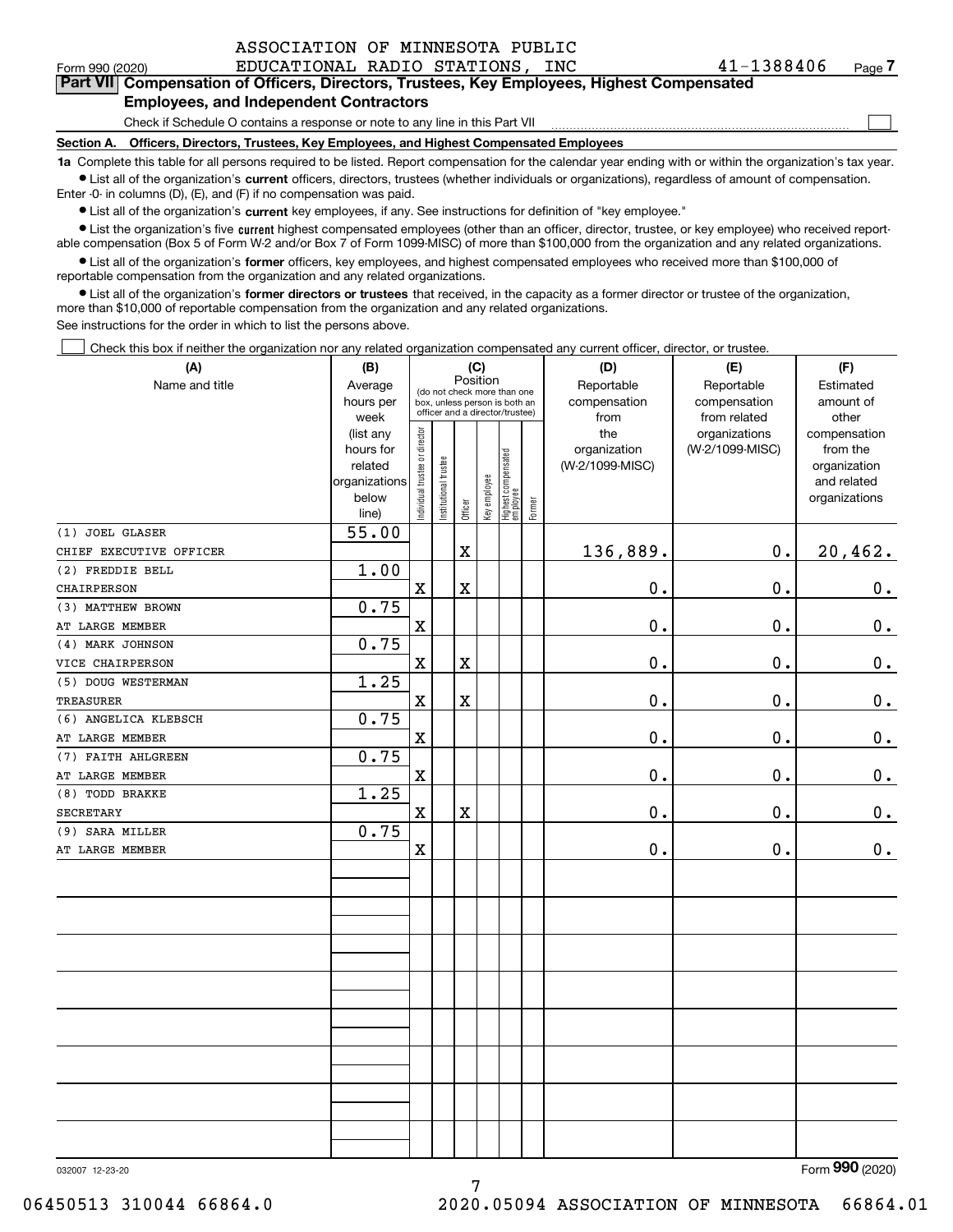Form 990 (2020) ASSOCIATION OF MINNESOTA PUBLIC EDUCATIONAL RADIO STATIONS, INC 41-1388406 Page 7

**Part VII Compensation of Officers, Directors, Trustees, Key Employees, Highest Compensated Employees, and Independent Contractors**

Check if Schedule O contains a response or note to any line in this Part VII ☐

**Section A. Officers, Directors, Trustees, Key Employees, and Highest Compensated Employees**

**1a** Complete this table for all persons required to be listed. Report compensation for the calendar year ending with or within the organization's tax year.

- List all of the organization's **current** officers, directors, trustees (whether individuals or organizations), regardless of amount of compensation. Enter -0- in columns (D), (E), and (F) if no compensation was paid.
- List all of the organization's **current** key employees, if any. See instructions for definition of "key employee."
- List the organization's five **current** highest compensated employees (other than an officer, director, trustee, or key employee) who received reportable compensation (Box 5 of Form W-2 and/or Box 7 of Form 1099-MISC) of more than $100,000 from the organization and any related organizations.
- List all of the organization's **former** officers, key employees, and highest compensated employees who received more than $100,000 of reportable compensation from the organization and any related organizations.
- List all of the organization's **former directors or trustees** that received, in the capacity as a former director or trustee of the organization, more than $10,000 of reportable compensation from the organization and any related organizations.

See instructions for the order in which to list the persons above.

☐ Check this box if neither the organization nor any related organization compensated any current officer, director, or trustee.

| (A) Name and title | (B) Average hours per week (list any hours for related organizations below line) | (C) Individual trustee or director | Institutional trustee | Officer | Key employee | Highest compensated employee | Former | (D) Reportable compensation from the organization (W-2/1099-MISC) | (E) Reportable compensation from related organizations (W-2/1099-MISC) | (F) Estimated amount of other compensation from the organization and related organizations |
|---|---|---|---|---|---|---|---|---|---|---|
| (1) JOEL GLASER<br>CHIEF EXECUTIVE OFFICER | 55.00 | | | X | | | | 136,889. | 0. | 20,462. |
| (2) FREDDIE BELL<br>CHAIRPERSON | 1.00 | X | | X | | | | 0. | 0. | 0. |
| (3) MATTHEW BROWN<br>AT LARGE MEMBER | 0.75 | X | | | | | | 0. | 0. | 0. |
| (4) MARK JOHNSON<br>VICE CHAIRPERSON | 0.75 | X | | X | | | | 0. | 0. | 0. |
| (5) DOUG WESTERMAN<br>TREASURER | 1.25 | X | | X | | | | 0. | 0. | 0. |
| (6) ANGELICA KLEBSCH<br>AT LARGE MEMBER | 0.75 | X | | | | | | 0. | 0. | 0. |
| (7) FAITH AHLGREEN<br>AT LARGE MEMBER | 0.75 | X | | | | | | 0. | 0. | 0. |
| (8) TODD BRAKKE<br>SECRETARY | 1.25 | X | | X | | | | 0. | 0. | 0. |
| (9) SARA MILLER<br>AT LARGE MEMBER | 0.75 | X | | | | | | 0. | 0. | 0. |

032007 12-23-20

Form **990** (2020)

06450513 310044 66864.0 2020.05094 ASSOCIATION OF MINNESOTA 66864.01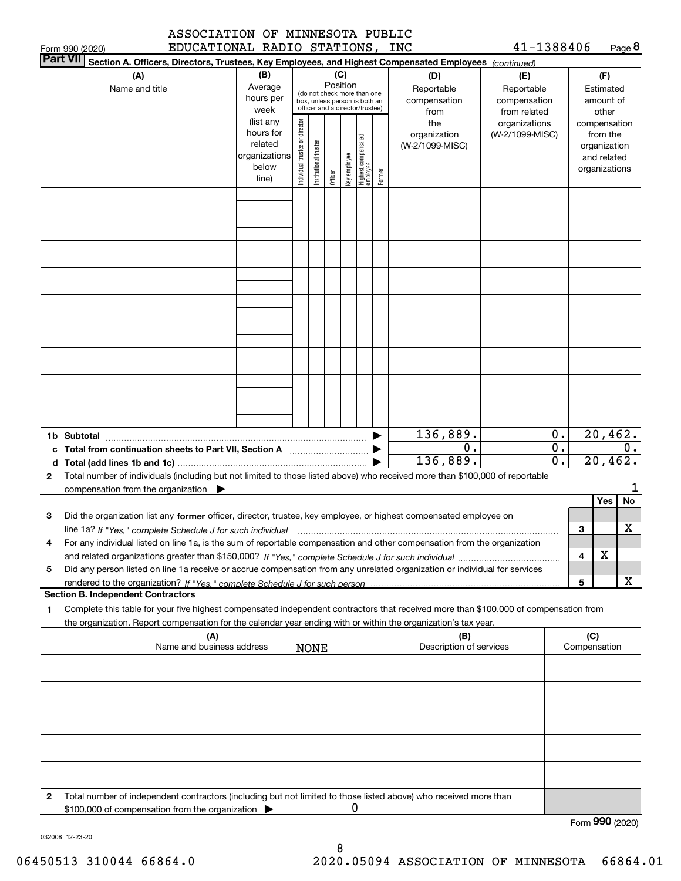ASSOCIATION OF MINNESOTA PUBLIC EDUCATIONAL RADIO STATIONS, INC — 41-1388406

Form 990 (2020)

**Part VII** Section A. Officers, Directors, Trustees, Key Employees, and Highest Compensated Employees *(continued)*

| (A) Name and title | (B) Average hours per week (list any hours for related organizations below line) | (C) Position (do not check more than one box, unless person is both an officer and a director/trustee): Individual trustee or director | Institutional trustee | Officer | Key employee | Highest compensated employee | Former | (D) Reportable compensation from the organization (W-2/1099-MISC) | (E) Reportable compensation from related organizations (W-2/1099-MISC) | (F) Estimated amount of other compensation from the organization and related organizations |
|---|---|---|---|---|---|---|---|---|---|---|
| | | | | | | | | | | |
| | | | | | | | | | | |
| | | | | | | | | | | |
| | | | | | | | | | | |
| | | | | | | | | | | |
| | | | | | | | | | | |
| | | | | | | | | | | |
| | | | | | | | | | | |
| | | | | | | | | | | |
| **1b Subtotal** | | | | | | | | 136,889. | 0. | 20,462. |
| **c Total from continuation sheets to Part VII, Section A** | | | | | | | | 0. | 0. | 0. |
| **d Total (add lines 1b and 1c)** | | | | | | | | 136,889. | 0. | 20,462. |

**2** Total number of individuals (including but not limited to those listed above) who received more than $100,000 of reportable compensation from the organization ▶ 1

| | | | Yes | No |
|---|---|---|---|---|
| **3** | Did the organization list any **former** officer, director, trustee, key employee, or highest compensated employee on line 1a? *If "Yes," complete Schedule J for such individual* | 3 | | X |
| **4** | For any individual listed on line 1a, is the sum of reportable compensation and other compensation from the organization and related organizations greater than $150,000? *If "Yes," complete Schedule J for such individual* | 4 | X | |
| **5** | Did any person listed on line 1a receive or accrue compensation from any unrelated organization or individual for services rendered to the organization? *If "Yes," complete Schedule J for such person* | 5 | | X |

**Section B. Independent Contractors**

**1** Complete this table for your five highest compensated independent contractors that received more than $100,000 of compensation from the organization. Report compensation for the calendar year ending with or within the organization's tax year.

| (A) Name and business address | (B) Description of services | (C) Compensation |
|---|---|---|
| NONE | | |
| | | |
| | | |
| | | |
| | | |

**2** Total number of independent contractors (including but not limited to those listed above) who received more than $100,000 of compensation from the organization ▶ 0

Form **990** (2020)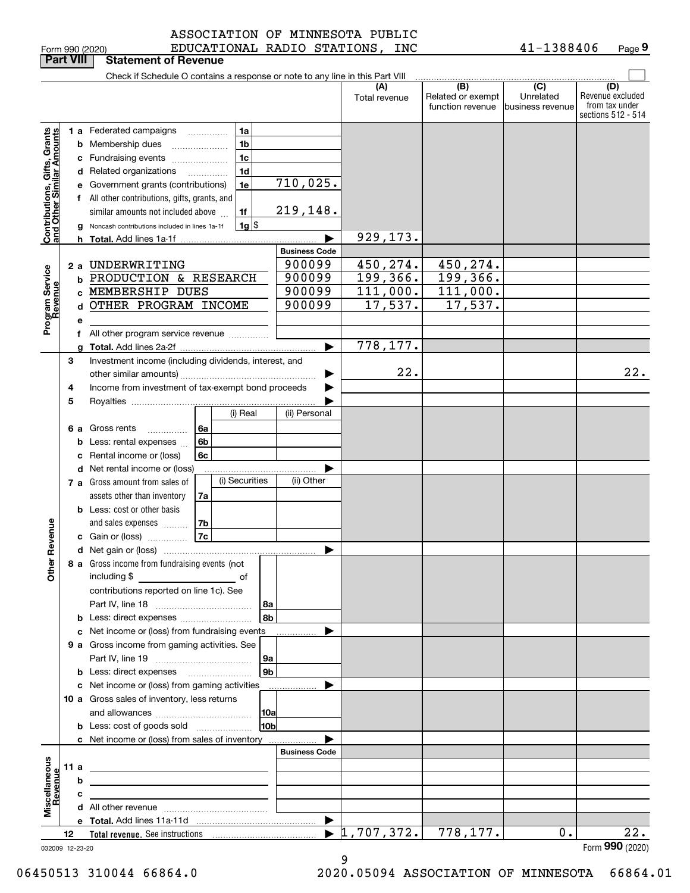Form 990 (2020) ASSOCIATION OF MINNESOTA PUBLIC EDUCATIONAL RADIO STATIONS, INC 41-1388406 Page 9

## Part VIII Statement of Revenue

Check if Schedule O contains a response or note to any line in this Part VIII

| | | | (A) Total revenue | (B) Related or exempt function revenue | (C) Unrelated business revenue | (D) Revenue excluded from tax under sections 512 - 514 |
|---|---|---|---|---|---|---|
| **Contributions, Gifts, Grants and Other Similar Amounts** | | | | | | |
| 1 a Federated campaigns | 1a | | | | | |
| b Membership dues | 1b | | | | | |
| c Fundraising events | 1c | | | | | |
| d Related organizations | 1d | | | | | |
| e Government grants (contributions) | 1e | 710,025. | | | | |
| f All other contributions, gifts, grants, and similar amounts not included above | 1f | 219,148. | | | | |
| g Noncash contributions included in lines 1a-1f | 1g | $ | | | | |
| h **Total.** Add lines 1a-1f | | | 929,173. | | | |
| **Program Service Revenue** | | **Business Code** | | | | |
| 2 a UNDERWRITING | | 900099 | 450,274. | 450,274. | | |
| b PRODUCTION & RESEARCH | | 900099 | 199,366. | 199,366. | | |
| c MEMBERSHIP DUES | | 900099 | 111,000. | 111,000. | | |
| d OTHER PROGRAM INCOME | | 900099 | 17,537. | 17,537. | | |
| e | | | | | | |
| f All other program service revenue | | | | | | |
| g **Total.** Add lines 2a-2f | | | 778,177. | | | |
| **Other Revenue** | | | | | | |
| 3 Investment income (including dividends, interest, and other similar amounts) | | | 22. | | | 22. |
| 4 Income from investment of tax-exempt bond proceeds | | | | | | |
| 5 Royalties | | | | | | |
| | | (i) Real / (ii) Personal | | | | |
| 6 a Gross rents | 6a | | | | | |
| b Less: rental expenses | 6b | | | | | |
| c Rental income or (loss) | 6c | | | | | |
| d Net rental income or (loss) | | | | | | |
| | | (i) Securities / (ii) Other | | | | |
| 7 a Gross amount from sales of assets other than inventory | 7a | | | | | |
| b Less: cost or other basis and sales expenses | 7b | | | | | |
| c Gain or (loss) | 7c | | | | | |
| d Net gain or (loss) | | | | | | |
| 8 a Gross income from fundraising events (not including $ of contributions reported on line 1c). See Part IV, line 18 | 8a | | | | | |
| b Less: direct expenses | 8b | | | | | |
| c Net income or (loss) from fundraising events | | | | | | |
| 9 a Gross income from gaming activities. See Part IV, line 19 | 9a | | | | | |
| b Less: direct expenses | 9b | | | | | |
| c Net income or (loss) from gaming activities | | | | | | |
| 10 a Gross sales of inventory, less returns and allowances | 10a | | | | | |
| b Less: cost of goods sold | 10b | | | | | |
| c Net income or (loss) from sales of inventory | | | | | | |
| **Miscellaneous Revenue** | | **Business Code** | | | | |
| 11 a | | | | | | |
| b | | | | | | |
| c | | | | | | |
| d All other revenue | | | | | | |
| e **Total.** Add lines 11a-11d | | | | | | |
| 12 **Total revenue.** See instructions | | | 1,707,372. | 778,177. | 0. | 22. |

032009 12-23-20 Form **990** (2020)

06450513 310044 66864.0 2020.05094 ASSOCIATION OF MINNESOTA 66864.01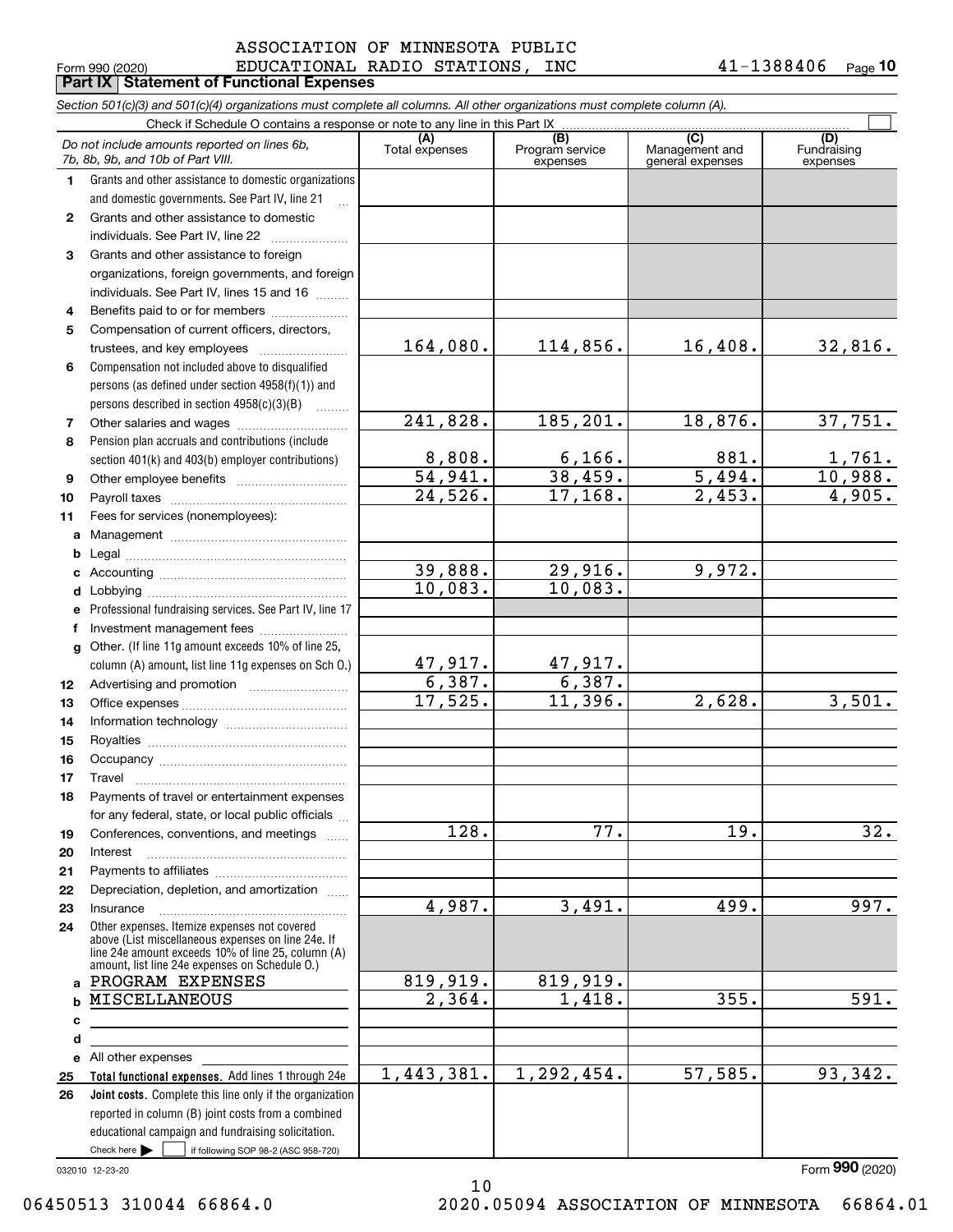Form 990 (2020) ASSOCIATION OF MINNESOTA PUBLIC EDUCATIONAL RADIO STATIONS, INC 41-1388406 Page **10**

**Part IX Statement of Functional Expenses**

*Section 501(c)(3) and 501(c)(4) organizations must complete all columns. All other organizations must complete column (A).*

Check if Schedule O contains a response or note to any line in this Part IX ☐

| *Do not include amounts reported on lines 6b, 7b, 8b, 9b, and 10b of Part VIII.* | (A) Total expenses | (B) Program service expenses | (C) Management and general expenses | (D) Fundraising expenses |
|---|---|---|---|---|
| **1** Grants and other assistance to domestic organizations and domestic governments. See Part IV, line 21 | | | | |
| **2** Grants and other assistance to domestic individuals. See Part IV, line 22 | | | | |
| **3** Grants and other assistance to foreign organizations, foreign governments, and foreign individuals. See Part IV, lines 15 and 16 | | | | |
| **4** Benefits paid to or for members | | | | |
| **5** Compensation of current officers, directors, trustees, and key employees | 164,080. | 114,856. | 16,408. | 32,816. |
| **6** Compensation not included above to disqualified persons (as defined under section 4958(f)(1)) and persons described in section 4958(c)(3)(B) | | | | |
| **7** Other salaries and wages | 241,828. | 185,201. | 18,876. | 37,751. |
| **8** Pension plan accruals and contributions (include section 401(k) and 403(b) employer contributions) | 8,808. | 6,166. | 881. | 1,761. |
| **9** Other employee benefits | 54,941. | 38,459. | 5,494. | 10,988. |
| **10** Payroll taxes | 24,526. | 17,168. | 2,453. | 4,905. |
| **11** Fees for services (nonemployees): | | | | |
| **a** Management | | | | |
| **b** Legal | | | | |
| **c** Accounting | 39,888. | 29,916. | 9,972. | |
| **d** Lobbying | 10,083. | 10,083. | | |
| **e** Professional fundraising services. See Part IV, line 17 | | | | |
| **f** Investment management fees | | | | |
| **g** Other. (If line 11g amount exceeds 10% of line 25, column (A) amount, list line 11g expenses on Sch O.) | 47,917. | 47,917. | | |
| **12** Advertising and promotion | 6,387. | 6,387. | | |
| **13** Office expenses | 17,525. | 11,396. | 2,628. | 3,501. |
| **14** Information technology | | | | |
| **15** Royalties | | | | |
| **16** Occupancy | | | | |
| **17** Travel | | | | |
| **18** Payments of travel or entertainment expenses for any federal, state, or local public officials | | | | |
| **19** Conferences, conventions, and meetings | 128. | 77. | 19. | 32. |
| **20** Interest | | | | |
| **21** Payments to affiliates | | | | |
| **22** Depreciation, depletion, and amortization | | | | |
| **23** Insurance | 4,987. | 3,491. | 499. | 997. |
| **24** Other expenses. Itemize expenses not covered above (List miscellaneous expenses on line 24e. If line 24e amount exceeds 10% of line 25, column (A) amount, list line 24e expenses on Schedule O.) | | | | |
| **a** PROGRAM EXPENSES | 819,919. | 819,919. | | |
| **b** MISCELLANEOUS | 2,364. | 1,418. | 355. | 591. |
| **c** | | | | |
| **d** | | | | |
| **e** All other expenses | | | | |
| **25 Total functional expenses.** Add lines 1 through 24e | 1,443,381. | 1,292,454. | 57,585. | 93,342. |
| **26 Joint costs.** Complete this line only if the organization reported in column (B) joint costs from a combined educational campaign and fundraising solicitation. Check here ☐ if following SOP 98-2 (ASC 958-720) | | | | |

032010 12-23-20

Form **990** (2020)

06450513 310044 66864.0 2020.05094 ASSOCIATION OF MINNESOTA 66864.01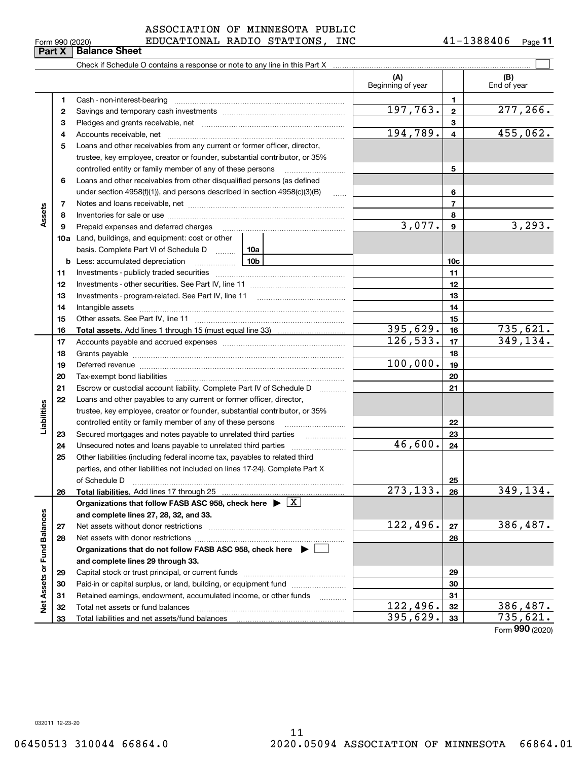ASSOCIATION OF MINNESOTA PUBLIC EDUCATIONAL RADIO STATIONS, INC 41-1388406

Form 990 (2020)

## Part X Balance Sheet

Check if Schedule O contains a response or note to any line in this Part X

| | | | (A) Beginning of year | | (B) End of year |
|---|---|---|---|---|---|
| Assets | 1 | Cash - non-interest-bearing | | 1 | |
| | 2 | Savings and temporary cash investments | 197,763. | 2 | 277,266. |
| | 3 | Pledges and grants receivable, net | | 3 | |
| | 4 | Accounts receivable, net | 194,789. | 4 | 455,062. |
| | 5 | Loans and other receivables from any current or former officer, director, trustee, key employee, creator or founder, substantial contributor, or 35% controlled entity or family member of any of these persons | | 5 | |
| | 6 | Loans and other receivables from other disqualified persons (as defined under section 4958(f)(1)), and persons described in section 4958(c)(3)(B) | | 6 | |
| | 7 | Notes and loans receivable, net | | 7 | |
| | 8 | Inventories for sale or use | | 8 | |
| | 9 | Prepaid expenses and deferred charges | 3,077. | 9 | 3,293. |
| | 10a | Land, buildings, and equipment: cost or other basis. Complete Part VI of Schedule D 10a | | | |
| | b | Less: accumulated depreciation 10b | | 10c | |
| | 11 | Investments - publicly traded securities | | 11 | |
| | 12 | Investments - other securities. See Part IV, line 11 | | 12 | |
| | 13 | Investments - program-related. See Part IV, line 11 | | 13 | |
| | 14 | Intangible assets | | 14 | |
| | 15 | Other assets. See Part IV, line 11 | | 15 | |
| | 16 | **Total assets.** Add lines 1 through 15 (must equal line 33) | 395,629. | 16 | 735,621. |
| Liabilities | 17 | Accounts payable and accrued expenses | 126,533. | 17 | 349,134. |
| | 18 | Grants payable | | 18 | |
| | 19 | Deferred revenue | 100,000. | 19 | |
| | 20 | Tax-exempt bond liabilities | | 20 | |
| | 21 | Escrow or custodial account liability. Complete Part IV of Schedule D | | 21 | |
| | 22 | Loans and other payables to any current or former officer, director, trustee, key employee, creator or founder, substantial contributor, or 35% controlled entity or family member of any of these persons | | 22 | |
| | 23 | Secured mortgages and notes payable to unrelated third parties | | 23 | |
| | 24 | Unsecured notes and loans payable to unrelated third parties | 46,600. | 24 | |
| | 25 | Other liabilities (including federal income tax, payables to related third parties, and other liabilities not included on lines 17-24). Complete Part X of Schedule D | | 25 | |
| | 26 | **Total liabilities.** Add lines 17 through 25 | 273,133. | 26 | 349,134. |
| Net Assets or Fund Balances | | **Organizations that follow FASB ASC 958, check here ▶ [X] and complete lines 27, 28, 32, and 33.** | | | |
| | 27 | Net assets without donor restrictions | 122,496. | 27 | 386,487. |
| | 28 | Net assets with donor restrictions | | 28 | |
| | | **Organizations that do not follow FASB ASC 958, check here ▶ [ ] and complete lines 29 through 33.** | | | |
| | 29 | Capital stock or trust principal, or current funds | | 29 | |
| | 30 | Paid-in or capital surplus, or land, building, or equipment fund | | 30 | |
| | 31 | Retained earnings, endowment, accumulated income, or other funds | | 31 | |
| | 32 | Total net assets or fund balances | 122,496. | 32 | 386,487. |
| | 33 | Total liabilities and net assets/fund balances | 395,629. | 33 | 735,621. |

Form **990** (2020)

032011 12-23-20

06450513 310044 66864.0 2020.05094 ASSOCIATION OF MINNESOTA 66864.01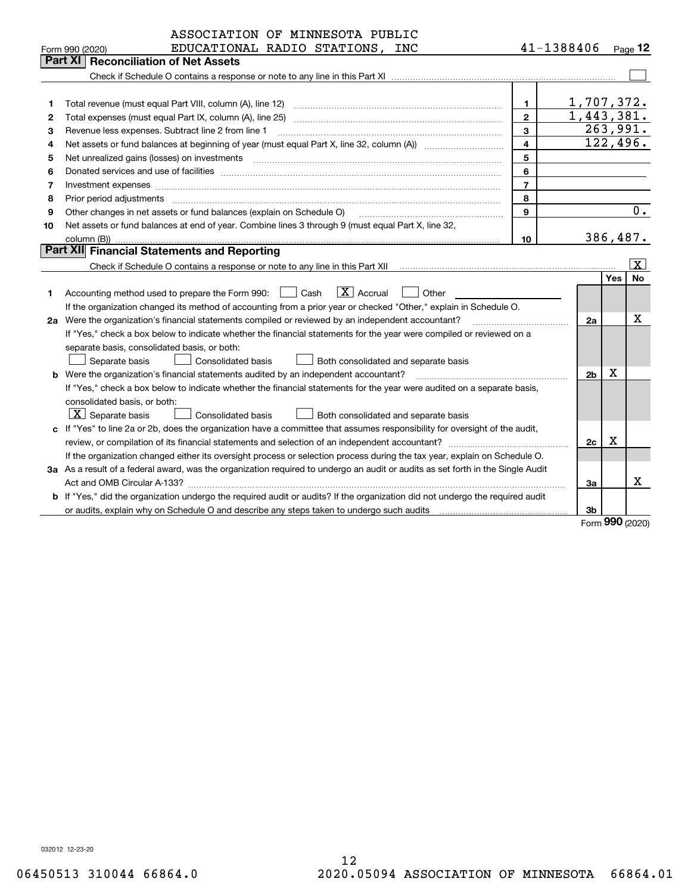ASSOCIATION OF MINNESOTA PUBLIC EDUCATIONAL RADIO STATIONS, INC — 41-1388406 — Form 990 (2020) Page 12

## Part XI Reconciliation of Net Assets

Check if Schedule O contains a response or note to any line in this Part XI ☐

| | | | |
|---|---|---|---|
| 1 | Total revenue (must equal Part VIII, column (A), line 12) | 1 | 1,707,372. |
| 2 | Total expenses (must equal Part IX, column (A), line 25) | 2 | 1,443,381. |
| 3 | Revenue less expenses. Subtract line 2 from line 1 | 3 | 263,991. |
| 4 | Net assets or fund balances at beginning of year (must equal Part X, line 32, column (A)) | 4 | 122,496. |
| 5 | Net unrealized gains (losses) on investments | 5 | |
| 6 | Donated services and use of facilities | 6 | |
| 7 | Investment expenses | 7 | |
| 8 | Prior period adjustments | 8 | |
| 9 | Other changes in net assets or fund balances (explain on Schedule O) | 9 | 0. |
| 10 | Net assets or fund balances at end of year. Combine lines 3 through 9 (must equal Part X, line 32, column (B)) | 10 | 386,487. |

## Part XII Financial Statements and Reporting

Check if Schedule O contains a response or note to any line in this Part XII ☒

| | | | Yes | No |
|---|---|---|---|---|
| 1 | Accounting method used to prepare the Form 990: ☐ Cash ☒ Accrual ☐ Other<br>If the organization changed its method of accounting from a prior year or checked "Other," explain in Schedule O. | | | |
| 2a | Were the organization's financial statements compiled or reviewed by an independent accountant?<br>If "Yes," check a box below to indicate whether the financial statements for the year were compiled or reviewed on a separate basis, consolidated basis, or both:<br>☐ Separate basis ☐ Consolidated basis ☐ Both consolidated and separate basis | 2a | | X |
| b | Were the organization's financial statements audited by an independent accountant?<br>If "Yes," check a box below to indicate whether the financial statements for the year were audited on a separate basis, consolidated basis, or both:<br>☒ Separate basis ☐ Consolidated basis ☐ Both consolidated and separate basis | 2b | X | |
| c | If "Yes" to line 2a or 2b, does the organization have a committee that assumes responsibility for oversight of the audit, review, or compilation of its financial statements and selection of an independent accountant?<br>If the organization changed either its oversight process or selection process during the tax year, explain on Schedule O. | 2c | X | |
| 3a | As a result of a federal award, was the organization required to undergo an audit or audits as set forth in the Single Audit Act and OMB Circular A-133? | 3a | | X |
| b | If "Yes," did the organization undergo the required audit or audits? If the organization did not undergo the required audit or audits, explain why on Schedule O and describe any steps taken to undergo such audits | 3b | | |

Form 990 (2020)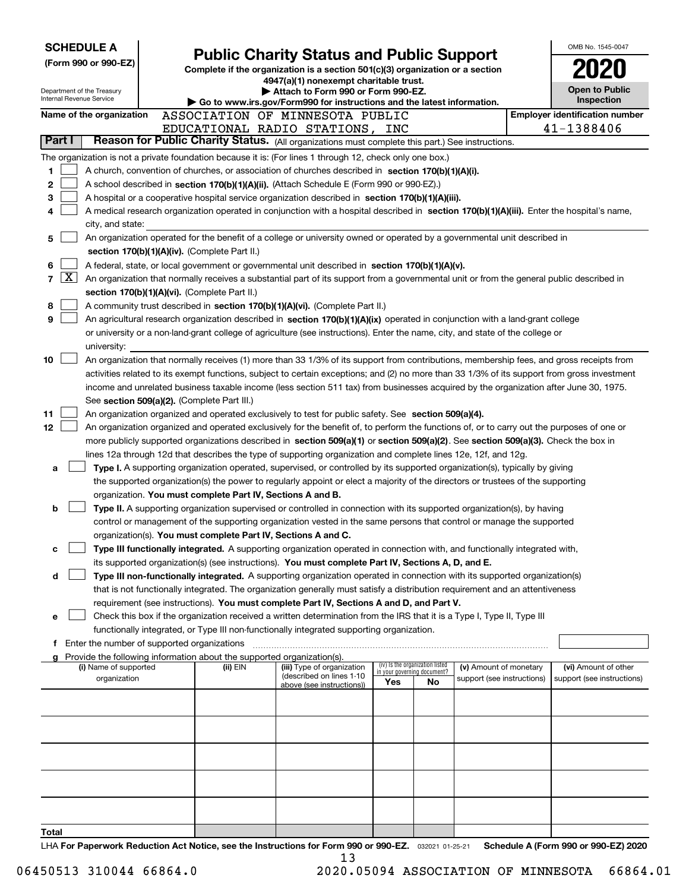**SCHEDULE A**
**(Form 990 or 990-EZ)**

Department of the Treasury
Internal Revenue Service

# Public Charity Status and Public Support

**Complete if the organization is a section 501(c)(3) organization or a section 4947(a)(1) nonexempt charitable trust.**
**▶ Attach to Form 990 or Form 990-EZ.**
**▶ Go to www.irs.gov/Form990 for instructions and the latest information.**

OMB No. 1545-0047

**2020**

**Open to Public Inspection**

**Name of the organization** ASSOCIATION OF MINNESOTA PUBLIC EDUCATIONAL RADIO STATIONS, INC

**Employer identification number** 41-1388406

**Part I** **Reason for Public Charity Status.** (All organizations must complete this part.) See instructions.

The organization is not a private foundation because it is: (For lines 1 through 12, check only one box.)

1 ☐ A church, convention of churches, or association of churches described in **section 170(b)(1)(A)(i).**

2 ☐ A school described in **section 170(b)(1)(A)(ii).** (Attach Schedule E (Form 990 or 990-EZ).)

3 ☐ A hospital or a cooperative hospital service organization described in **section 170(b)(1)(A)(iii).**

4 ☐ A medical research organization operated in conjunction with a hospital described in **section 170(b)(1)(A)(iii).** Enter the hospital's name, city, and state:

5 ☐ An organization operated for the benefit of a college or university owned or operated by a governmental unit described in **section 170(b)(1)(A)(iv).** (Complete Part II.)

6 ☐ A federal, state, or local government or governmental unit described in **section 170(b)(1)(A)(v).**

7 ☒ An organization that normally receives a substantial part of its support from a governmental unit or from the general public described in **section 170(b)(1)(A)(vi).** (Complete Part II.)

8 ☐ A community trust described in **section 170(b)(1)(A)(vi).** (Complete Part II.)

9 ☐ An agricultural research organization described in **section 170(b)(1)(A)(ix)** operated in conjunction with a land-grant college or university or a non-land-grant college of agriculture (see instructions). Enter the name, city, and state of the college or university:

10 ☐ An organization that normally receives (1) more than 33 1/3% of its support from contributions, membership fees, and gross receipts from activities related to its exempt functions, subject to certain exceptions; and (2) no more than 33 1/3% of its support from gross investment income and unrelated business taxable income (less section 511 tax) from businesses acquired by the organization after June 30, 1975. See **section 509(a)(2).** (Complete Part III.)

11 ☐ An organization organized and operated exclusively to test for public safety. See **section 509(a)(4).**

12 ☐ An organization organized and operated exclusively for the benefit of, to perform the functions of, or to carry out the purposes of one or more publicly supported organizations described in **section 509(a)(1)** or **section 509(a)(2)**. See **section 509(a)(3).** Check the box in lines 12a through 12d that describes the type of supporting organization and complete lines 12e, 12f, and 12g.

a ☐ **Type I.** A supporting organization operated, supervised, or controlled by its supported organization(s), typically by giving the supported organization(s) the power to regularly appoint or elect a majority of the directors or trustees of the supporting organization. **You must complete Part IV, Sections A and B.**

b ☐ **Type II.** A supporting organization supervised or controlled in connection with its supported organization(s), by having control or management of the supporting organization vested in the same persons that control or manage the supported organization(s). **You must complete Part IV, Sections A and C.**

c ☐ **Type III functionally integrated.** A supporting organization operated in connection with, and functionally integrated with, its supported organization(s) (see instructions). **You must complete Part IV, Sections A, D, and E.**

d ☐ **Type III non-functionally integrated.** A supporting organization operated in connection with its supported organization(s) that is not functionally integrated. The organization generally must satisfy a distribution requirement and an attentiveness requirement (see instructions). **You must complete Part IV, Sections A and D, and Part V.**

e ☐ Check this box if the organization received a written determination from the IRS that it is a Type I, Type II, Type III functionally integrated, or Type III non-functionally integrated supporting organization.

f Enter the number of supported organizations

g Provide the following information about the supported organization(s).

| (i) Name of supported organization | (ii) EIN | (iii) Type of organization (described on lines 1-10 above (see instructions)) | (iv) Is the organization listed in your governing document? Yes | No | (v) Amount of monetary support (see instructions) | (vi) Amount of other support (see instructions) |
|---|---|---|---|---|---|---|
| | | | | | | |
| | | | | | | |
| | | | | | | |
| | | | | | | |
| | | | | | | |
| **Total** | | | | | | |

LHA **For Paperwork Reduction Act Notice, see the Instructions for Form 990 or 990-EZ.** 032021 01-25-21 **Schedule A (Form 990 or 990-EZ) 2020**

06450513 310044 66864.0 2020.05094 ASSOCIATION OF MINNESOTA 66864.01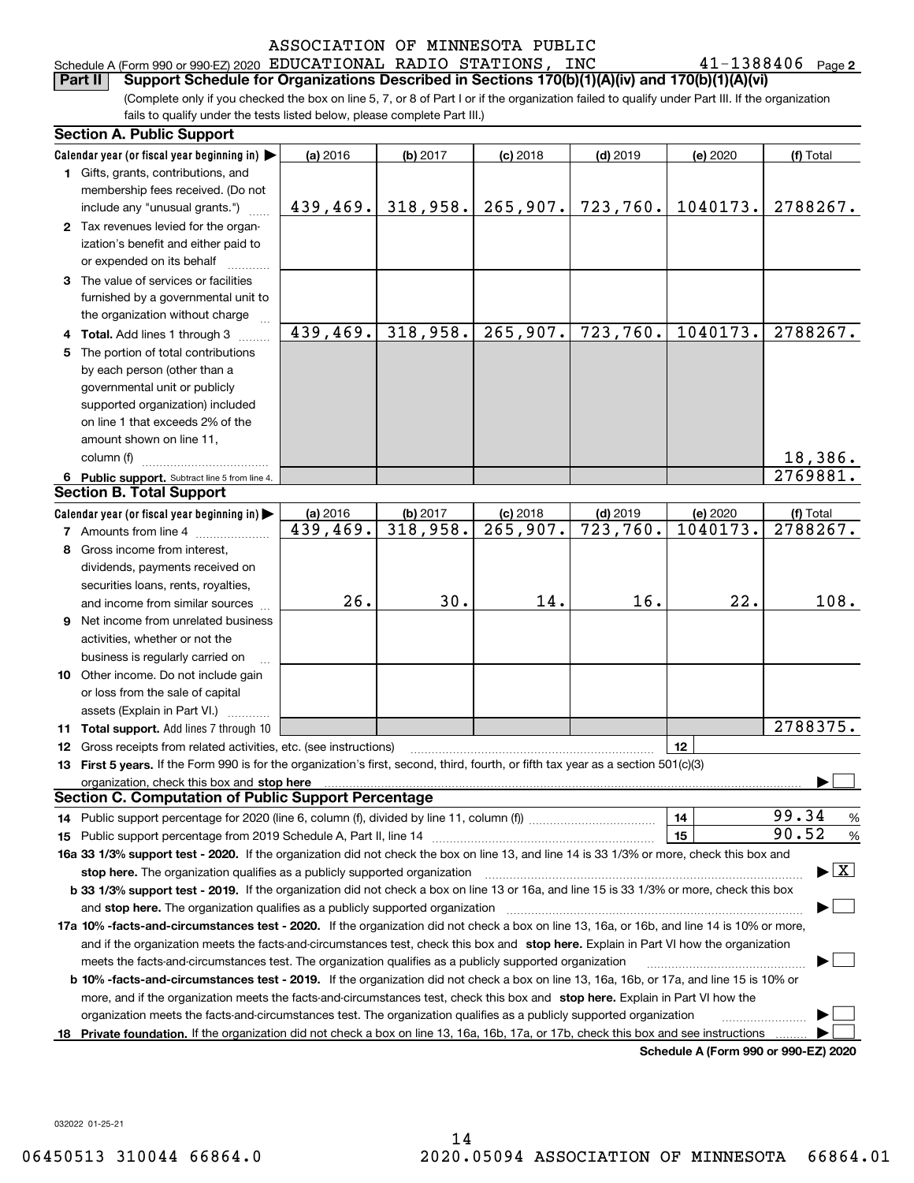ASSOCIATION OF MINNESOTA PUBLIC

Schedule A (Form 990 or 990-EZ) 2020 EDUCATIONAL RADIO STATIONS, INC 41-1388406 Page 2

**Part II Support Schedule for Organizations Described in Sections 170(b)(1)(A)(iv) and 170(b)(1)(A)(vi)**

(Complete only if you checked the box on line 5, 7, or 8 of Part I or if the organization failed to qualify under Part III. If the organization fails to qualify under the tests listed below, please complete Part III.)

**Section A. Public Support**

| Calendar year (or fiscal year beginning in) ▶ | (a) 2016 | (b) 2017 | (c) 2018 | (d) 2019 | (e) 2020 | (f) Total |
|---|---|---|---|---|---|---|
| 1 Gifts, grants, contributions, and membership fees received. (Do not include any "unusual grants.") | 439,469. | 318,958. | 265,907. | 723,760. | 1040173. | 2788267. |
| 2 Tax revenues levied for the organization's benefit and either paid to or expended on its behalf | | | | | | |
| 3 The value of services or facilities furnished by a governmental unit to the organization without charge | | | | | | |
| 4 **Total.** Add lines 1 through 3 | 439,469. | 318,958. | 265,907. | 723,760. | 1040173. | 2788267. |
| 5 The portion of total contributions by each person (other than a governmental unit or publicly supported organization) included on line 1 that exceeds 2% of the amount shown on line 11, column (f) | | | | | | 18,386. |
| 6 **Public support.** Subtract line 5 from line 4. | | | | | | 2769881. |

**Section B. Total Support**

| Calendar year (or fiscal year beginning in) ▶ | (a) 2016 | (b) 2017 | (c) 2018 | (d) 2019 | (e) 2020 | (f) Total |
|---|---|---|---|---|---|---|
| 7 Amounts from line 4 | 439,469. | 318,958. | 265,907. | 723,760. | 1040173. | 2788267. |
| 8 Gross income from interest, dividends, payments received on securities loans, rents, royalties, and income from similar sources | 26. | 30. | 14. | 16. | 22. | 108. |
| 9 Net income from unrelated business activities, whether or not the business is regularly carried on | | | | | | |
| 10 Other income. Do not include gain or loss from the sale of capital assets (Explain in Part VI.) | | | | | | |
| 11 **Total support.** Add lines 7 through 10 | | | | | | 2788375. |

12 Gross receipts from related activities, etc. (see instructions) | 12 |

13 **First 5 years.** If the Form 990 is for the organization's first, second, third, fourth, or fifth tax year as a section 501(c)(3) organization, check this box and **stop here** ▶ ☐

**Section C. Computation of Public Support Percentage**

14 Public support percentage for 2020 (line 6, column (f), divided by line 11, column (f)) | 14 | 99.34 %

15 Public support percentage from 2019 Schedule A, Part II, line 14 | 15 | 90.52 %

**16a 33 1/3% support test - 2020.** If the organization did not check the box on line 13, and line 14 is 33 1/3% or more, check this box and **stop here.** The organization qualifies as a publicly supported organization ▶ ☒

**b 33 1/3% support test - 2019.** If the organization did not check a box on line 13 or 16a, and line 15 is 33 1/3% or more, check this box and **stop here.** The organization qualifies as a publicly supported organization ▶ ☐

**17a 10% -facts-and-circumstances test - 2020.** If the organization did not check a box on line 13, 16a, or 16b, and line 14 is 10% or more, and if the organization meets the facts-and-circumstances test, check this box and **stop here.** Explain in Part VI how the organization meets the facts-and-circumstances test. The organization qualifies as a publicly supported organization ▶ ☐

**b 10% -facts-and-circumstances test - 2019.** If the organization did not check a box on line 13, 16a, 16b, or 17a, and line 15 is 10% or more, and if the organization meets the facts-and-circumstances test, check this box and **stop here.** Explain in Part VI how the organization meets the facts-and-circumstances test. The organization qualifies as a publicly supported organization ▶ ☐

18 **Private foundation.** If the organization did not check a box on line 13, 16a, 16b, 17a, or 17b, check this box and see instructions ▶ ☐

**Schedule A (Form 990 or 990-EZ) 2020**

032022 01-25-21

06450513 310044 66864.0 2020.05094 ASSOCIATION OF MINNESOTA 66864.01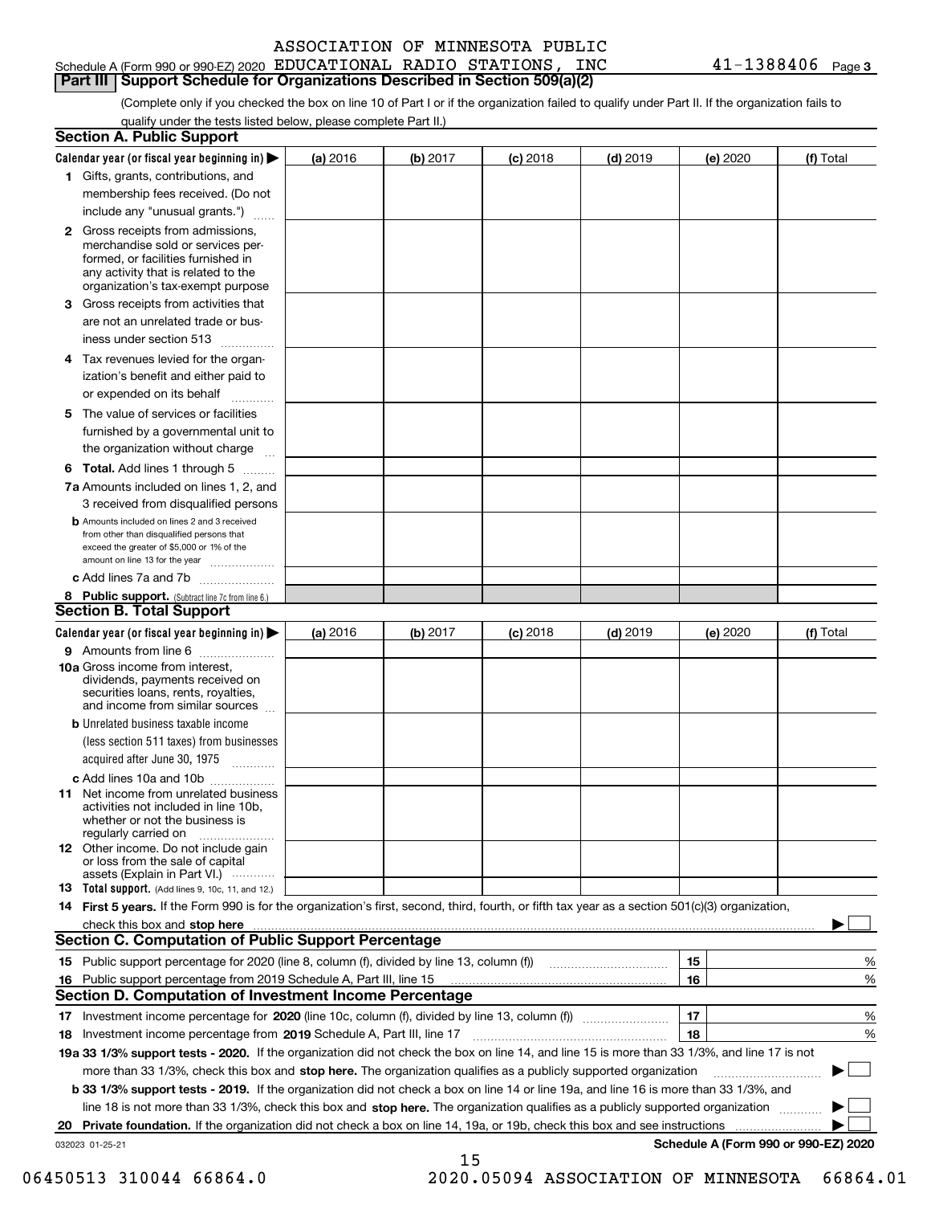ASSOCIATION OF MINNESOTA PUBLIC

Schedule A (Form 990 or 990-EZ) 2020 EDUCATIONAL RADIO STATIONS, INC 41-1388406 Page 3

**Part III Support Schedule for Organizations Described in Section 509(a)(2)**

(Complete only if you checked the box on line 10 of Part I or if the organization failed to qualify under Part II. If the organization fails to qualify under the tests listed below, please complete Part II.)

## Section A. Public Support

| Calendar year (or fiscal year beginning in) ▶ | (a) 2016 | (b) 2017 | (c) 2018 | (d) 2019 | (e) 2020 | (f) Total |
|---|---|---|---|---|---|---|
| 1 Gifts, grants, contributions, and membership fees received. (Do not include any "unusual grants.") | | | | | | |
| 2 Gross receipts from admissions, merchandise sold or services performed, or facilities furnished in any activity that is related to the organization's tax-exempt purpose | | | | | | |
| 3 Gross receipts from activities that are not an unrelated trade or business under section 513 | | | | | | |
| 4 Tax revenues levied for the organization's benefit and either paid to or expended on its behalf | | | | | | |
| 5 The value of services or facilities furnished by a governmental unit to the organization without charge | | | | | | |
| 6 **Total.** Add lines 1 through 5 | | | | | | |
| 7a Amounts included on lines 1, 2, and 3 received from disqualified persons | | | | | | |
| b Amounts included on lines 2 and 3 received from other than disqualified persons that exceed the greater of $5,000 or 1% of the amount on line 13 for the year | | | | | | |
| c Add lines 7a and 7b | | | | | | |
| 8 **Public support.** (Subtract line 7c from line 6.) | | | | | | |

## Section B. Total Support

| Calendar year (or fiscal year beginning in) ▶ | (a) 2016 | (b) 2017 | (c) 2018 | (d) 2019 | (e) 2020 | (f) Total |
|---|---|---|---|---|---|---|
| 9 Amounts from line 6 | | | | | | |
| 10a Gross income from interest, dividends, payments received on securities loans, rents, royalties, and income from similar sources | | | | | | |
| b Unrelated business taxable income (less section 511 taxes) from businesses acquired after June 30, 1975 | | | | | | |
| c Add lines 10a and 10b | | | | | | |
| 11 Net income from unrelated business activities not included in line 10b, whether or not the business is regularly carried on | | | | | | |
| 12 Other income. Do not include gain or loss from the sale of capital assets (Explain in Part VI.) | | | | | | |
| 13 **Total support.** (Add lines 9, 10c, 11, and 12.) | | | | | | |

14 **First 5 years.** If the Form 990 is for the organization's first, second, third, fourth, or fifth tax year as a section 501(c)(3) organization, check this box and **stop here** ▶ ☐

## Section C. Computation of Public Support Percentage

| | | | |
|---|---|---|---|
| 15 | Public support percentage for 2020 (line 8, column (f), divided by line 13, column (f)) | 15 | % |
| 16 | Public support percentage from 2019 Schedule A, Part III, line 15 | 16 | % |

## Section D. Computation of Investment Income Percentage

| | | | |
|---|---|---|---|
| 17 | Investment income percentage for **2020** (line 10c, column (f), divided by line 13, column (f)) | 17 | % |
| 18 | Investment income percentage from **2019** Schedule A, Part III, line 17 | 18 | % |

**19a 33 1/3% support tests - 2020.** If the organization did not check the box on line 14, and line 15 is more than 33 1/3%, and line 17 is not more than 33 1/3%, check this box and **stop here.** The organization qualifies as a publicly supported organization ▶ ☐

**b 33 1/3% support tests - 2019.** If the organization did not check a box on line 14 or line 19a, and line 16 is more than 33 1/3%, and line 18 is not more than 33 1/3%, check this box and **stop here.** The organization qualifies as a publicly supported organization ▶ ☐

**20 Private foundation.** If the organization did not check a box on line 14, 19a, or 19b, check this box and see instructions ▶ ☐

032023 01-25-21 **Schedule A (Form 990 or 990-EZ) 2020**

06450513 310044 66864.0 2020.05094 ASSOCIATION OF MINNESOTA 66864.01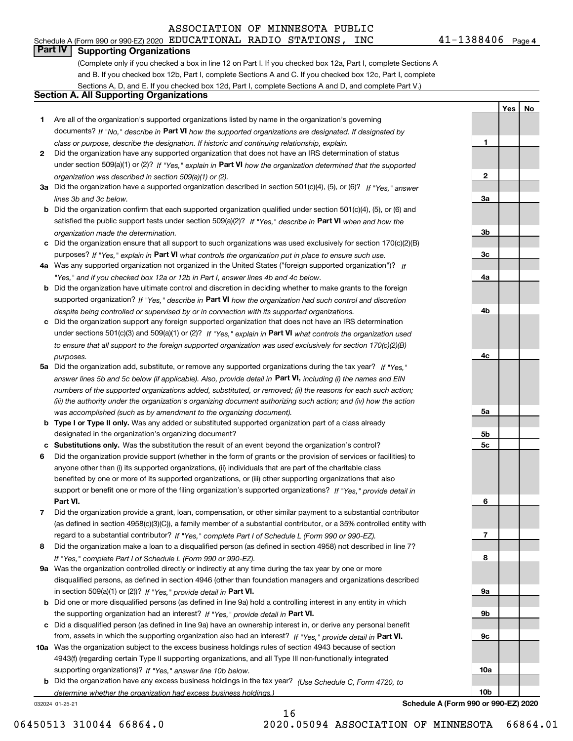ASSOCIATION OF MINNESOTA PUBLIC
Schedule A (Form 990 or 990-EZ) 2020 EDUCATIONAL RADIO STATIONS, INC 41-1388406 Page 4

## Part IV Supporting Organizations

(Complete only if you checked a box in line 12 on Part I. If you checked box 12a, Part I, complete Sections A and B. If you checked box 12b, Part I, complete Sections A and C. If you checked box 12c, Part I, complete Sections A, D, and E. If you checked box 12d, Part I, complete Sections A and D, and complete Part V.)

### Section A. All Supporting Organizations

| | | | Yes | No |
|---|---|---|---|---|
| 1 | Are all of the organization's supported organizations listed by name in the organization's governing documents? *If "No," describe in* **Part VI** *how the supported organizations are designated. If designated by class or purpose, describe the designation. If historic and continuing relationship, explain.* | 1 | | |
| 2 | Did the organization have any supported organization that does not have an IRS determination of status under section 509(a)(1) or (2)? *If "Yes," explain in* **Part VI** *how the organization determined that the supported organization was described in section 509(a)(1) or (2).* | 2 | | |
| 3a | Did the organization have a supported organization described in section 501(c)(4), (5), or (6)? *If "Yes," answer lines 3b and 3c below.* | 3a | | |
| b | Did the organization confirm that each supported organization qualified under section 501(c)(4), (5), or (6) and satisfied the public support tests under section 509(a)(2)? *If "Yes," describe in* **Part VI** *when and how the organization made the determination.* | 3b | | |
| c | Did the organization ensure that all support to such organizations was used exclusively for section 170(c)(2)(B) purposes? *If "Yes," explain in* **Part VI** *what controls the organization put in place to ensure such use.* | 3c | | |
| 4a | Was any supported organization not organized in the United States ("foreign supported organization")? *If "Yes," and if you checked box 12a or 12b in Part I, answer lines 4b and 4c below.* | 4a | | |
| b | Did the organization have ultimate control and discretion in deciding whether to make grants to the foreign supported organization? *If "Yes," describe in* **Part VI** *how the organization had such control and discretion despite being controlled or supervised by or in connection with its supported organizations.* | 4b | | |
| c | Did the organization support any foreign supported organization that does not have an IRS determination under sections 501(c)(3) and 509(a)(1) or (2)? *If "Yes," explain in* **Part VI** *what controls the organization used to ensure that all support to the foreign supported organization was used exclusively for section 170(c)(2)(B) purposes.* | 4c | | |
| 5a | Did the organization add, substitute, or remove any supported organizations during the tax year? *If "Yes," answer lines 5b and 5c below (if applicable). Also, provide detail in* **Part VI,** *including (i) the names and EIN numbers of the supported organizations added, substituted, or removed; (ii) the reasons for each such action; (iii) the authority under the organization's organizing document authorizing such action; and (iv) how the action was accomplished (such as by amendment to the organizing document).* | 5a | | |
| b | **Type I or Type II only.** Was any added or substituted supported organization part of a class already designated in the organization's organizing document? | 5b | | |
| c | **Substitutions only.** Was the substitution the result of an event beyond the organization's control? | 5c | | |
| 6 | Did the organization provide support (whether in the form of grants or the provision of services or facilities) to anyone other than (i) its supported organizations, (ii) individuals that are part of the charitable class benefited by one or more of its supported organizations, or (iii) other supporting organizations that also support or benefit one or more of the filing organization's supported organizations? *If "Yes," provide detail in* **Part VI.** | 6 | | |
| 7 | Did the organization provide a grant, loan, compensation, or other similar payment to a substantial contributor (as defined in section 4958(c)(3)(C)), a family member of a substantial contributor, or a 35% controlled entity with regard to a substantial contributor? *If "Yes," complete Part I of Schedule L (Form 990 or 990-EZ).* | 7 | | |
| 8 | Did the organization make a loan to a disqualified person (as defined in section 4958) not described in line 7? *If "Yes," complete Part I of Schedule L (Form 990 or 990-EZ).* | 8 | | |
| 9a | Was the organization controlled directly or indirectly at any time during the tax year by one or more disqualified persons, as defined in section 4946 (other than foundation managers and organizations described in section 509(a)(1) or (2))? *If "Yes," provide detail in* **Part VI.** | 9a | | |
| b | Did one or more disqualified persons (as defined in line 9a) hold a controlling interest in any entity in which the supporting organization had an interest? *If "Yes," provide detail in* **Part VI.** | 9b | | |
| c | Did a disqualified person (as defined in line 9a) have an ownership interest in, or derive any personal benefit from, assets in which the supporting organization also had an interest? *If "Yes," provide detail in* **Part VI.** | 9c | | |
| 10a | Was the organization subject to the excess business holdings rules of section 4943 because of section 4943(f) (regarding certain Type II supporting organizations, and all Type III non-functionally integrated supporting organizations)? *If "Yes," answer line 10b below.* | 10a | | |
| b | Did the organization have any excess business holdings in the tax year? *(Use Schedule C, Form 4720, to determine whether the organization had excess business holdings.)* | 10b | | |

032024 01-25-21 **Schedule A (Form 990 or 990-EZ) 2020**

06450513 310044 66864.0 2020.05094 ASSOCIATION OF MINNESOTA 66864.01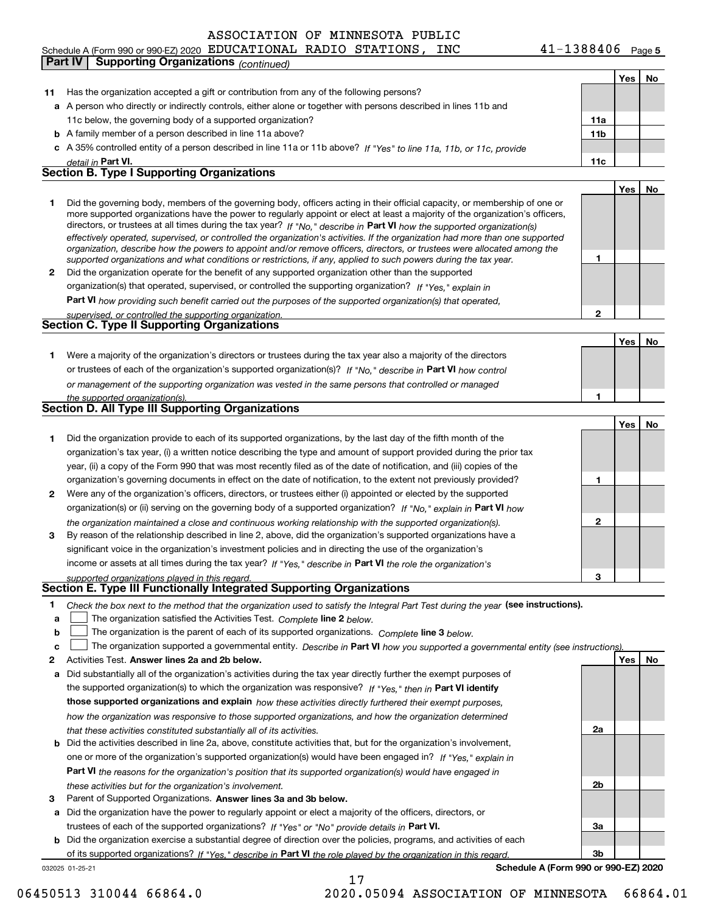Schedule A (Form 990 or 990-EZ) 2020 ASSOCIATION OF MINNESOTA PUBLIC EDUCATIONAL RADIO STATIONS, INC 41-1388406 Page 5

**Part IV Supporting Organizations** *(continued)*

| | | | Yes | No |
|---|---|---|---|---|
| **11** | Has the organization accepted a gift or contribution from any of the following persons? | | | |
| **a** | A person who directly or indirectly controls, either alone or together with persons described in lines 11b and 11c below, the governing body of a supported organization? | **11a** | | |
| **b** | A family member of a person described in line 11a above? | **11b** | | |
| **c** | A 35% controlled entity of a person described in line 11a or 11b above? *If "Yes" to line 11a, 11b, or 11c, provide detail in* **Part VI.** | **11c** | | |

**Section B. Type I Supporting Organizations**

| | | | Yes | No |
|---|---|---|---|---|
| **1** | Did the governing body, members of the governing body, officers acting in their official capacity, or membership of one or more supported organizations have the power to regularly appoint or elect at least a majority of the organization's officers, directors, or trustees at all times during the tax year? *If "No," describe in* **Part VI** *how the supported organization(s) effectively operated, supervised, or controlled the organization's activities. If the organization had more than one supported organization, describe how the powers to appoint and/or remove officers, directors, or trustees were allocated among the supported organizations and what conditions or restrictions, if any, applied to such powers during the tax year.* | **1** | | |
| **2** | Did the organization operate for the benefit of any supported organization other than the supported organization(s) that operated, supervised, or controlled the supporting organization? *If "Yes," explain in* **Part VI** *how providing such benefit carried out the purposes of the supported organization(s) that operated, supervised, or controlled the supporting organization.* | **2** | | |

**Section C. Type II Supporting Organizations**

| | | | Yes | No |
|---|---|---|---|---|
| **1** | Were a majority of the organization's directors or trustees during the tax year also a majority of the directors or trustees of each of the organization's supported organization(s)? *If "No," describe in* **Part VI** *how control or management of the supporting organization was vested in the same persons that controlled or managed the supported organization(s).* | **1** | | |

**Section D. All Type III Supporting Organizations**

| | | | Yes | No |
|---|---|---|---|---|
| **1** | Did the organization provide to each of its supported organizations, by the last day of the fifth month of the organization's tax year, (i) a written notice describing the type and amount of support provided during the prior tax year, (ii) a copy of the Form 990 that was most recently filed as of the date of notification, and (iii) copies of the organization's governing documents in effect on the date of notification, to the extent not previously provided? | **1** | | |
| **2** | Were any of the organization's officers, directors, or trustees either (i) appointed or elected by the supported organization(s) or (ii) serving on the governing body of a supported organization? *If "No," explain in* **Part VI** *how the organization maintained a close and continuous working relationship with the supported organization(s).* | **2** | | |
| **3** | By reason of the relationship described in line 2, above, did the organization's supported organizations have a significant voice in the organization's investment policies and in directing the use of the organization's income or assets at all times during the tax year? *If "Yes," describe in* **Part VI** *the role the organization's supported organizations played in this regard.* | **3** | | |

**Section E. Type III Functionally Integrated Supporting Organizations**

**1** *Check the box next to the method that the organization used to satisfy the Integral Part Test during the year* **(see instructions).**

- **a** ☐ The organization satisfied the Activities Test. *Complete* **line 2** *below.*
- **b** ☐ The organization is the parent of each of its supported organizations. *Complete* **line 3** *below.*
- **c** ☐ The organization supported a governmental entity. *Describe in* **Part VI** *how you supported a governmental entity (see instructions).*

| | | | Yes | No |
|---|---|---|---|---|
| **2** | Activities Test. **Answer lines 2a and 2b below.** | | | |
| **a** | Did substantially all of the organization's activities during the tax year directly further the exempt purposes of the supported organization(s) to which the organization was responsive? *If "Yes," then in* **Part VI identify those supported organizations and explain** *how these activities directly furthered their exempt purposes, how the organization was responsive to those supported organizations, and how the organization determined that these activities constituted substantially all of its activities.* | **2a** | | |
| **b** | Did the activities described in line 2a, above, constitute activities that, but for the organization's involvement, one or more of the organization's supported organization(s) would have been engaged in? *If "Yes," explain in* **Part VI** *the reasons for the organization's position that its supported organization(s) would have engaged in these activities but for the organization's involvement.* | **2b** | | |
| **3** | Parent of Supported Organizations. **Answer lines 3a and 3b below.** | | | |
| **a** | Did the organization have the power to regularly appoint or elect a majority of the officers, directors, or trustees of each of the supported organizations? *If "Yes" or "No" provide details in* **Part VI.** | **3a** | | |
| **b** | Did the organization exercise a substantial degree of direction over the policies, programs, and activities of each of its supported organizations? *If "Yes," describe in* **Part VI** *the role played by the organization in this regard.* | **3b** | | |

032025 01-25-21 **Schedule A (Form 990 or 990-EZ) 2020**

06450513 310044 66864.0 2020.05094 ASSOCIATION OF MINNESOTA 66864.01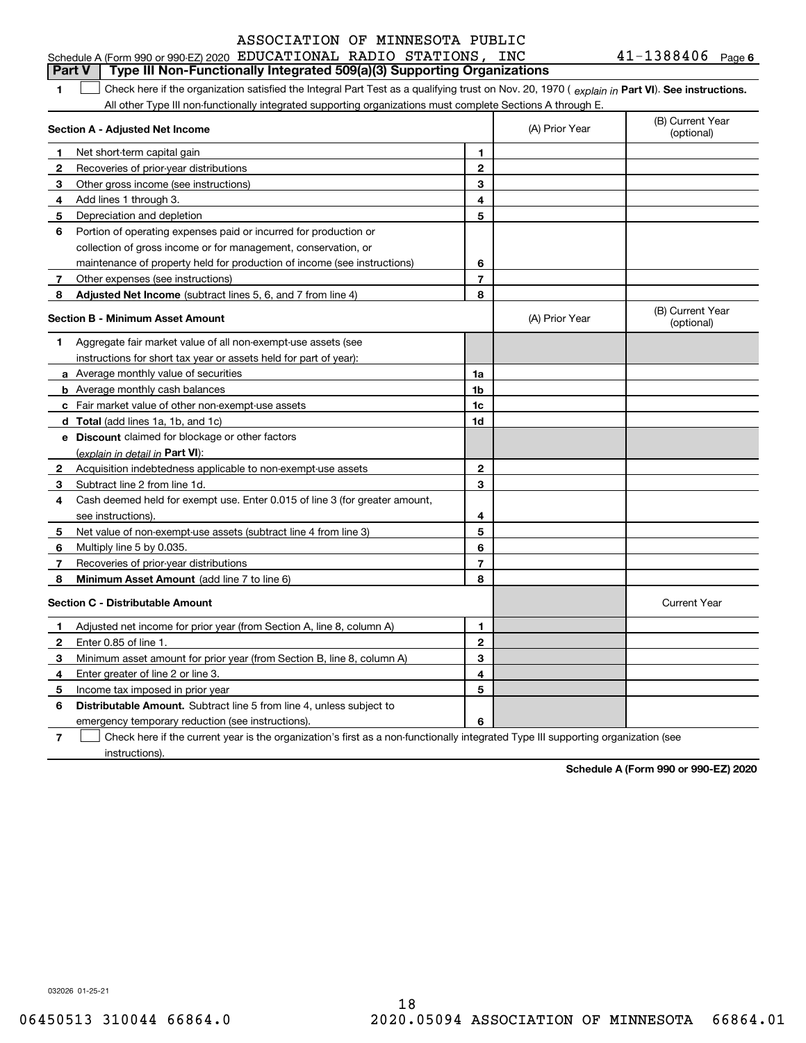ASSOCIATION OF MINNESOTA PUBLIC

Schedule A (Form 990 or 990-EZ) 2020 EDUCATIONAL RADIO STATIONS, INC 41-1388406 Page 6

## Part V Type III Non-Functionally Integrated 509(a)(3) Supporting Organizations

1 ☐ Check here if the organization satisfied the Integral Part Test as a qualifying trust on Nov. 20, 1970 ( *explain in* **Part VI**). **See instructions.** All other Type III non-functionally integrated supporting organizations must complete Sections A through E.

| **Section A - Adjusted Net Income** | | | (A) Prior Year | (B) Current Year (optional) |
|---|---|---|---|---|
| 1 | Net short-term capital gain | 1 | | |
| 2 | Recoveries of prior-year distributions | 2 | | |
| 3 | Other gross income (see instructions) | 3 | | |
| 4 | Add lines 1 through 3. | 4 | | |
| 5 | Depreciation and depletion | 5 | | |
| 6 | Portion of operating expenses paid or incurred for production or collection of gross income or for management, conservation, or maintenance of property held for production of income (see instructions) | 6 | | |
| 7 | Other expenses (see instructions) | 7 | | |
| 8 | **Adjusted Net Income** (subtract lines 5, 6, and 7 from line 4) | 8 | | |

| **Section B - Minimum Asset Amount** | | | (A) Prior Year | (B) Current Year (optional) |
|---|---|---|---|---|
| 1 | Aggregate fair market value of all non-exempt-use assets (see instructions for short tax year or assets held for part of year): | | | |
| a | Average monthly value of securities | 1a | | |
| b | Average monthly cash balances | 1b | | |
| c | Fair market value of other non-exempt-use assets | 1c | | |
| d | **Total** (add lines 1a, 1b, and 1c) | 1d | | |
| e | **Discount** claimed for blockage or other factors (*explain in detail in* **Part VI**): | | | |
| 2 | Acquisition indebtedness applicable to non-exempt-use assets | 2 | | |
| 3 | Subtract line 2 from line 1d. | 3 | | |
| 4 | Cash deemed held for exempt use. Enter 0.015 of line 3 (for greater amount, see instructions). | 4 | | |
| 5 | Net value of non-exempt-use assets (subtract line 4 from line 3) | 5 | | |
| 6 | Multiply line 5 by 0.035. | 6 | | |
| 7 | Recoveries of prior-year distributions | 7 | | |
| 8 | **Minimum Asset Amount** (add line 7 to line 6) | 8 | | |

| **Section C - Distributable Amount** | | | | Current Year |
|---|---|---|---|---|
| 1 | Adjusted net income for prior year (from Section A, line 8, column A) | 1 | | |
| 2 | Enter 0.85 of line 1. | 2 | | |
| 3 | Minimum asset amount for prior year (from Section B, line 8, column A) | 3 | | |
| 4 | Enter greater of line 2 or line 3. | 4 | | |
| 5 | Income tax imposed in prior year | 5 | | |
| 6 | **Distributable Amount.** Subtract line 5 from line 4, unless subject to emergency temporary reduction (see instructions). | 6 | | |

7 ☐ Check here if the current year is the organization's first as a non-functionally integrated Type III supporting organization (see instructions).

**Schedule A (Form 990 or 990-EZ) 2020**

032026 01-25-21

06450513 310044 66864.0 2020.05094 ASSOCIATION OF MINNESOTA 66864.01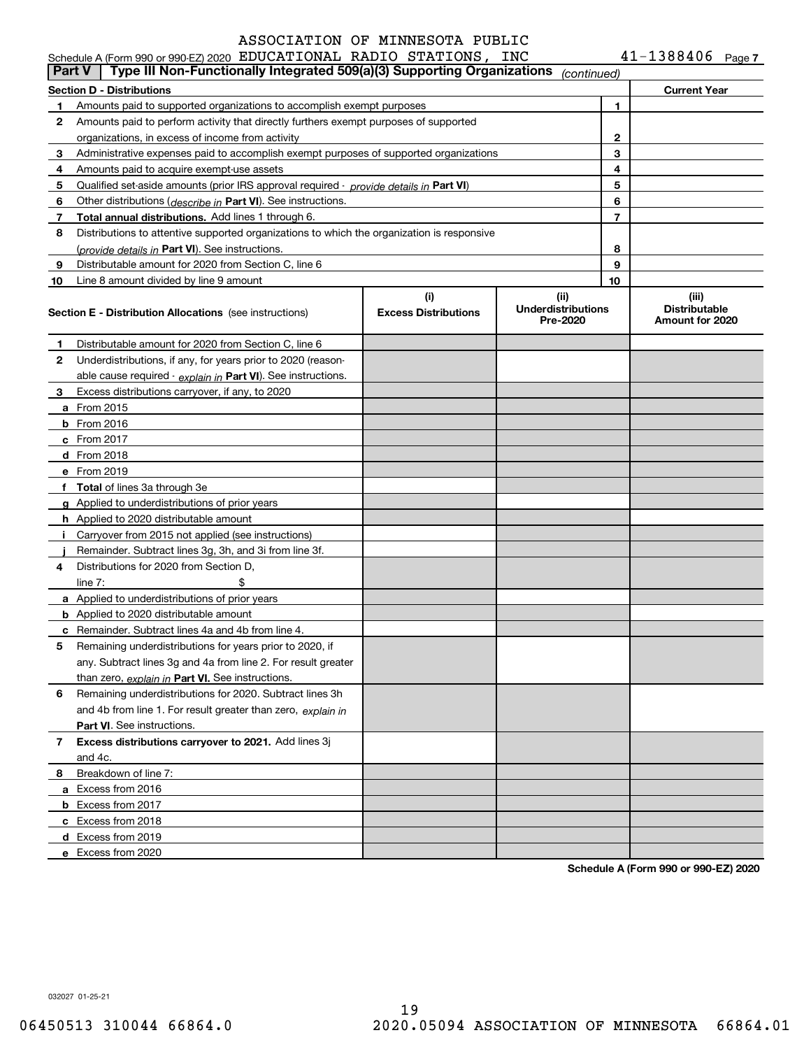ASSOCIATION OF MINNESOTA PUBLIC

Schedule A (Form 990 or 990-EZ) 2020 EDUCATIONAL RADIO STATIONS, INC 41-1388406 Page 7

**Part V** | **Type III Non-Functionally Integrated 509(a)(3) Supporting Organizations** *(continued)*

| **Section D - Distributions** | | **Current Year** |
|---|---|---|
| **1** Amounts paid to supported organizations to accomplish exempt purposes | 1 | |
| **2** Amounts paid to perform activity that directly furthers exempt purposes of supported organizations, in excess of income from activity | 2 | |
| **3** Administrative expenses paid to accomplish exempt purposes of supported organizations | 3 | |
| **4** Amounts paid to acquire exempt-use assets | 4 | |
| **5** Qualified set-aside amounts (prior IRS approval required - *provide details in* **Part VI**) | 5 | |
| **6** Other distributions (*describe in* **Part VI**). See instructions. | 6 | |
| **7** **Total annual distributions.** Add lines 1 through 6. | 7 | |
| **8** Distributions to attentive supported organizations to which the organization is responsive (*provide details in* **Part VI**). See instructions. | 8 | |
| **9** Distributable amount for 2020 from Section C, line 6 | 9 | |
| **10** Line 8 amount divided by line 9 amount | 10 | |

| **Section E - Distribution Allocations** (see instructions) | **(i)** **Excess Distributions** | **(ii)** **Underdistributions Pre-2020** | **(iii)** **Distributable Amount for 2020** |
|---|---|---|---|
| **1** Distributable amount for 2020 from Section C, line 6 | | | |
| **2** Underdistributions, if any, for years prior to 2020 (reasonable cause required - *explain in* **Part VI**). See instructions. | | | |
| **3** Excess distributions carryover, if any, to 2020 | | | |
| **a** From 2015 | | | |
| **b** From 2016 | | | |
| **c** From 2017 | | | |
| **d** From 2018 | | | |
| **e** From 2019 | | | |
| **f** **Total** of lines 3a through 3e | | | |
| **g** Applied to underdistributions of prior years | | | |
| **h** Applied to 2020 distributable amount | | | |
| **i** Carryover from 2015 not applied (see instructions) | | | |
| **j** Remainder. Subtract lines 3g, 3h, and 3i from line 3f. | | | |
| **4** Distributions for 2020 from Section D, line 7: $ | | | |
| **a** Applied to underdistributions of prior years | | | |
| **b** Applied to 2020 distributable amount | | | |
| **c** Remainder. Subtract lines 4a and 4b from line 4. | | | |
| **5** Remaining underdistributions for years prior to 2020, if any. Subtract lines 3g and 4a from line 2. For result greater than zero, *explain in* **Part VI.** See instructions. | | | |
| **6** Remaining underdistributions for 2020. Subtract lines 3h and 4b from line 1. For result greater than zero, *explain in* **Part VI**. See instructions. | | | |
| **7** **Excess distributions carryover to 2021.** Add lines 3j and 4c. | | | |
| **8** Breakdown of line 7: | | | |
| **a** Excess from 2016 | | | |
| **b** Excess from 2017 | | | |
| **c** Excess from 2018 | | | |
| **d** Excess from 2019 | | | |
| **e** Excess from 2020 | | | |

**Schedule A (Form 990 or 990-EZ) 2020**

032027 01-25-21

06450513 310044 66864.0 2020.05094 ASSOCIATION OF MINNESOTA 66864.01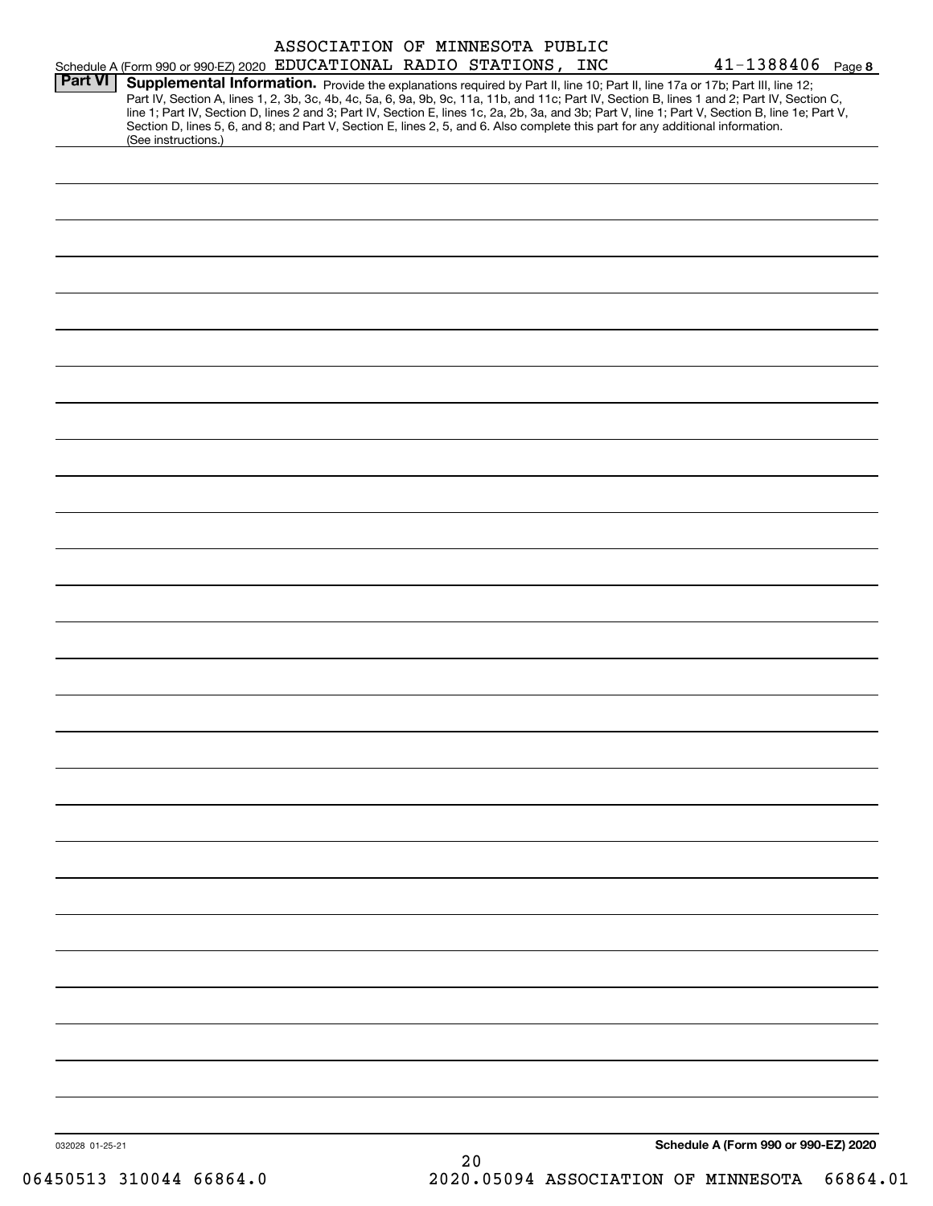Schedule A (Form 990 or 990-EZ) 2020 ASSOCIATION OF MINNESOTA PUBLIC EDUCATIONAL RADIO STATIONS, INC 41-1388406 Page 8

**Part VI** **Supplemental Information.** Provide the explanations required by Part II, line 10; Part II, line 17a or 17b; Part III, line 12; Part IV, Section A, lines 1, 2, 3b, 3c, 4b, 4c, 5a, 6, 9a, 9b, 9c, 11a, 11b, and 11c; Part IV, Section B, lines 1 and 2; Part IV, Section C, line 1; Part IV, Section D, lines 2 and 3; Part IV, Section E, lines 1c, 2a, 2b, 3a, and 3b; Part V, line 1; Part V, Section B, line 1e; Part V, Section D, lines 5, 6, and 8; and Part V, Section E, lines 2, 5, and 6. Also complete this part for any additional information. (See instructions.)

032028 01-25-21

**Schedule A (Form 990 or 990-EZ) 2020**

06450513 310044 66864.0 2020.05094 ASSOCIATION OF MINNESOTA 66864.01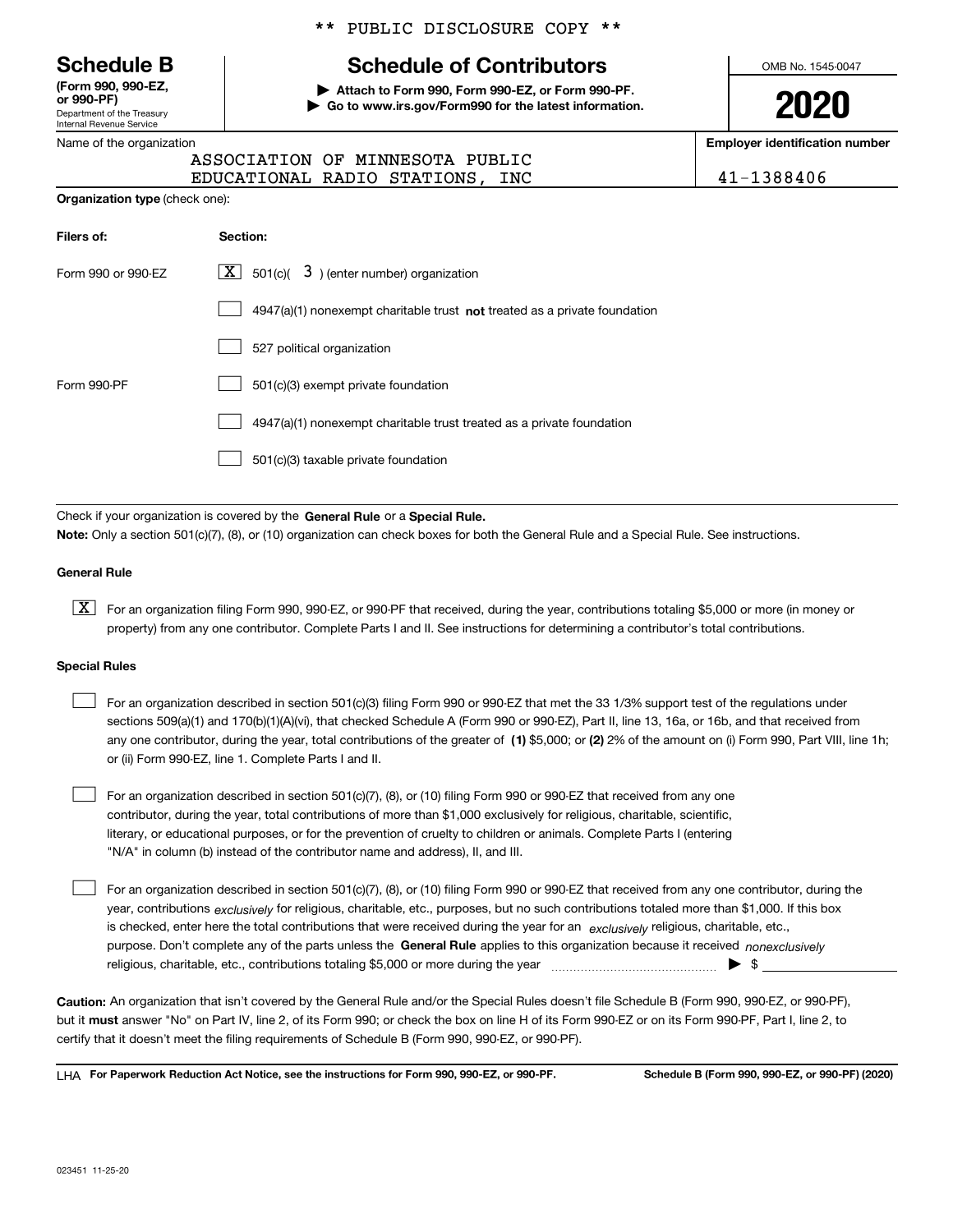** PUBLIC DISCLOSURE COPY **

**Schedule B**
**(Form 990, 990-EZ, or 990-PF)**
Department of the Treasury
Internal Revenue Service

# Schedule of Contributors

▶ **Attach to Form 990, Form 990-EZ, or Form 990-PF.**
▶ **Go to www.irs.gov/Form990 for the latest information.**

OMB No. 1545-0047

**2020**

Name of the organization: ASSOCIATION OF MINNESOTA PUBLIC EDUCATIONAL RADIO STATIONS, INC

**Employer identification number**: 41-1388406

**Organization type** (check one):

| **Filers of:** | **Section:** |
|---|---|
| Form 990 or 990-EZ | [X] 501(c)( 3 ) (enter number) organization |
| | [ ] 4947(a)(1) nonexempt charitable trust **not** treated as a private foundation |
| | [ ] 527 political organization |
| Form 990-PF | [ ] 501(c)(3) exempt private foundation |
| | [ ] 4947(a)(1) nonexempt charitable trust treated as a private foundation |
| | [ ] 501(c)(3) taxable private foundation |

Check if your organization is covered by the **General Rule** or a **Special Rule.**

**Note:** Only a section 501(c)(7), (8), or (10) organization can check boxes for both the General Rule and a Special Rule. See instructions.

**General Rule**

[X] For an organization filing Form 990, 990-EZ, or 990-PF that received, during the year, contributions totaling $5,000 or more (in money or property) from any one contributor. Complete Parts I and II. See instructions for determining a contributor's total contributions.

**Special Rules**

[ ] For an organization described in section 501(c)(3) filing Form 990 or 990-EZ that met the 33 1/3% support test of the regulations under sections 509(a)(1) and 170(b)(1)(A)(vi), that checked Schedule A (Form 990 or 990-EZ), Part II, line 13, 16a, or 16b, and that received from any one contributor, during the year, total contributions of the greater of **(1)** $5,000; or **(2)** 2% of the amount on (i) Form 990, Part VIII, line 1h; or (ii) Form 990-EZ, line 1. Complete Parts I and II.

[ ] For an organization described in section 501(c)(7), (8), or (10) filing Form 990 or 990-EZ that received from any one contributor, during the year, total contributions of more than $1,000 exclusively for religious, charitable, scientific, literary, or educational purposes, or for the prevention of cruelty to children or animals. Complete Parts I (entering "N/A" in column (b) instead of the contributor name and address), II, and III.

[ ] For an organization described in section 501(c)(7), (8), or (10) filing Form 990 or 990-EZ that received from any one contributor, during the year, contributions *exclusively* for religious, charitable, etc., purposes, but no such contributions totaled more than $1,000. If this box is checked, enter here the total contributions that were received during the year for an *exclusively* religious, charitable, etc., purpose. Don't complete any of the parts unless the **General Rule** applies to this organization because it received *nonexclusively* religious, charitable, etc., contributions totaling $5,000 or more during the year ▶ $

**Caution:** An organization that isn't covered by the General Rule and/or the Special Rules doesn't file Schedule B (Form 990, 990-EZ, or 990-PF), but it **must** answer "No" on Part IV, line 2, of its Form 990; or check the box on line H of its Form 990-EZ or on its Form 990-PF, Part I, line 2, to certify that it doesn't meet the filing requirements of Schedule B (Form 990, 990-EZ, or 990-PF).

LHA **For Paperwork Reduction Act Notice, see the instructions for Form 990, 990-EZ, or 990-PF.** **Schedule B (Form 990, 990-EZ, or 990-PF) (2020)**

023451 11-25-20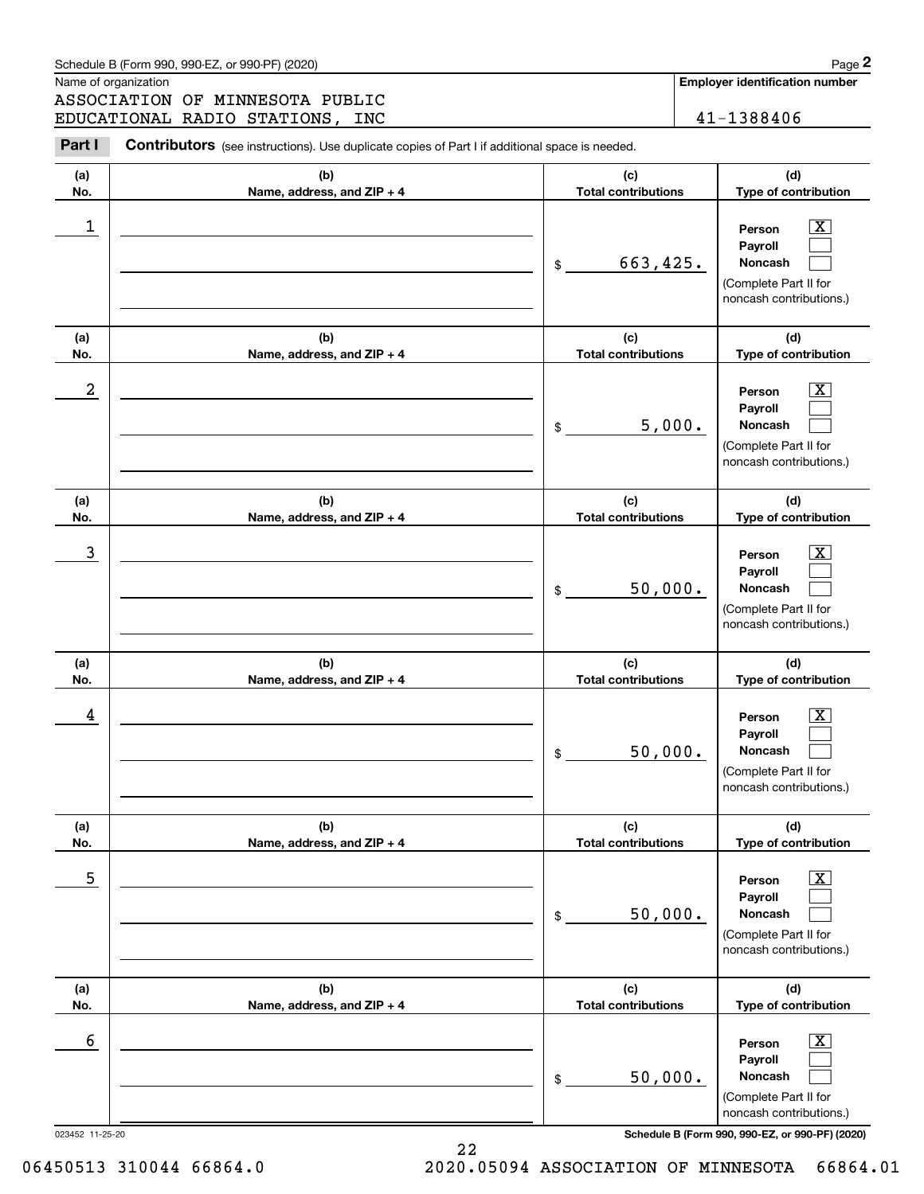Schedule B (Form 990, 990-EZ, or 990-PF) (2020)

Name of organization

ASSOCIATION OF MINNESOTA PUBLIC EDUCATIONAL RADIO STATIONS, INC

**Employer identification number**

41-1388406

**Part I** **Contributors** (see instructions). Use duplicate copies of Part I if additional space is needed.

| (a) No. | (b) Name, address, and ZIP + 4 | (c) Total contributions | (d) Type of contribution |
|---|---|---|---|
| 1 | | $ 663,425. | Person [X] Payroll [ ] Noncash [ ] (Complete Part II for noncash contributions.) |
| 2 | | $ 5,000. | Person [X] Payroll [ ] Noncash [ ] (Complete Part II for noncash contributions.) |
| 3 | | $ 50,000. | Person [X] Payroll [ ] Noncash [ ] (Complete Part II for noncash contributions.) |
| 4 | | $ 50,000. | Person [X] Payroll [ ] Noncash [ ] (Complete Part II for noncash contributions.) |
| 5 | | $ 50,000. | Person [X] Payroll [ ] Noncash [ ] (Complete Part II for noncash contributions.) |
| 6 | | $ 50,000. | Person [X] Payroll [ ] Noncash [ ] (Complete Part II for noncash contributions.) |

023452 11-25-20

**Schedule B (Form 990, 990-EZ, or 990-PF) (2020)**

06450513 310044 66864.0 2020.05094 ASSOCIATION OF MINNESOTA 66864.01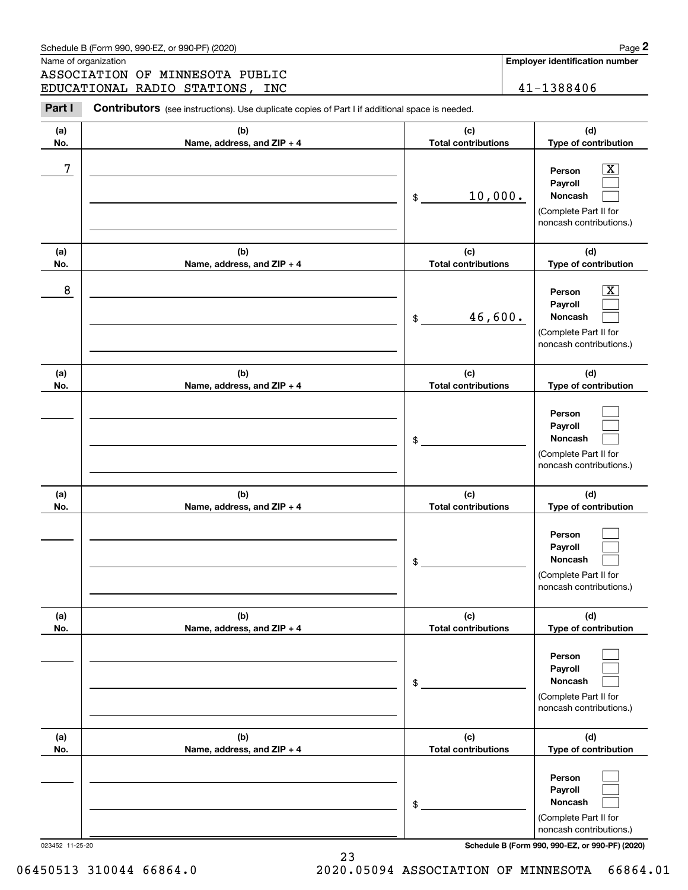Schedule B (Form 990, 990-EZ, or 990-PF) (2020)

Name of organization: ASSOCIATION OF MINNESOTA PUBLIC EDUCATIONAL RADIO STATIONS, INC

**Employer identification number:** 41-1388406

**Part I** **Contributors** (see instructions). Use duplicate copies of Part I if additional space is needed.

| (a) No. | (b) Name, address, and ZIP + 4 | (c) Total contributions | (d) Type of contribution |
|---|---|---|---|
| 7 | | $ 10,000. | Person [X] Payroll [ ] Noncash [ ] (Complete Part II for noncash contributions.) |
| 8 | | $ 46,600. | Person [X] Payroll [ ] Noncash [ ] (Complete Part II for noncash contributions.) |
| | | $ | Person [ ] Payroll [ ] Noncash [ ] (Complete Part II for noncash contributions.) |
| | | $ | Person [ ] Payroll [ ] Noncash [ ] (Complete Part II for noncash contributions.) |
| | | $ | Person [ ] Payroll [ ] Noncash [ ] (Complete Part II for noncash contributions.) |
| | | $ | Person [ ] Payroll [ ] Noncash [ ] (Complete Part II for noncash contributions.) |

023452 11-25-20

Schedule B (Form 990, 990-EZ, or 990-PF) (2020)

06450513 310044 66864.0 2020.05094 ASSOCIATION OF MINNESOTA 66864.01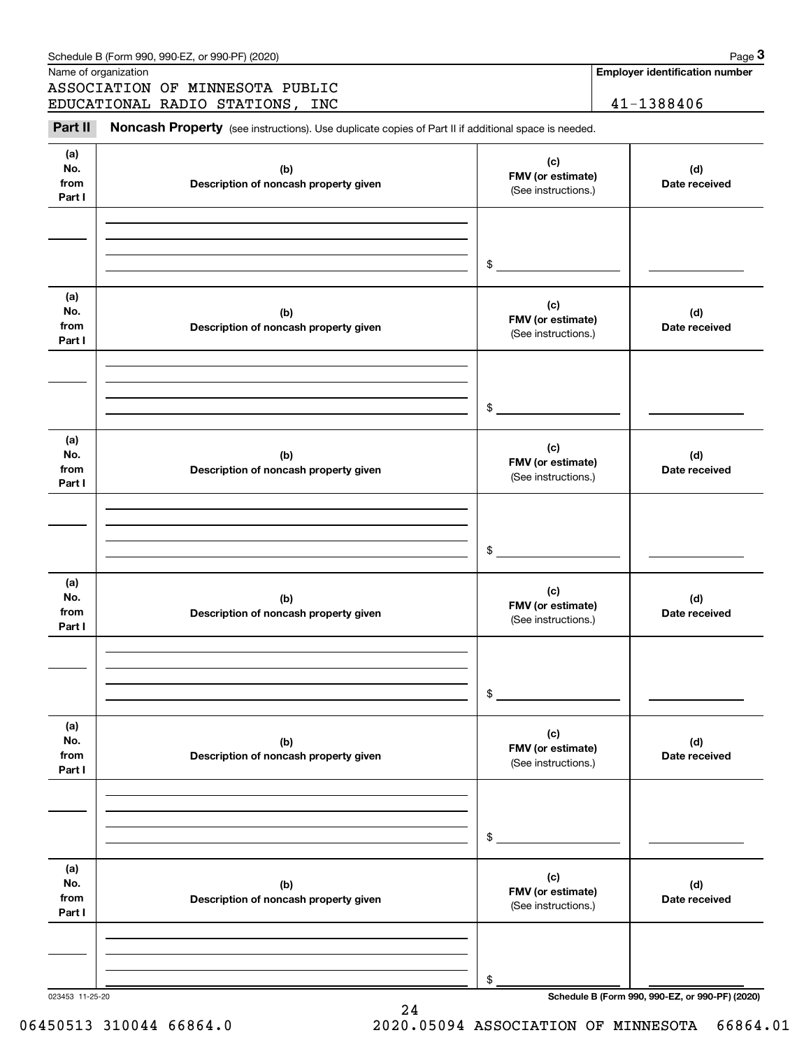Schedule B (Form 990, 990-EZ, or 990-PF) (2020) Page **3**

Name of organization

ASSOCIATION OF MINNESOTA PUBLIC EDUCATIONAL RADIO STATIONS, INC

**Employer identification number**

41-1388406

**Part II** **Noncash Property** (see instructions). Use duplicate copies of Part II if additional space is needed.

| (a) No. from Part I | (b) Description of noncash property given | (c) FMV (or estimate) (See instructions.) | (d) Date received |
|---|---|---|---|
| | | $ | |

| (a) No. from Part I | (b) Description of noncash property given | (c) FMV (or estimate) (See instructions.) | (d) Date received |
|---|---|---|---|
| | | $ | |

| (a) No. from Part I | (b) Description of noncash property given | (c) FMV (or estimate) (See instructions.) | (d) Date received |
|---|---|---|---|
| | | $ | |

| (a) No. from Part I | (b) Description of noncash property given | (c) FMV (or estimate) (See instructions.) | (d) Date received |
|---|---|---|---|
| | | $ | |

| (a) No. from Part I | (b) Description of noncash property given | (c) FMV (or estimate) (See instructions.) | (d) Date received |
|---|---|---|---|
| | | $ | |

| (a) No. from Part I | (b) Description of noncash property given | (c) FMV (or estimate) (See instructions.) | (d) Date received |
|---|---|---|---|
| | | $ | |

023453 11-25-20

**Schedule B (Form 990, 990-EZ, or 990-PF) (2020)**

06450513 310044 66864.0 2020.05094 ASSOCIATION OF MINNESOTA 66864.01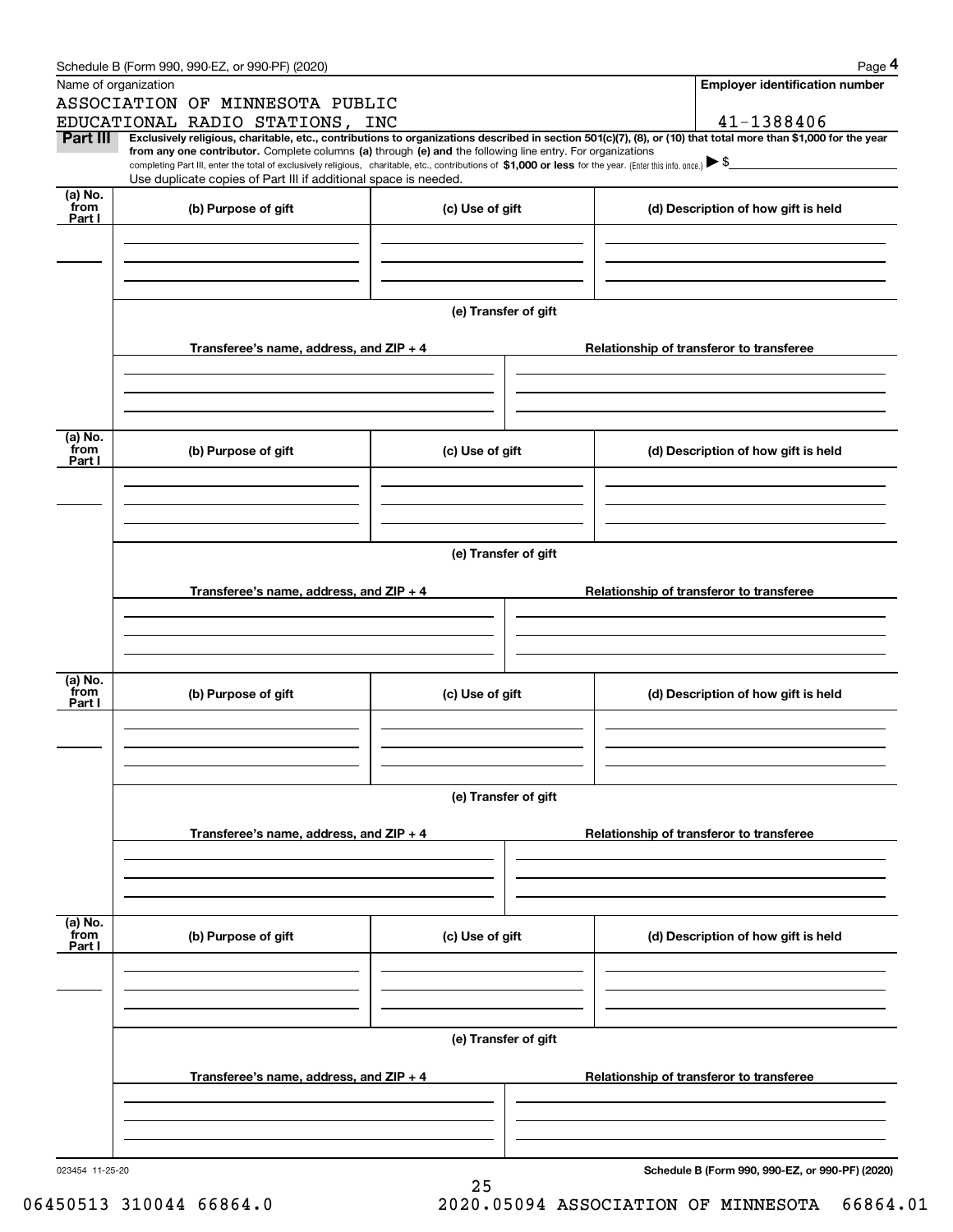Schedule B (Form 990, 990-EZ, or 990-PF) (2020)

Name of organization: ASSOCIATION OF MINNESOTA PUBLIC EDUCATIONAL RADIO STATIONS, INC

**Employer identification number:** 41-1388406

**Part III** **Exclusively religious, charitable, etc., contributions to organizations described in section 501(c)(7), (8), or (10) that total more than $1,000 for the year from any one contributor.** Complete columns **(a)** through **(e) and** the following line entry. For organizations completing Part III, enter the total of exclusively religious, charitable, etc., contributions of **$1,000 or less** for the year. (Enter this info. once.) ▶ $

Use duplicate copies of Part III if additional space is needed.

| (a) No. from Part I | (b) Purpose of gift | (c) Use of gift | (d) Description of how gift is held |
|---|---|---|---|
| | | | |

**(e) Transfer of gift**

| Transferee's name, address, and ZIP + 4 | Relationship of transferor to transferee |
|---|---|
| | |

| (a) No. from Part I | (b) Purpose of gift | (c) Use of gift | (d) Description of how gift is held |
|---|---|---|---|
| | | | |

**(e) Transfer of gift**

| Transferee's name, address, and ZIP + 4 | Relationship of transferor to transferee |
|---|---|
| | |

| (a) No. from Part I | (b) Purpose of gift | (c) Use of gift | (d) Description of how gift is held |
|---|---|---|---|
| | | | |

**(e) Transfer of gift**

| Transferee's name, address, and ZIP + 4 | Relationship of transferor to transferee |
|---|---|
| | |

| (a) No. from Part I | (b) Purpose of gift | (c) Use of gift | (d) Description of how gift is held |
|---|---|---|---|
| | | | |

**(e) Transfer of gift**

| Transferee's name, address, and ZIP + 4 | Relationship of transferor to transferee |
|---|---|
| | |

023454 11-25-20

**Schedule B (Form 990, 990-EZ, or 990-PF) (2020)**

06450513 310044 66864.0 2020.05094 ASSOCIATION OF MINNESOTA 66864.01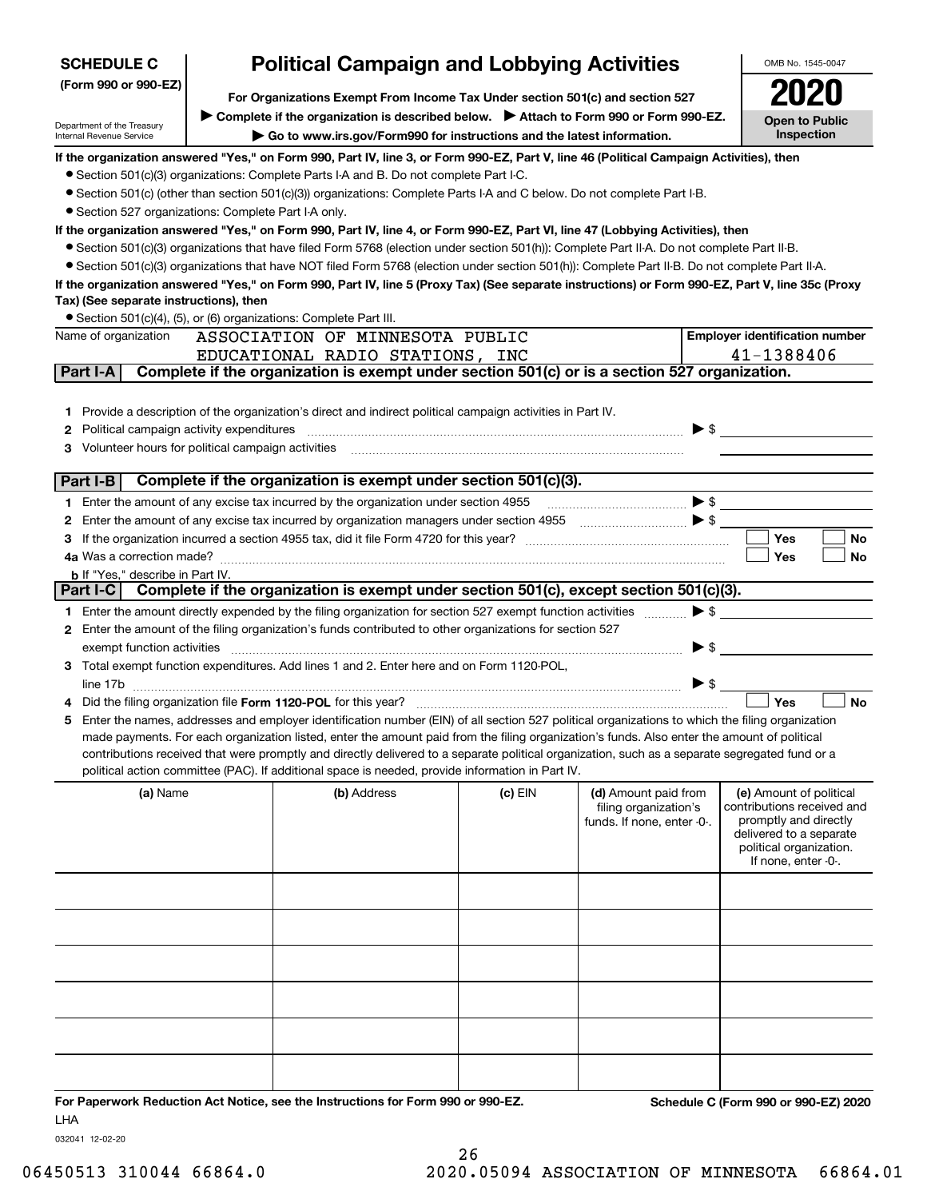**SCHEDULE C**
**(Form 990 or 990-EZ)**

Department of the Treasury
Internal Revenue Service

# Political Campaign and Lobbying Activities

**For Organizations Exempt From Income Tax Under section 501(c) and section 527**

▶ **Complete if the organization is described below.** ▶ **Attach to Form 990 or Form 990-EZ.**

▶ **Go to www.irs.gov/Form990 for instructions and the latest information.**

OMB No. 1545-0047

**2020**

**Open to Public Inspection**

**If the organization answered "Yes," on Form 990, Part IV, line 3, or Form 990-EZ, Part V, line 46 (Political Campaign Activities), then**

- Section 501(c)(3) organizations: Complete Parts I-A and B. Do not complete Part I-C.
- Section 501(c) (other than section 501(c)(3)) organizations: Complete Parts I-A and C below. Do not complete Part I-B.
- Section 527 organizations: Complete Part I-A only.

**If the organization answered "Yes," on Form 990, Part IV, line 4, or Form 990-EZ, Part VI, line 47 (Lobbying Activities), then**

- Section 501(c)(3) organizations that have filed Form 5768 (election under section 501(h)): Complete Part II-A. Do not complete Part II-B.
- Section 501(c)(3) organizations that have NOT filed Form 5768 (election under section 501(h)): Complete Part II-B. Do not complete Part II-A.

**If the organization answered "Yes," on Form 990, Part IV, line 5 (Proxy Tax) (See separate instructions) or Form 990-EZ, Part V, line 35c (Proxy Tax) (See separate instructions), then**

- Section 501(c)(4), (5), or (6) organizations: Complete Part III.

| Name of organization | Employer identification number |
|---|---|
| ASSOCIATION OF MINNESOTA PUBLIC EDUCATIONAL RADIO STATIONS, INC | 41-1388406 |

## Part I-A — Complete if the organization is exempt under section 501(c) or is a section 527 organization.

1. Provide a description of the organization's direct and indirect political campaign activities in Part IV.
2. Political campaign activity expenditures ▶ $
3. Volunteer hours for political campaign activities

## Part I-B — Complete if the organization is exempt under section 501(c)(3).

1. Enter the amount of any excise tax incurred by the organization under section 4955 ▶ $
2. Enter the amount of any excise tax incurred by organization managers under section 4955 ▶ $
3. If the organization incurred a section 4955 tax, did it file Form 4720 for this year? ☐ Yes ☐ No

4a. Was a correction made? ☐ Yes ☐ No

b. If "Yes," describe in Part IV.

## Part I-C — Complete if the organization is exempt under section 501(c), except section 501(c)(3).

1. Enter the amount directly expended by the filing organization for section 527 exempt function activities ▶ $
2. Enter the amount of the filing organization's funds contributed to other organizations for section 527 exempt function activities ▶ $
3. Total exempt function expenditures. Add lines 1 and 2. Enter here and on Form 1120-POL, line 17b ▶ $
4. Did the filing organization file **Form 1120-POL** for this year? ☐ Yes ☐ No
5. Enter the names, addresses and employer identification number (EIN) of all section 527 political organizations to which the filing organization made payments. For each organization listed, enter the amount paid from the filing organization's funds. Also enter the amount of political contributions received that were promptly and directly delivered to a separate political organization, such as a separate segregated fund or a political action committee (PAC). If additional space is needed, provide information in Part IV.

| (a) Name | (b) Address | (c) EIN | (d) Amount paid from filing organization's funds. If none, enter -0-. | (e) Amount of political contributions received and promptly and directly delivered to a separate political organization. If none, enter -0-. |
|---|---|---|---|---|
| | | | | |
| | | | | |
| | | | | |
| | | | | |
| | | | | |
| | | | | |

**For Paperwork Reduction Act Notice, see the Instructions for Form 990 or 990-EZ.**

**Schedule C (Form 990 or 990-EZ) 2020**

LHA

032041 12-02-20

06450513 310044 66864.0 2020.05094 ASSOCIATION OF MINNESOTA 66864.01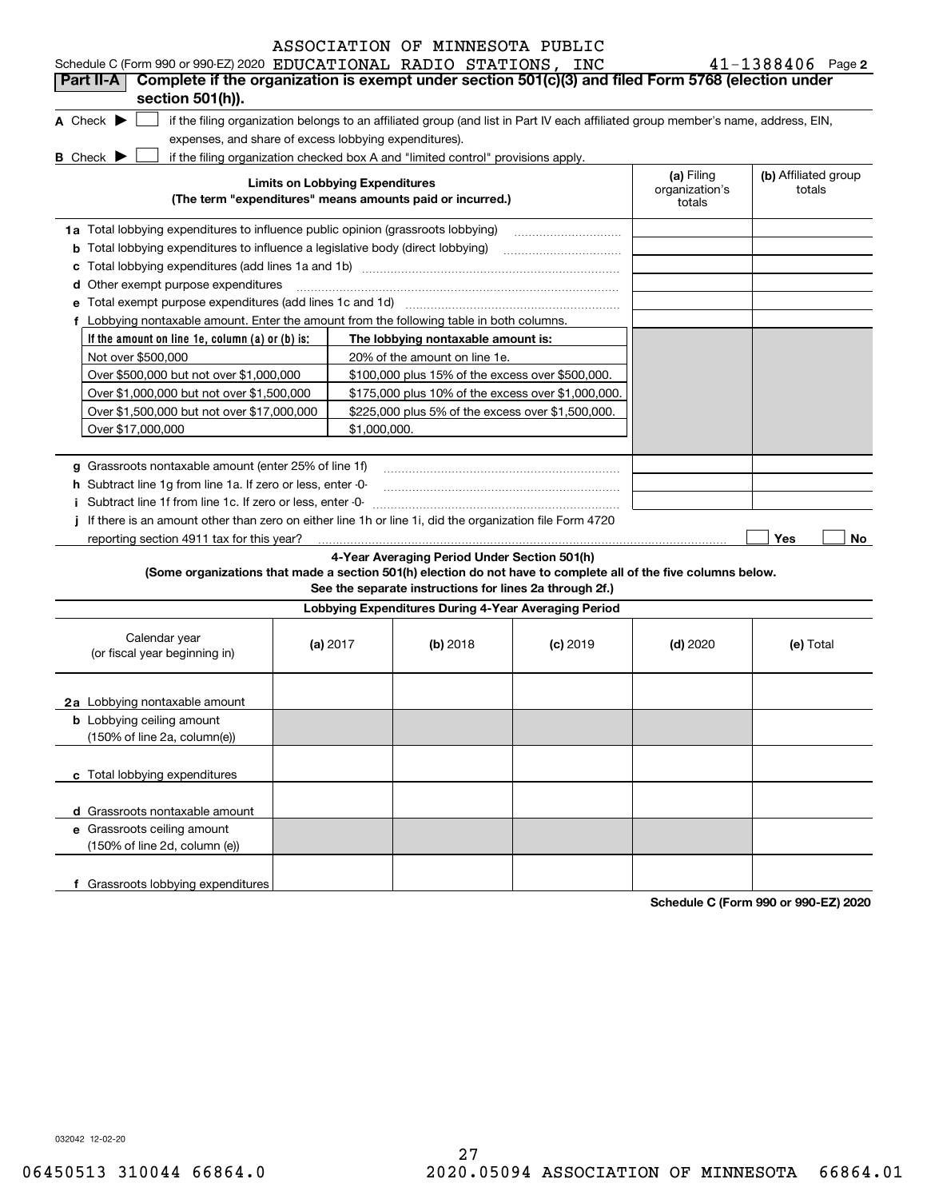Schedule C (Form 990 or 990-EZ) 2020 ASSOCIATION OF MINNESOTA PUBLIC EDUCATIONAL RADIO STATIONS, INC 41-1388406 Page 2

**Part II-A** **Complete if the organization is exempt under section 501(c)(3) and filed Form 5768 (election under section 501(h)).**

**A** Check ▶ ☐ if the filing organization belongs to an affiliated group (and list in Part IV each affiliated group member's name, address, EIN, expenses, and share of excess lobbying expenditures).

**B** Check ▶ ☐ if the filing organization checked box A and "limited control" provisions apply.

| **Limits on Lobbying Expenditures** (The term "expenditures" means amounts paid or incurred.) | **(a)** Filing organization's totals | **(b)** Affiliated group totals |
|---|---|---|
| **1a** Total lobbying expenditures to influence public opinion (grassroots lobbying) | | |
| **b** Total lobbying expenditures to influence a legislative body (direct lobbying) | | |
| **c** Total lobbying expenditures (add lines 1a and 1b) | | |
| **d** Other exempt purpose expenditures | | |
| **e** Total exempt purpose expenditures (add lines 1c and 1d) | | |
| **f** Lobbying nontaxable amount. Enter the amount from the following table in both columns. | | |

| If the amount on line 1e, column (a) or (b) is: | The lobbying nontaxable amount is: |
|---|---|
| Not over $500,000 | 20% of the amount on line 1e. |
| Over $500,000 but not over $1,000,000 | $100,000 plus 15% of the excess over $500,000. |
| Over $1,000,000 but not over $1,500,000 | $175,000 plus 10% of the excess over $1,000,000. |
| Over $1,500,000 but not over $17,000,000 | $225,000 plus 5% of the excess over $1,500,000. |
| Over $17,000,000 | $1,000,000. |

| | (a) | (b) |
|---|---|---|
| **g** Grassroots nontaxable amount (enter 25% of line 1f) | | |
| **h** Subtract line 1g from line 1a. If zero or less, enter -0- | | |
| **i** Subtract line 1f from line 1c. If zero or less, enter -0- | | |

**j** If there is an amount other than zero on either line 1h or line 1i, did the organization file Form 4720 reporting section 4911 tax for this year? ☐ Yes ☐ No

**4-Year Averaging Period Under Section 501(h)**
**(Some organizations that made a section 501(h) election do not have to complete all of the five columns below. See the separate instructions for lines 2a through 2f.)**

**Lobbying Expenditures During 4-Year Averaging Period**

| Calendar year (or fiscal year beginning in) | **(a)** 2017 | **(b)** 2018 | **(c)** 2019 | **(d)** 2020 | **(e)** Total |
|---|---|---|---|---|---|
| **2a** Lobbying nontaxable amount | | | | | |
| **b** Lobbying ceiling amount (150% of line 2a, column(e)) | | | | | |
| **c** Total lobbying expenditures | | | | | |
| **d** Grassroots nontaxable amount | | | | | |
| **e** Grassroots ceiling amount (150% of line 2d, column (e)) | | | | | |
| **f** Grassroots lobbying expenditures | | | | | |

**Schedule C (Form 990 or 990-EZ) 2020**

032042 12-02-20

06450513 310044 66864.0 2020.05094 ASSOCIATION OF MINNESOTA 66864.01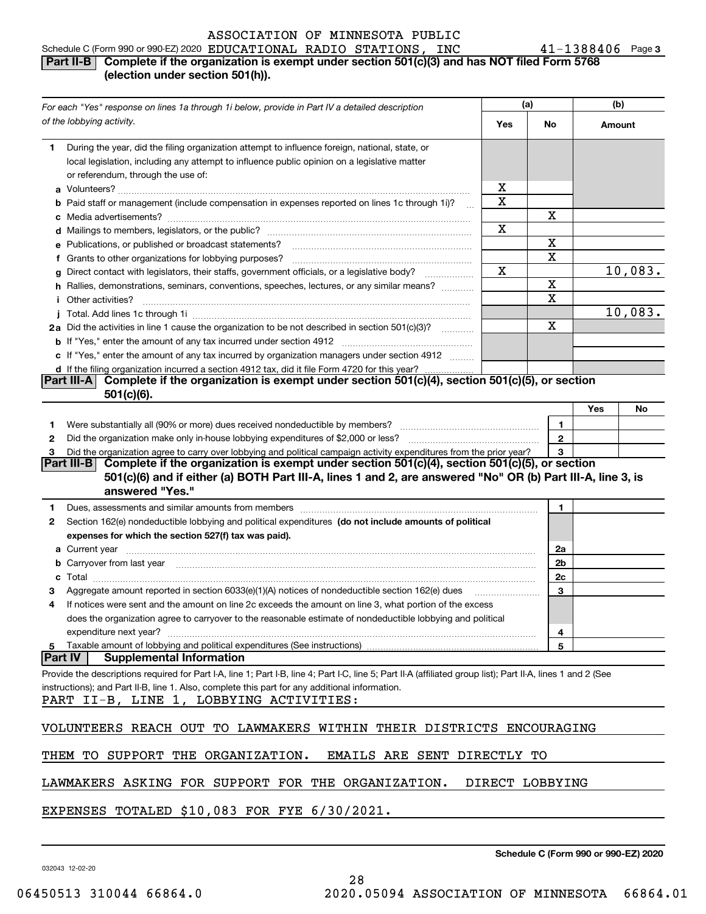ASSOCIATION OF MINNESOTA PUBLIC
Schedule C (Form 990 or 990-EZ) 2020 EDUCATIONAL RADIO STATIONS, INC 41-1388406 Page 3

**Part II-B** **Complete if the organization is exempt under section 501(c)(3) and has NOT filed Form 5768 (election under section 501(h)).**

| *For each "Yes" response on lines 1a through 1i below, provide in Part IV a detailed description of the lobbying activity.* | (a) Yes | (a) No | (b) Amount |
|---|---|---|---|
| **1** During the year, did the filing organization attempt to influence foreign, national, state, or local legislation, including any attempt to influence public opinion on a legislative matter or referendum, through the use of: | | | |
| **a** Volunteers? | X | | |
| **b** Paid staff or management (include compensation in expenses reported on lines 1c through 1i)? | X | | |
| **c** Media advertisements? | | X | |
| **d** Mailings to members, legislators, or the public? | X | | |
| **e** Publications, or published or broadcast statements? | | X | |
| **f** Grants to other organizations for lobbying purposes? | | X | |
| **g** Direct contact with legislators, their staffs, government officials, or a legislative body? | X | | 10,083. |
| **h** Rallies, demonstrations, seminars, conventions, speeches, lectures, or any similar means? | | X | |
| **i** Other activities? | | X | |
| **j** Total. Add lines 1c through 1i | | | 10,083. |
| **2a** Did the activities in line 1 cause the organization to be not described in section 501(c)(3)? | | X | |
| **b** If "Yes," enter the amount of any tax incurred under section 4912 | | | |
| **c** If "Yes," enter the amount of any tax incurred by organization managers under section 4912 | | | |
| **d** If the filing organization incurred a section 4912 tax, did it file Form 4720 for this year? | | | |

**Part III-A** **Complete if the organization is exempt under section 501(c)(4), section 501(c)(5), or section 501(c)(6).**

| | | Yes | No |
|---|---|---|---|
| **1** Were substantially all (90% or more) dues received nondeductible by members? | 1 | | |
| **2** Did the organization make only in-house lobbying expenditures of $2,000 or less? | 2 | | |
| **3** Did the organization agree to carry over lobbying and political campaign activity expenditures from the prior year? | 3 | | |

**Part III-B** **Complete if the organization is exempt under section 501(c)(4), section 501(c)(5), or section 501(c)(6) and if either (a) BOTH Part III-A, lines 1 and 2, are answered "No" OR (b) Part III-A, line 3, is answered "Yes."**

| | | |
|---|---|---|
| **1** Dues, assessments and similar amounts from members | 1 | |
| **2** Section 162(e) nondeductible lobbying and political expenditures **(do not include amounts of political expenses for which the section 527(f) tax was paid).** | | |
| **a** Current year | 2a | |
| **b** Carryover from last year | 2b | |
| **c** Total | 2c | |
| **3** Aggregate amount reported in section 6033(e)(1)(A) notices of nondeductible section 162(e) dues | 3 | |
| **4** If notices were sent and the amount on line 2c exceeds the amount on line 3, what portion of the excess does the organization agree to carryover to the reasonable estimate of nondeductible lobbying and political expenditure next year? | 4 | |
| **5** Taxable amount of lobbying and political expenditures (See instructions) | 5 | |

**Part IV** **Supplemental Information**

Provide the descriptions required for Part I-A, line 1; Part I-B, line 4; Part I-C, line 5; Part II-A (affiliated group list); Part II-A, lines 1 and 2 (See instructions); and Part II-B, line 1. Also, complete this part for any additional information.

PART II-B, LINE 1, LOBBYING ACTIVITIES:

VOLUNTEERS REACH OUT TO LAWMAKERS WITHIN THEIR DISTRICTS ENCOURAGING THEM TO SUPPORT THE ORGANIZATION. EMAILS ARE SENT DIRECTLY TO LAWMAKERS ASKING FOR SUPPORT FOR THE ORGANIZATION. DIRECT LOBBYING EXPENSES TOTALED $10,083 FOR FYE 6/30/2021.

Schedule C (Form 990 or 990-EZ) 2020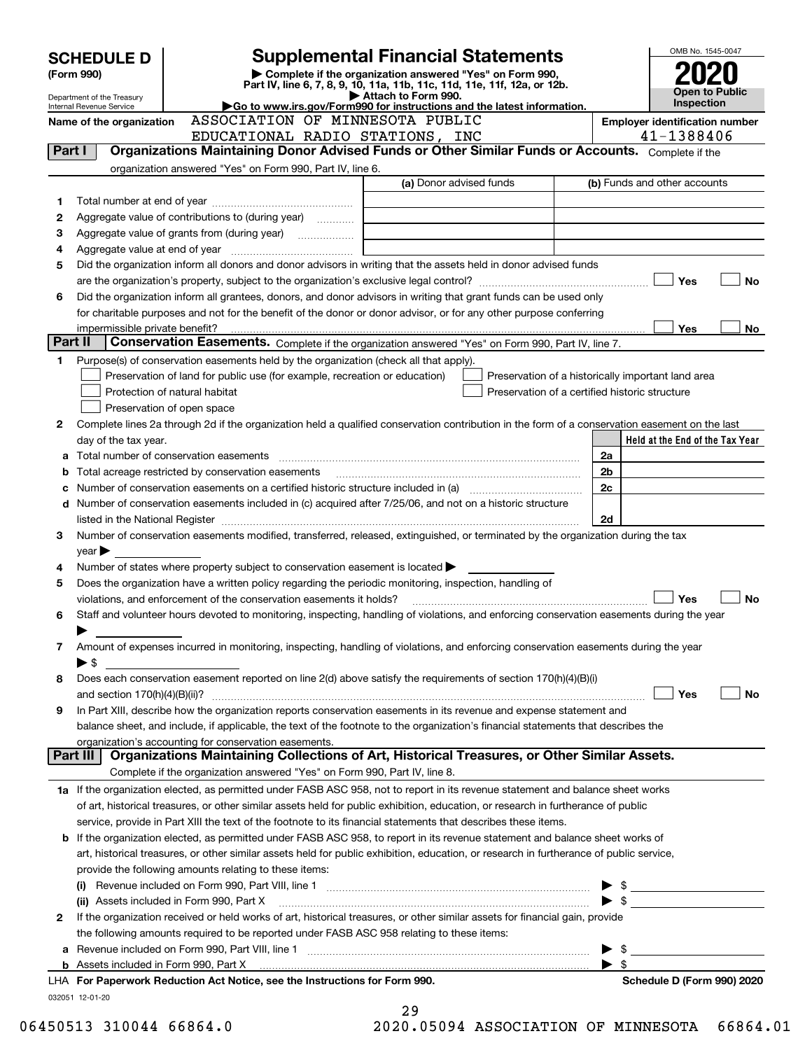# SCHEDULE D (Form 990)

# Supplemental Financial Statements

▶ Complete if the organization answered "Yes" on Form 990, Part IV, line 6, 7, 8, 9, 10, 11a, 11b, 11c, 11d, 11e, 11f, 12a, or 12b.

▶ Attach to Form 990.

▶Go to www.irs.gov/Form990 for instructions and the latest information.

Department of the Treasury
Internal Revenue Service

OMB No. 1545-0047

**2020**

**Open to Public Inspection**

**Name of the organization:** ASSOCIATION OF MINNESOTA PUBLIC EDUCATIONAL RADIO STATIONS, INC

**Employer identification number:** 41-1388406

## Part I Organizations Maintaining Donor Advised Funds or Other Similar Funds or Accounts.

Complete if the organization answered "Yes" on Form 990, Part IV, line 6.

| | | (a) Donor advised funds | (b) Funds and other accounts |
|---|---|---|---|
| 1 | Total number at end of year | | |
| 2 | Aggregate value of contributions to (during year) | | |
| 3 | Aggregate value of grants from (during year) | | |
| 4 | Aggregate value at end of year | | |

5 Did the organization inform all donors and donor advisors in writing that the assets held in donor advised funds are the organization's property, subject to the organization's exclusive legal control? ☐ Yes ☐ No

6 Did the organization inform all grantees, donors, and donor advisors in writing that grant funds can be used only for charitable purposes and not for the benefit of the donor or donor advisor, or for any other purpose conferring impermissible private benefit? ☐ Yes ☐ No

## Part II Conservation Easements.

Complete if the organization answered "Yes" on Form 990, Part IV, line 7.

1 Purpose(s) of conservation easements held by the organization (check all that apply).

- ☐ Preservation of land for public use (for example, recreation or education)
- ☐ Protection of natural habitat
- ☐ Preservation of open space
- ☐ Preservation of a historically important land area
- ☐ Preservation of a certified historic structure

2 Complete lines 2a through 2d if the organization held a qualified conservation contribution in the form of a conservation easement on the last day of the tax year.

| | | | Held at the End of the Tax Year |
|---|---|---|---|
| a | Total number of conservation easements | 2a | |
| b | Total acreage restricted by conservation easements | 2b | |
| c | Number of conservation easements on a certified historic structure included in (a) | 2c | |
| d | Number of conservation easements included in (c) acquired after 7/25/06, and not on a historic structure listed in the National Register | 2d | |

3 Number of conservation easements modified, transferred, released, extinguished, or terminated by the organization during the tax year ▶

4 Number of states where property subject to conservation easement is located ▶

5 Does the organization have a written policy regarding the periodic monitoring, inspection, handling of violations, and enforcement of the conservation easements it holds? ☐ Yes ☐ No

6 Staff and volunteer hours devoted to monitoring, inspecting, handling of violations, and enforcing conservation easements during the year ▶

7 Amount of expenses incurred in monitoring, inspecting, handling of violations, and enforcing conservation easements during the year ▶ $

8 Does each conservation easement reported on line 2(d) above satisfy the requirements of section 170(h)(4)(B)(i) and section 170(h)(4)(B)(ii)? ☐ Yes ☐ No

9 In Part XIII, describe how the organization reports conservation easements in its revenue and expense statement and balance sheet, and include, if applicable, the text of the footnote to the organization's financial statements that describes the organization's accounting for conservation easements.

## Part III Organizations Maintaining Collections of Art, Historical Treasures, or Other Similar Assets.

Complete if the organization answered "Yes" on Form 990, Part IV, line 8.

1a If the organization elected, as permitted under FASB ASC 958, not to report in its revenue statement and balance sheet works of art, historical treasures, or other similar assets held for public exhibition, education, or research in furtherance of public service, provide in Part XIII the text of the footnote to its financial statements that describes these items.

b If the organization elected, as permitted under FASB ASC 958, to report in its revenue statement and balance sheet works of art, historical treasures, or other similar assets held for public exhibition, education, or research in furtherance of public service, provide the following amounts relating to these items:

(i) Revenue included on Form 990, Part VIII, line 1 ▶ $

(ii) Assets included in Form 990, Part X ▶ $

2 If the organization received or held works of art, historical treasures, or other similar assets for financial gain, provide the following amounts required to be reported under FASB ASC 958 relating to these items:

a Revenue included on Form 990, Part VIII, line 1 ▶ $

b Assets included in Form 990, Part X ▶ $

LHA For Paperwork Reduction Act Notice, see the Instructions for Form 990. Schedule D (Form 990) 2020

032051 12-01-20

06450513 310044 66864.0 2020.05094 ASSOCIATION OF MINNESOTA 66864.01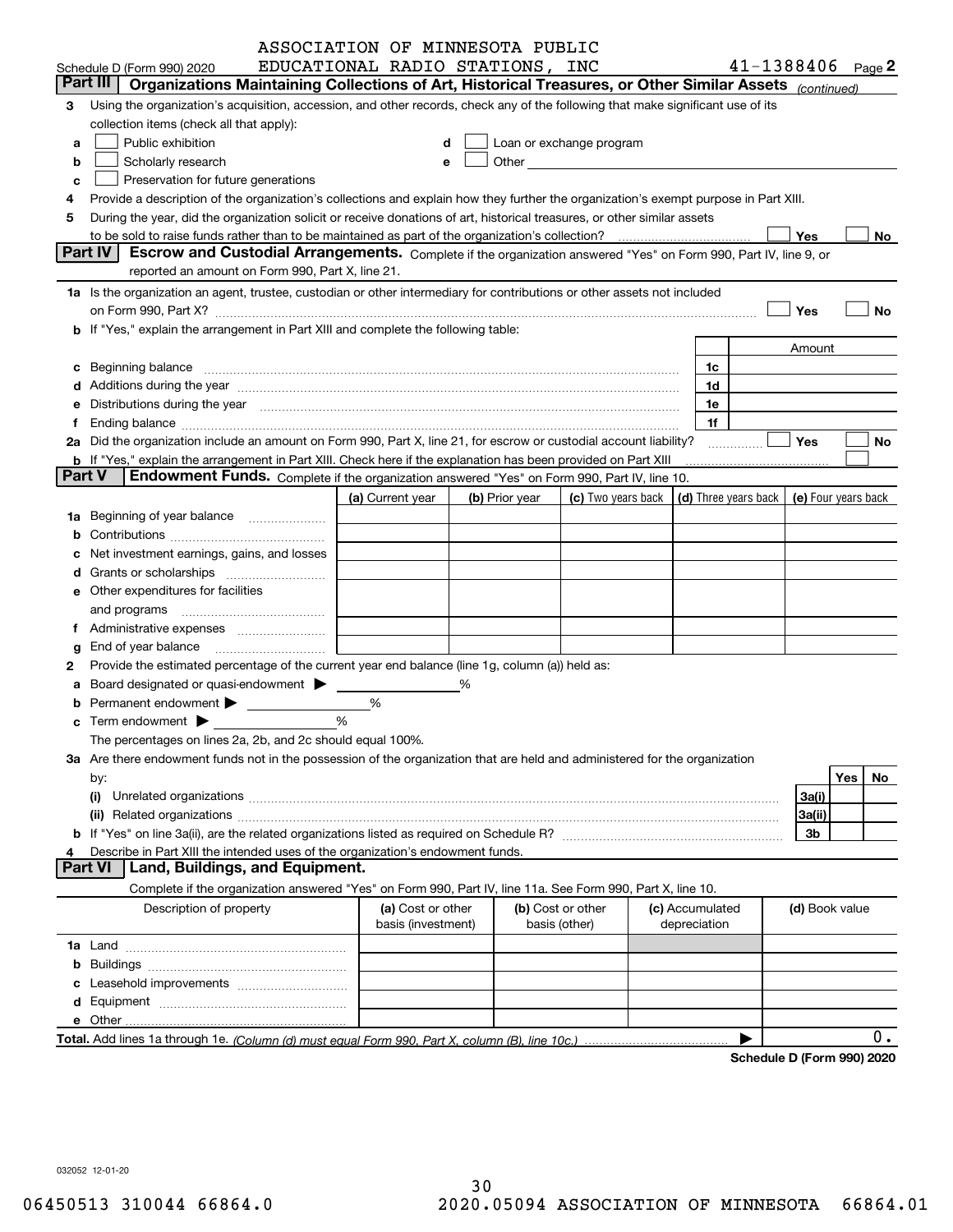ASSOCIATION OF MINNESOTA PUBLIC EDUCATIONAL RADIO STATIONS, INC 41-1388406

Schedule D (Form 990) 2020 Page 2

## Part III Organizations Maintaining Collections of Art, Historical Treasures, or Other Similar Assets *(continued)*

**3** Using the organization's acquisition, accession, and other records, check any of the following that make significant use of its collection items (check all that apply):

- **a** ☐ Public exhibition
- **b** ☐ Scholarly research
- **c** ☐ Preservation for future generations
- **d** ☐ Loan or exchange program
- **e** ☐ Other

**4** Provide a description of the organization's collections and explain how they further the organization's exempt purpose in Part XIII.

**5** During the year, did the organization solicit or receive donations of art, historical treasures, or other similar assets to be sold to raise funds rather than to be maintained as part of the organization's collection? ☐ Yes ☐ No

## Part IV Escrow and Custodial Arrangements.

Complete if the organization answered "Yes" on Form 990, Part IV, line 9, or reported an amount on Form 990, Part X, line 21.

**1a** Is the organization an agent, trustee, custodian or other intermediary for contributions or other assets not included on Form 990, Part X? ☐ Yes ☐ No

**b** If "Yes," explain the arrangement in Part XIII and complete the following table:

| | | Amount |
|---|---|---|
| **c** Beginning balance | 1c | |
| **d** Additions during the year | 1d | |
| **e** Distributions during the year | 1e | |
| **f** Ending balance | 1f | |

**2a** Did the organization include an amount on Form 990, Part X, line 21, for escrow or custodial account liability? ☐ Yes ☐ No

**b** If "Yes," explain the arrangement in Part XIII. Check here if the explanation has been provided on Part XIII ☐

## Part V Endowment Funds.

Complete if the organization answered "Yes" on Form 990, Part IV, line 10.

| | (a) Current year | (b) Prior year | (c) Two years back | (d) Three years back | (e) Four years back |
|---|---|---|---|---|---|
| **1a** Beginning of year balance | | | | | |
| **b** Contributions | | | | | |
| **c** Net investment earnings, gains, and losses | | | | | |
| **d** Grants or scholarships | | | | | |
| **e** Other expenditures for facilities and programs | | | | | |
| **f** Administrative expenses | | | | | |
| **g** End of year balance | | | | | |

**2** Provide the estimated percentage of the current year end balance (line 1g, column (a)) held as:

- **a** Board designated or quasi-endowment ▶ ______ %
- **b** Permanent endowment ▶ ______ %
- **c** Term endowment ▶ ______ %

The percentages on lines 2a, 2b, and 2c should equal 100%.

**3a** Are there endowment funds not in the possession of the organization that are held and administered for the organization by:

| | | Yes | No |
|---|---|---|---|
| **(i)** Unrelated organizations | 3a(i) | | |
| **(ii)** Related organizations | 3a(ii) | | |
| **b** If "Yes" on line 3a(ii), are the related organizations listed as required on Schedule R? | 3b | | |

**4** Describe in Part XIII the intended uses of the organization's endowment funds.

## Part VI Land, Buildings, and Equipment.

Complete if the organization answered "Yes" on Form 990, Part IV, line 11a. See Form 990, Part X, line 10.

| Description of property | (a) Cost or other basis (investment) | (b) Cost or other basis (other) | (c) Accumulated depreciation | (d) Book value |
|---|---|---|---|---|
| **1a** Land | | | | |
| **b** Buildings | | | | |
| **c** Leasehold improvements | | | | |
| **d** Equipment | | | | |
| **e** Other | | | | |
| **Total.** Add lines 1a through 1e. *(Column (d) must equal Form 990, Part X, column (B), line 10c.)* | | | | 0. |

Schedule D (Form 990) 2020

032052 12-01-20

06450513 310044 66864.0 2020.05094 ASSOCIATION OF MINNESOTA 66864.01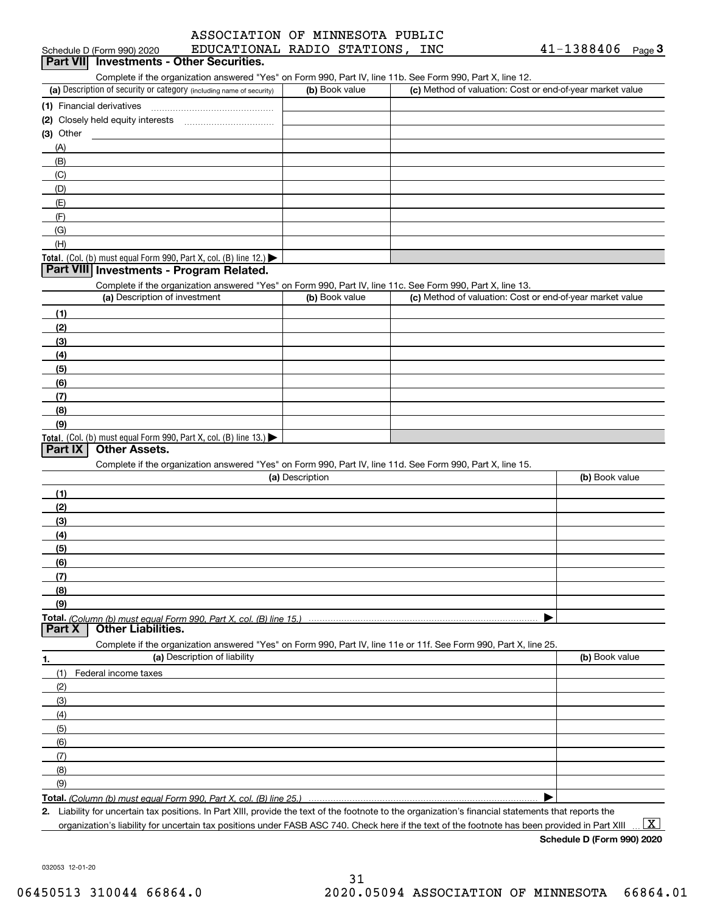Schedule D (Form 990) 2020 ASSOCIATION OF MINNESOTA PUBLIC EDUCATIONAL RADIO STATIONS, INC 41-1388406 Page 3

## Part VII Investments - Other Securities.

Complete if the organization answered "Yes" on Form 990, Part IV, line 11b. See Form 990, Part X, line 12.

| (a) Description of security or category (including name of security) | (b) Book value | (c) Method of valuation: Cost or end-of-year market value |
|---|---|---|
| (1) Financial derivatives | | |
| (2) Closely held equity interests | | |
| (3) Other | | |
| (A) | | |
| (B) | | |
| (C) | | |
| (D) | | |
| (E) | | |
| (F) | | |
| (G) | | |
| (H) | | |
| Total. (Col. (b) must equal Form 990, Part X, col. (B) line 12.) | | |

## Part VIII Investments - Program Related.

Complete if the organization answered "Yes" on Form 990, Part IV, line 11c. See Form 990, Part X, line 13.

| (a) Description of investment | (b) Book value | (c) Method of valuation: Cost or end-of-year market value |
|---|---|---|
| (1) | | |
| (2) | | |
| (3) | | |
| (4) | | |
| (5) | | |
| (6) | | |
| (7) | | |
| (8) | | |
| (9) | | |
| Total. (Col. (b) must equal Form 990, Part X, col. (B) line 13.) | | |

## Part IX Other Assets.

Complete if the organization answered "Yes" on Form 990, Part IV, line 11d. See Form 990, Part X, line 15.

| (a) Description | (b) Book value |
|---|---|
| (1) | |
| (2) | |
| (3) | |
| (4) | |
| (5) | |
| (6) | |
| (7) | |
| (8) | |
| (9) | |
| Total. (Column (b) must equal Form 990, Part X, col. (B) line 15.) | |

## Part X Other Liabilities.

Complete if the organization answered "Yes" on Form 990, Part IV, line 11e or 11f. See Form 990, Part X, line 25.

| 1. (a) Description of liability | (b) Book value |
|---|---|
| (1) Federal income taxes | |
| (2) | |
| (3) | |
| (4) | |
| (5) | |
| (6) | |
| (7) | |
| (8) | |
| (9) | |
| Total. (Column (b) must equal Form 990, Part X, col. (B) line 25.) | |

2. Liability for uncertain tax positions. In Part XIII, provide the text of the footnote to the organization's financial statements that reports the organization's liability for uncertain tax positions under FASB ASC 740. Check here if the text of the footnote has been provided in Part XIII [X]

Schedule D (Form 990) 2020

032053 12-01-20

06450513 310044 66864.0 2020.05094 ASSOCIATION OF MINNESOTA 66864.01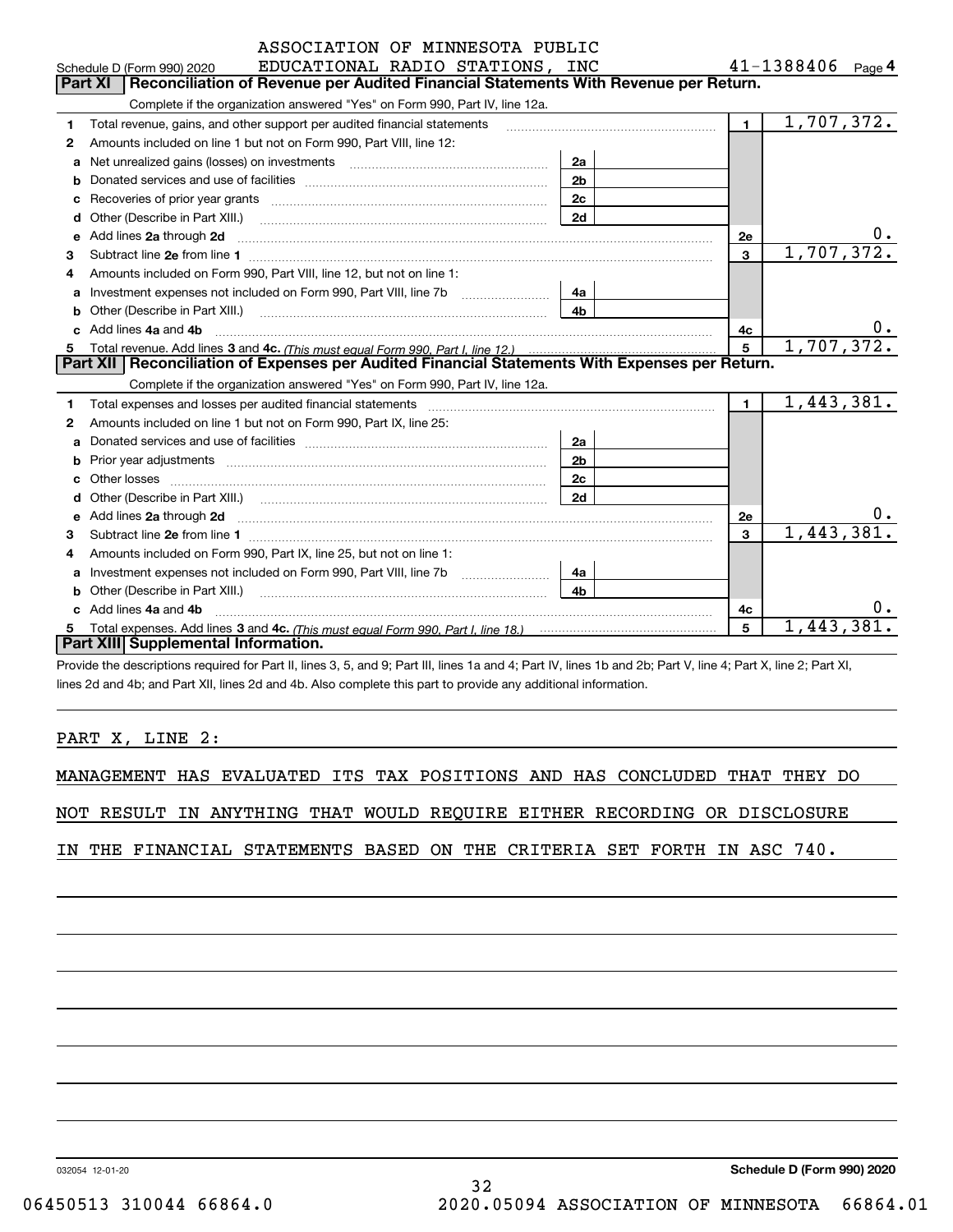Schedule D (Form 990) 2020 — ASSOCIATION OF MINNESOTA PUBLIC EDUCATIONAL RADIO STATIONS, INC — 41-1388406 — Page 4

## Part XI Reconciliation of Revenue per Audited Financial Statements With Revenue per Return.

Complete if the organization answered "Yes" on Form 990, Part IV, line 12a.

| | | | | | |
|---|---|---|---|---|---|
| 1 | Total revenue, gains, and other support per audited financial statements | | | 1 | 1,707,372. |
| 2 | Amounts included on line 1 but not on Form 990, Part VIII, line 12: | | | | |
| a | Net unrealized gains (losses) on investments | 2a | | | |
| b | Donated services and use of facilities | 2b | | | |
| c | Recoveries of prior year grants | 2c | | | |
| d | Other (Describe in Part XIII.) | 2d | | | |
| e | Add lines 2a through 2d | | | 2e | 0. |
| 3 | Subtract line 2e from line 1 | | | 3 | 1,707,372. |
| 4 | Amounts included on Form 990, Part VIII, line 12, but not on line 1: | | | | |
| a | Investment expenses not included on Form 990, Part VIII, line 7b | 4a | | | |
| b | Other (Describe in Part XIII.) | 4b | | | |
| c | Add lines 4a and 4b | | | 4c | 0. |
| 5 | Total revenue. Add lines 3 and 4c. *(This must equal Form 990, Part I, line 12.)* | | | 5 | 1,707,372. |

## Part XII Reconciliation of Expenses per Audited Financial Statements With Expenses per Return.

Complete if the organization answered "Yes" on Form 990, Part IV, line 12a.

| | | | | | |
|---|---|---|---|---|---|
| 1 | Total expenses and losses per audited financial statements | | | 1 | 1,443,381. |
| 2 | Amounts included on line 1 but not on Form 990, Part IX, line 25: | | | | |
| a | Donated services and use of facilities | 2a | | | |
| b | Prior year adjustments | 2b | | | |
| c | Other losses | 2c | | | |
| d | Other (Describe in Part XIII.) | 2d | | | |
| e | Add lines 2a through 2d | | | 2e | 0. |
| 3 | Subtract line 2e from line 1 | | | 3 | 1,443,381. |
| 4 | Amounts included on Form 990, Part IX, line 25, but not on line 1: | | | | |
| a | Investment expenses not included on Form 990, Part VIII, line 7b | 4a | | | |
| b | Other (Describe in Part XIII.) | 4b | | | |
| c | Add lines 4a and 4b | | | 4c | 0. |
| 5 | Total expenses. Add lines 3 and 4c. *(This must equal Form 990, Part I, line 18.)* | | | 5 | 1,443,381. |

## Part XIII Supplemental Information.

Provide the descriptions required for Part II, lines 3, 5, and 9; Part III, lines 1a and 4; Part IV, lines 1b and 2b; Part V, line 4; Part X, line 2; Part XI, lines 2d and 4b; and Part XII, lines 2d and 4b. Also complete this part to provide any additional information.

PART X, LINE 2:

MANAGEMENT HAS EVALUATED ITS TAX POSITIONS AND HAS CONCLUDED THAT THEY DO NOT RESULT IN ANYTHING THAT WOULD REQUIRE EITHER RECORDING OR DISCLOSURE IN THE FINANCIAL STATEMENTS BASED ON THE CRITERIA SET FORTH IN ASC 740.

032054 12-01-20 — Schedule D (Form 990) 2020

06450513 310044 66864.0 — 2020.05094 ASSOCIATION OF MINNESOTA 66864.01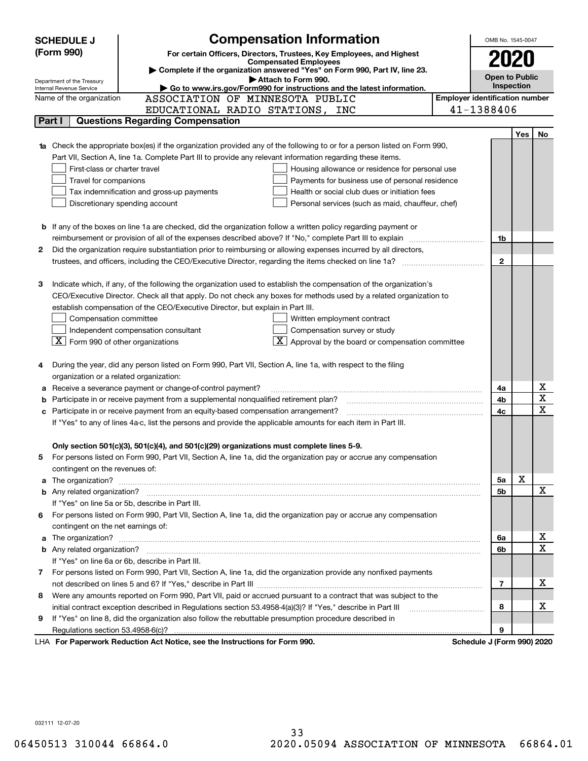# SCHEDULE J (Form 990)

## Compensation Information

**For certain Officers, Directors, Trustees, Key Employees, and Highest Compensated Employees**

▶ Complete if the organization answered "Yes" on Form 990, Part IV, line 23.

▶ Attach to Form 990.

▶ Go to www.irs.gov/Form990 for instructions and the latest information.

Department of the Treasury
Internal Revenue Service

OMB No. 1545-0047

**2020**

**Open to Public Inspection**

Name of the organization: ASSOCIATION OF MINNESOTA PUBLIC EDUCATIONAL RADIO STATIONS, INC

**Employer identification number:** 41-1388406

### Part I — Questions Regarding Compensation

| | | | Yes | No |
|---|---|---|---|---|
| **1a** | Check the appropriate box(es) if the organization provided any of the following to or for a person listed on Form 990, Part VII, Section A, line 1a. Complete Part III to provide any relevant information regarding these items.<br>☐ First-class or charter travel ☐ Housing allowance or residence for personal use<br>☐ Travel for companions ☐ Payments for business use of personal residence<br>☐ Tax indemnification and gross-up payments ☐ Health or social club dues or initiation fees<br>☐ Discretionary spending account ☐ Personal services (such as maid, chauffeur, chef) | | | |
| **b** | If any of the boxes on line 1a are checked, did the organization follow a written policy regarding payment or reimbursement or provision of all of the expenses described above? If "No," complete Part III to explain | 1b | | |
| **2** | Did the organization require substantiation prior to reimbursing or allowing expenses incurred by all directors, trustees, and officers, including the CEO/Executive Director, regarding the items checked on line 1a? | 2 | | |
| **3** | Indicate which, if any, of the following the organization used to establish the compensation of the organization's CEO/Executive Director. Check all that apply. Do not check any boxes for methods used by a related organization to establish compensation of the CEO/Executive Director, but explain in Part III.<br>☐ Compensation committee ☐ Written employment contract<br>☐ Independent compensation consultant ☐ Compensation survey or study<br>☒ Form 990 of other organizations ☒ Approval by the board or compensation committee | | | |
| **4** | During the year, did any person listed on Form 990, Part VII, Section A, line 1a, with respect to the filing organization or a related organization: | | | |
| **a** | Receive a severance payment or change-of-control payment? | 4a | | X |
| **b** | Participate in or receive payment from a supplemental nonqualified retirement plan? | 4b | | X |
| **c** | Participate in or receive payment from an equity-based compensation arrangement? | 4c | | X |
| | If "Yes" to any of lines 4a-c, list the persons and provide the applicable amounts for each item in Part III. | | | |
| | **Only section 501(c)(3), 501(c)(4), and 501(c)(29) organizations must complete lines 5-9.** | | | |
| **5** | For persons listed on Form 990, Part VII, Section A, line 1a, did the organization pay or accrue any compensation contingent on the revenues of: | | | |
| **a** | The organization? | 5a | X | |
| **b** | Any related organization? | 5b | | X |
| | If "Yes" on line 5a or 5b, describe in Part III. | | | |
| **6** | For persons listed on Form 990, Part VII, Section A, line 1a, did the organization pay or accrue any compensation contingent on the net earnings of: | | | |
| **a** | The organization? | 6a | | X |
| **b** | Any related organization? | 6b | | X |
| | If "Yes" on line 6a or 6b, describe in Part III. | | | |
| **7** | For persons listed on Form 990, Part VII, Section A, line 1a, did the organization provide any nonfixed payments not described on lines 5 and 6? If "Yes," describe in Part III | 7 | | X |
| **8** | Were any amounts reported on Form 990, Part VII, paid or accrued pursuant to a contract that was subject to the initial contract exception described in Regulations section 53.4958-4(a)(3)? If "Yes," describe in Part III | 8 | | X |
| **9** | If "Yes" on line 8, did the organization also follow the rebuttable presumption procedure described in Regulations section 53.4958-6(c)? | 9 | | |

LHA **For Paperwork Reduction Act Notice, see the Instructions for Form 990.** **Schedule J (Form 990) 2020**

032111 12-07-20

06450513 310044 66864.0 2020.05094 ASSOCIATION OF MINNESOTA 66864.01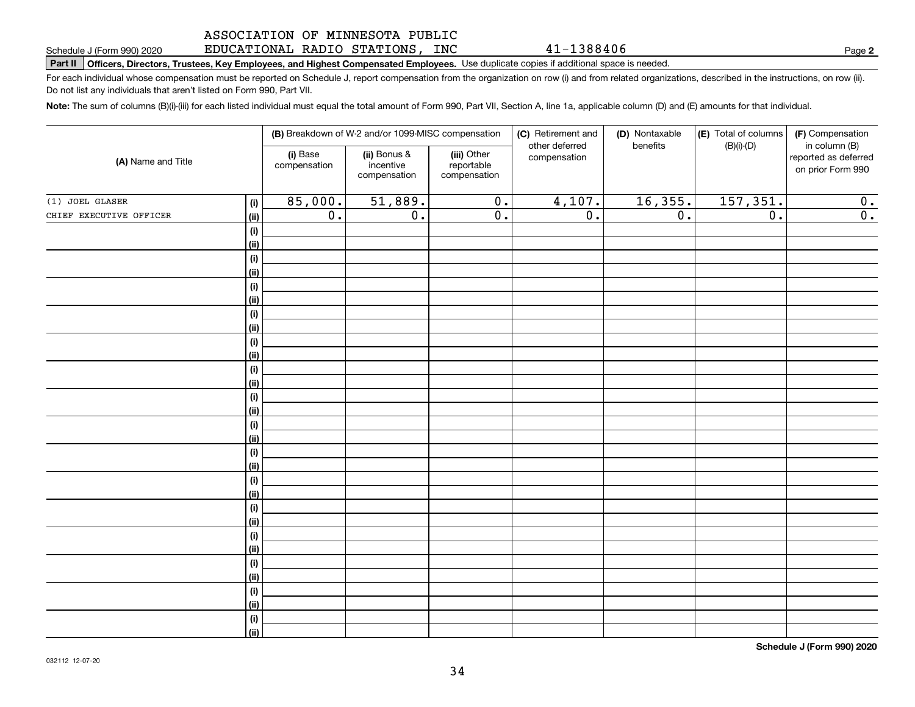ASSOCIATION OF MINNESOTA PUBLIC EDUCATIONAL RADIO STATIONS, INC 41-1388406

Schedule J (Form 990) 2020 Page **2**

**Part II** **Officers, Directors, Trustees, Key Employees, and Highest Compensated Employees.** Use duplicate copies if additional space is needed.

For each individual whose compensation must be reported on Schedule J, report compensation from the organization on row (i) and from related organizations, described in the instructions, on row (ii). Do not list any individuals that aren't listed on Form 990, Part VII.

**Note:** The sum of columns (B)(i)-(iii) for each listed individual must equal the total amount of Form 990, Part VII, Section A, line 1a, applicable column (D) and (E) amounts for that individual.

| (A) Name and Title | | (B) Breakdown of W-2 and/or 1099-MISC compensation | | | (C) Retirement and other deferred compensation | (D) Nontaxable benefits | (E) Total of columns (B)(i)-(D) | (F) Compensation in column (B) reported as deferred on prior Form 990 |
|---|---|---|---|---|---|---|---|---|
| | | (i) Base compensation | (ii) Bonus & incentive compensation | (iii) Other reportable compensation | | | | |
| (1) JOEL GLASER | (i) | 85,000. | 51,889. | 0. | 4,107. | 16,355. | 157,351. | 0. |
| CHIEF EXECUTIVE OFFICER | (ii) | 0. | 0. | 0. | 0. | 0. | 0. | 0. |
| | (i) | | | | | | | |
| | (ii) | | | | | | | |
| | (i) | | | | | | | |
| | (ii) | | | | | | | |
| | (i) | | | | | | | |
| | (ii) | | | | | | | |
| | (i) | | | | | | | |
| | (ii) | | | | | | | |
| | (i) | | | | | | | |
| | (ii) | | | | | | | |
| | (i) | | | | | | | |
| | (ii) | | | | | | | |
| | (i) | | | | | | | |
| | (ii) | | | | | | | |
| | (i) | | | | | | | |
| | (ii) | | | | | | | |
| | (i) | | | | | | | |
| | (ii) | | | | | | | |
| | (i) | | | | | | | |
| | (ii) | | | | | | | |
| | (i) | | | | | | | |
| | (ii) | | | | | | | |
| | (i) | | | | | | | |
| | (ii) | | | | | | | |
| | (i) | | | | | | | |
| | (ii) | | | | | | | |
| | (i) | | | | | | | |
| | (ii) | | | | | | | |
| | (i) | | | | | | | |
| | (ii) | | | | | | | |

**Schedule J (Form 990) 2020**

032112 12-07-20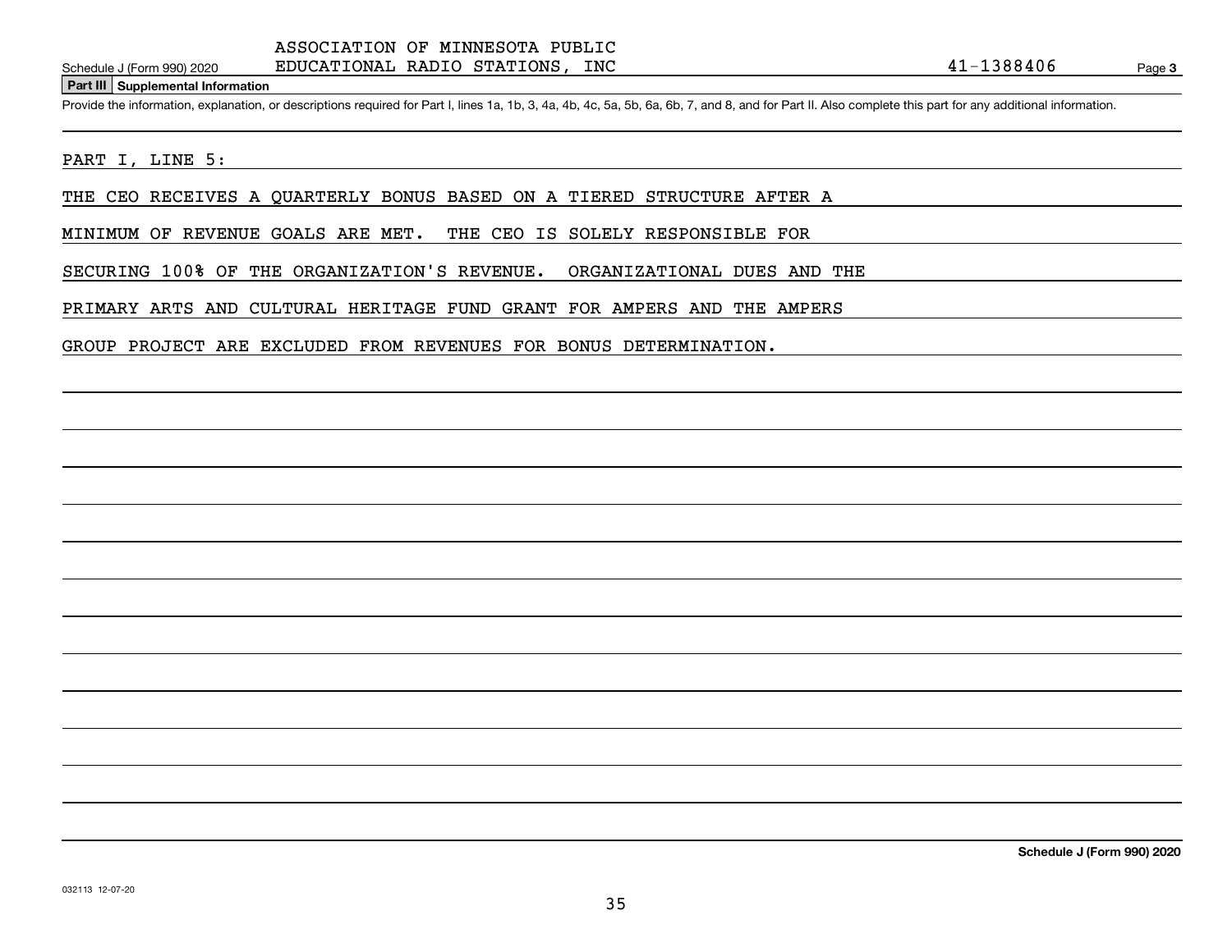ASSOCIATION OF MINNESOTA PUBLIC EDUCATIONAL RADIO STATIONS, INC

Schedule J (Form 990) 2020 — 41-1388406 — Page 3

**Part III Supplemental Information**

Provide the information, explanation, or descriptions required for Part I, lines 1a, 1b, 3, 4a, 4b, 4c, 5a, 5b, 6a, 6b, 7, and 8, and for Part II. Also complete this part for any additional information.

PART I, LINE 5:

THE CEO RECEIVES A QUARTERLY BONUS BASED ON A TIERED STRUCTURE AFTER A MINIMUM OF REVENUE GOALS ARE MET. THE CEO IS SOLELY RESPONSIBLE FOR SECURING 100% OF THE ORGANIZATION'S REVENUE. ORGANIZATIONAL DUES AND THE PRIMARY ARTS AND CULTURAL HERITAGE FUND GRANT FOR AMPERS AND THE AMPERS GROUP PROJECT ARE EXCLUDED FROM REVENUES FOR BONUS DETERMINATION.

**Schedule J (Form 990) 2020**

032113 12-07-20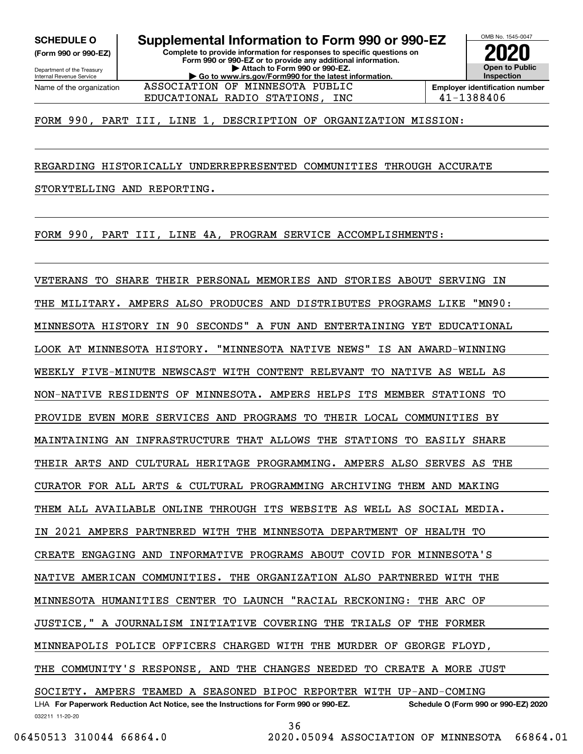**SCHEDULE O** (Form 990 or 990-EZ)

Department of the Treasury
Internal Revenue Service

# Supplemental Information to Form 990 or 990-EZ

**Complete to provide information for responses to specific questions on Form 990 or 990-EZ or to provide any additional information.**
**▶ Attach to Form 990 or 990-EZ.**
**▶ Go to www.irs.gov/Form990 for the latest information.**

OMB No. 1545-0047

**2020**

**Open to Public Inspection**

Name of the organization: ASSOCIATION OF MINNESOTA PUBLIC EDUCATIONAL RADIO STATIONS, INC

**Employer identification number** 41-1388406

FORM 990, PART III, LINE 1, DESCRIPTION OF ORGANIZATION MISSION:

REGARDING HISTORICALLY UNDERREPRESENTED COMMUNITIES THROUGH ACCURATE STORYTELLING AND REPORTING.

FORM 990, PART III, LINE 4A, PROGRAM SERVICE ACCOMPLISHMENTS:

VETERANS TO SHARE THEIR PERSONAL MEMORIES AND STORIES ABOUT SERVING IN THE MILITARY. AMPERS ALSO PRODUCES AND DISTRIBUTES PROGRAMS LIKE "MN90: MINNESOTA HISTORY IN 90 SECONDS" A FUN AND ENTERTAINING YET EDUCATIONAL LOOK AT MINNESOTA HISTORY. "MINNESOTA NATIVE NEWS" IS AN AWARD-WINNING WEEKLY FIVE-MINUTE NEWSCAST WITH CONTENT RELEVANT TO NATIVE AS WELL AS NON-NATIVE RESIDENTS OF MINNESOTA. AMPERS HELPS ITS MEMBER STATIONS TO PROVIDE EVEN MORE SERVICES AND PROGRAMS TO THEIR LOCAL COMMUNITIES BY MAINTAINING AN INFRASTRUCTURE THAT ALLOWS THE STATIONS TO EASILY SHARE THEIR ARTS AND CULTURAL HERITAGE PROGRAMMING. AMPERS ALSO SERVES AS THE CURATOR FOR ALL ARTS & CULTURAL PROGRAMMING ARCHIVING THEM AND MAKING THEM ALL AVAILABLE ONLINE THROUGH ITS WEBSITE AS WELL AS SOCIAL MEDIA. IN 2021 AMPERS PARTNERED WITH THE MINNESOTA DEPARTMENT OF HEALTH TO CREATE ENGAGING AND INFORMATIVE PROGRAMS ABOUT COVID FOR MINNESOTA'S NATIVE AMERICAN COMMUNITIES. THE ORGANIZATION ALSO PARTNERED WITH THE MINNESOTA HUMANITIES CENTER TO LAUNCH "RACIAL RECKONING: THE ARC OF JUSTICE," A JOURNALISM INITIATIVE COVERING THE TRIALS OF THE FORMER MINNEAPOLIS POLICE OFFICERS CHARGED WITH THE MURDER OF GEORGE FLOYD, THE COMMUNITY'S RESPONSE, AND THE CHANGES NEEDED TO CREATE A MORE JUST SOCIETY. AMPERS TEAMED A SEASONED BIPOC REPORTER WITH UP-AND-COMING

LHA **For Paperwork Reduction Act Notice, see the Instructions for Form 990 or 990-EZ.** **Schedule O (Form 990 or 990-EZ) 2020**

032211 11-20-20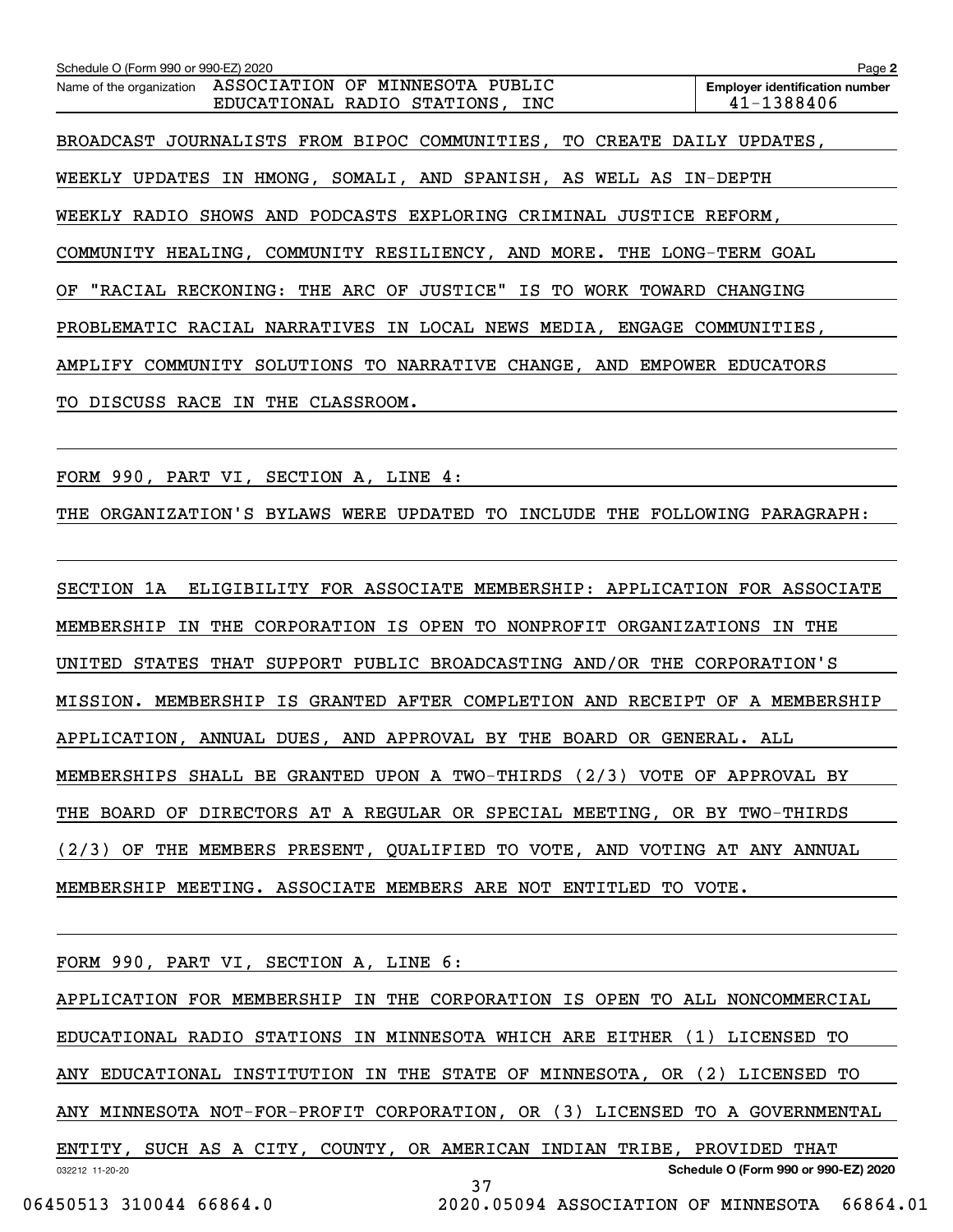BROADCAST JOURNALISTS FROM BIPOC COMMUNITIES, TO CREATE DAILY UPDATES, WEEKLY UPDATES IN HMONG, SOMALI, AND SPANISH, AS WELL AS IN-DEPTH WEEKLY RADIO SHOWS AND PODCASTS EXPLORING CRIMINAL JUSTICE REFORM, COMMUNITY HEALING, COMMUNITY RESILIENCY, AND MORE. THE LONG-TERM GOAL OF "RACIAL RECKONING: THE ARC OF JUSTICE" IS TO WORK TOWARD CHANGING PROBLEMATIC RACIAL NARRATIVES IN LOCAL NEWS MEDIA, ENGAGE COMMUNITIES, AMPLIFY COMMUNITY SOLUTIONS TO NARRATIVE CHANGE, AND EMPOWER EDUCATORS TO DISCUSS RACE IN THE CLASSROOM.

FORM 990, PART VI, SECTION A, LINE 4:

THE ORGANIZATION'S BYLAWS WERE UPDATED TO INCLUDE THE FOLLOWING PARAGRAPH:

SECTION 1A ELIGIBILITY FOR ASSOCIATE MEMBERSHIP: APPLICATION FOR ASSOCIATE MEMBERSHIP IN THE CORPORATION IS OPEN TO NONPROFIT ORGANIZATIONS IN THE UNITED STATES THAT SUPPORT PUBLIC BROADCASTING AND/OR THE CORPORATION'S MISSION. MEMBERSHIP IS GRANTED AFTER COMPLETION AND RECEIPT OF A MEMBERSHIP APPLICATION, ANNUAL DUES, AND APPROVAL BY THE BOARD OR GENERAL. ALL MEMBERSHIPS SHALL BE GRANTED UPON A TWO-THIRDS (2/3) VOTE OF APPROVAL BY THE BOARD OF DIRECTORS AT A REGULAR OR SPECIAL MEETING, OR BY TWO-THIRDS (2/3) OF THE MEMBERS PRESENT, QUALIFIED TO VOTE, AND VOTING AT ANY ANNUAL MEMBERSHIP MEETING. ASSOCIATE MEMBERS ARE NOT ENTITLED TO VOTE.

FORM 990, PART VI, SECTION A, LINE 6:

APPLICATION FOR MEMBERSHIP IN THE CORPORATION IS OPEN TO ALL NONCOMMERCIAL EDUCATIONAL RADIO STATIONS IN MINNESOTA WHICH ARE EITHER (1) LICENSED TO ANY EDUCATIONAL INSTITUTION IN THE STATE OF MINNESOTA, OR (2) LICENSED TO ANY MINNESOTA NOT-FOR-PROFIT CORPORATION, OR (3) LICENSED TO A GOVERNMENTAL ENTITY, SUCH AS A CITY, COUNTY, OR AMERICAN INDIAN TRIBE, PROVIDED THAT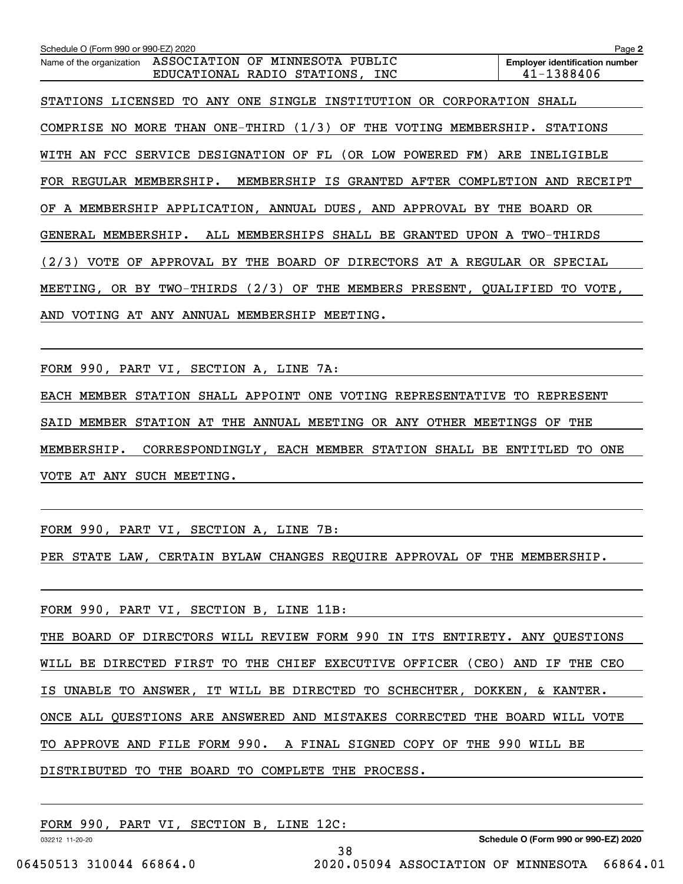STATIONS LICENSED TO ANY ONE SINGLE INSTITUTION OR CORPORATION SHALL COMPRISE NO MORE THAN ONE-THIRD (1/3) OF THE VOTING MEMBERSHIP. STATIONS WITH AN FCC SERVICE DESIGNATION OF FL (OR LOW POWERED FM) ARE INELIGIBLE FOR REGULAR MEMBERSHIP. MEMBERSHIP IS GRANTED AFTER COMPLETION AND RECEIPT OF A MEMBERSHIP APPLICATION, ANNUAL DUES, AND APPROVAL BY THE BOARD OR GENERAL MEMBERSHIP. ALL MEMBERSHIPS SHALL BE GRANTED UPON A TWO-THIRDS (2/3) VOTE OF APPROVAL BY THE BOARD OF DIRECTORS AT A REGULAR OR SPECIAL MEETING, OR BY TWO-THIRDS (2/3) OF THE MEMBERS PRESENT, QUALIFIED TO VOTE, AND VOTING AT ANY ANNUAL MEMBERSHIP MEETING.

FORM 990, PART VI, SECTION A, LINE 7A:

EACH MEMBER STATION SHALL APPOINT ONE VOTING REPRESENTATIVE TO REPRESENT SAID MEMBER STATION AT THE ANNUAL MEETING OR ANY OTHER MEETINGS OF THE MEMBERSHIP. CORRESPONDINGLY, EACH MEMBER STATION SHALL BE ENTITLED TO ONE VOTE AT ANY SUCH MEETING.

FORM 990, PART VI, SECTION A, LINE 7B:

PER STATE LAW, CERTAIN BYLAW CHANGES REQUIRE APPROVAL OF THE MEMBERSHIP.

FORM 990, PART VI, SECTION B, LINE 11B:

THE BOARD OF DIRECTORS WILL REVIEW FORM 990 IN ITS ENTIRETY. ANY QUESTIONS WILL BE DIRECTED FIRST TO THE CHIEF EXECUTIVE OFFICER (CEO) AND IF THE CEO IS UNABLE TO ANSWER, IT WILL BE DIRECTED TO SCHECHTER, DOKKEN, & KANTER. ONCE ALL QUESTIONS ARE ANSWERED AND MISTAKES CORRECTED THE BOARD WILL VOTE TO APPROVE AND FILE FORM 990. A FINAL SIGNED COPY OF THE 990 WILL BE DISTRIBUTED TO THE BOARD TO COMPLETE THE PROCESS.

FORM 990, PART VI, SECTION B, LINE 12C: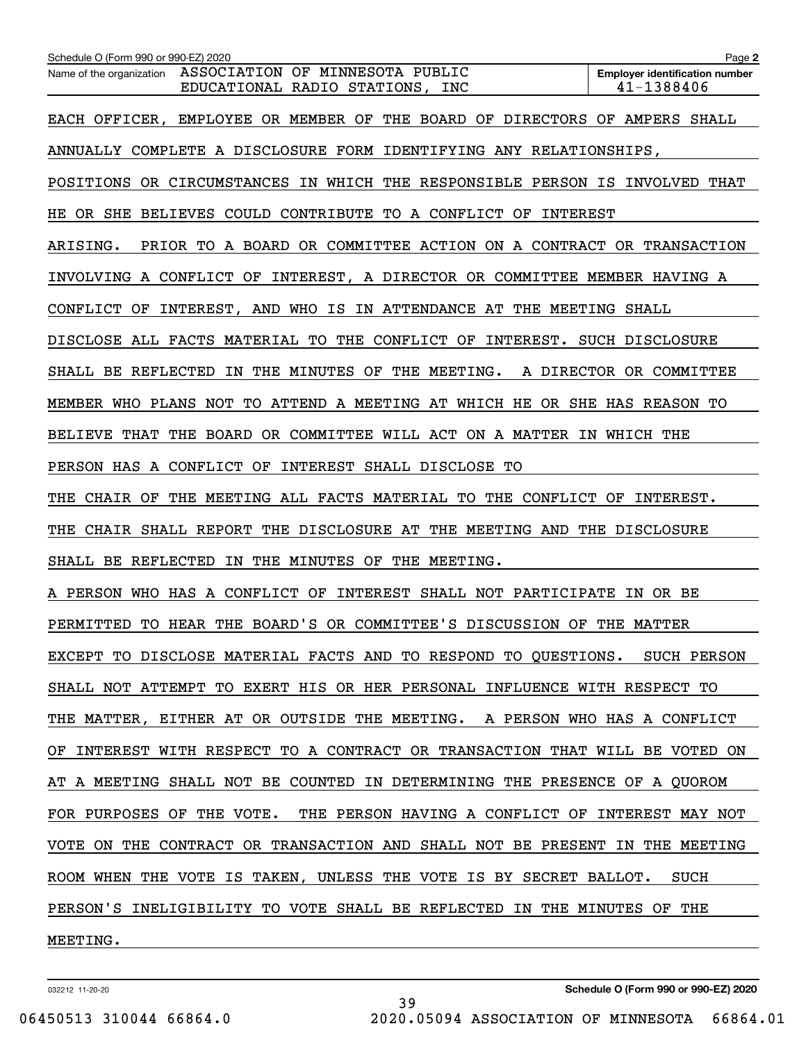Schedule O (Form 990 or 990-EZ) 2020

Name of the organization: ASSOCIATION OF MINNESOTA PUBLIC EDUCATIONAL RADIO STATIONS, INC

Employer identification number: 41-1388406

EACH OFFICER, EMPLOYEE OR MEMBER OF THE BOARD OF DIRECTORS OF AMPERS SHALL ANNUALLY COMPLETE A DISCLOSURE FORM IDENTIFYING ANY RELATIONSHIPS, POSITIONS OR CIRCUMSTANCES IN WHICH THE RESPONSIBLE PERSON IS INVOLVED THAT HE OR SHE BELIEVES COULD CONTRIBUTE TO A CONFLICT OF INTEREST ARISING. PRIOR TO A BOARD OR COMMITTEE ACTION ON A CONTRACT OR TRANSACTION INVOLVING A CONFLICT OF INTEREST, A DIRECTOR OR COMMITTEE MEMBER HAVING A CONFLICT OF INTEREST, AND WHO IS IN ATTENDANCE AT THE MEETING SHALL DISCLOSE ALL FACTS MATERIAL TO THE CONFLICT OF INTEREST. SUCH DISCLOSURE SHALL BE REFLECTED IN THE MINUTES OF THE MEETING. A DIRECTOR OR COMMITTEE MEMBER WHO PLANS NOT TO ATTEND A MEETING AT WHICH HE OR SHE HAS REASON TO BELIEVE THAT THE BOARD OR COMMITTEE WILL ACT ON A MATTER IN WHICH THE PERSON HAS A CONFLICT OF INTEREST SHALL DISCLOSE TO THE CHAIR OF THE MEETING ALL FACTS MATERIAL TO THE CONFLICT OF INTEREST. THE CHAIR SHALL REPORT THE DISCLOSURE AT THE MEETING AND THE DISCLOSURE SHALL BE REFLECTED IN THE MINUTES OF THE MEETING.

A PERSON WHO HAS A CONFLICT OF INTEREST SHALL NOT PARTICIPATE IN OR BE PERMITTED TO HEAR THE BOARD'S OR COMMITTEE'S DISCUSSION OF THE MATTER EXCEPT TO DISCLOSE MATERIAL FACTS AND TO RESPOND TO QUESTIONS. SUCH PERSON SHALL NOT ATTEMPT TO EXERT HIS OR HER PERSONAL INFLUENCE WITH RESPECT TO THE MATTER, EITHER AT OR OUTSIDE THE MEETING. A PERSON WHO HAS A CONFLICT OF INTEREST WITH RESPECT TO A CONTRACT OR TRANSACTION THAT WILL BE VOTED ON AT A MEETING SHALL NOT BE COUNTED IN DETERMINING THE PRESENCE OF A QUOROM FOR PURPOSES OF THE VOTE. THE PERSON HAVING A CONFLICT OF INTEREST MAY NOT VOTE ON THE CONTRACT OR TRANSACTION AND SHALL NOT BE PRESENT IN THE MEETING ROOM WHEN THE VOTE IS TAKEN, UNLESS THE VOTE IS BY SECRET BALLOT. SUCH PERSON'S INELIGIBILITY TO VOTE SHALL BE REFLECTED IN THE MINUTES OF THE MEETING.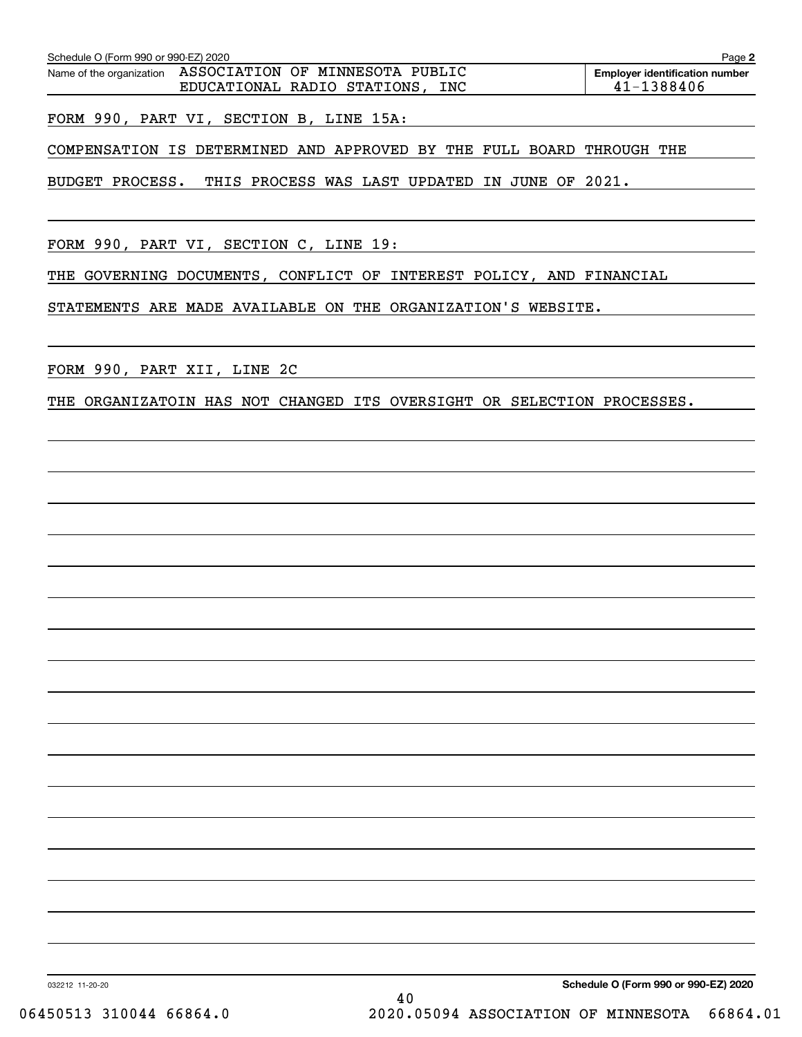Schedule O (Form 990 or 990-EZ) 2020 Page **2**

Name of the organization ASSOCIATION OF MINNESOTA PUBLIC EDUCATIONAL RADIO STATIONS, INC

**Employer identification number** 41-1388406

FORM 990, PART VI, SECTION B, LINE 15A:

COMPENSATION IS DETERMINED AND APPROVED BY THE FULL BOARD THROUGH THE BUDGET PROCESS. THIS PROCESS WAS LAST UPDATED IN JUNE OF 2021.

FORM 990, PART VI, SECTION C, LINE 19:

THE GOVERNING DOCUMENTS, CONFLICT OF INTEREST POLICY, AND FINANCIAL STATEMENTS ARE MADE AVAILABLE ON THE ORGANIZATION'S WEBSITE.

FORM 990, PART XII, LINE 2C

THE ORGANIZATOIN HAS NOT CHANGED ITS OVERSIGHT OR SELECTION PROCESSES.

032212 11-20-20 **Schedule O (Form 990 or 990-EZ) 2020**

06450513 310044 66864.0 2020.05094 ASSOCIATION OF MINNESOTA 66864.01